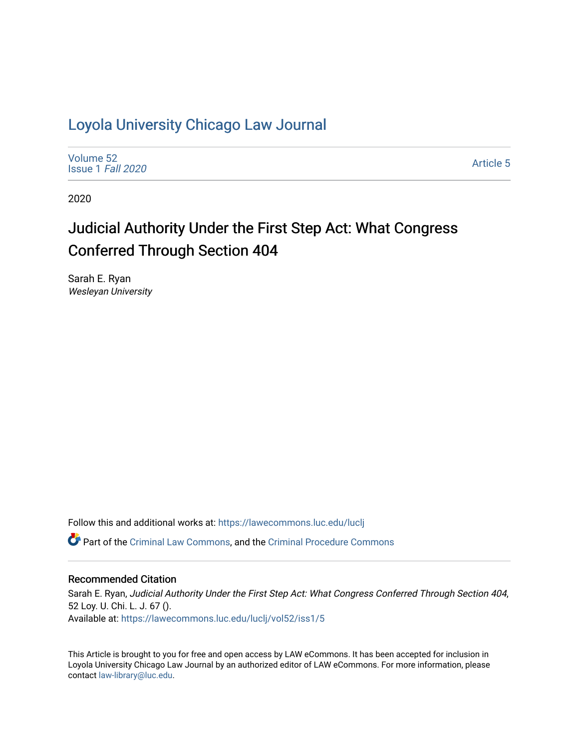# Loyola University Chicago Law Journal

Volume 52
Issue 1 *Fall 2020*

Article 5

2020

## Judicial Authority Under the First Step Act: What Congress Conferred Through Section 404

Sarah E. Ryan
*Wesleyan University*

Follow this and additional works at: https://lawecommons.luc.edu/luclj

Part of the Criminal Law Commons, and the Criminal Procedure Commons

### Recommended Citation

Sarah E. Ryan, *Judicial Authority Under the First Step Act: What Congress Conferred Through Section 404*, 52 Loy. U. Chi. L. J. 67 ().
Available at: https://lawecommons.luc.edu/luclj/vol52/iss1/5

This Article is brought to you for free and open access by LAW eCommons. It has been accepted for inclusion in Loyola University Chicago Law Journal by an authorized editor of LAW eCommons. For more information, please contact law-library@luc.edu.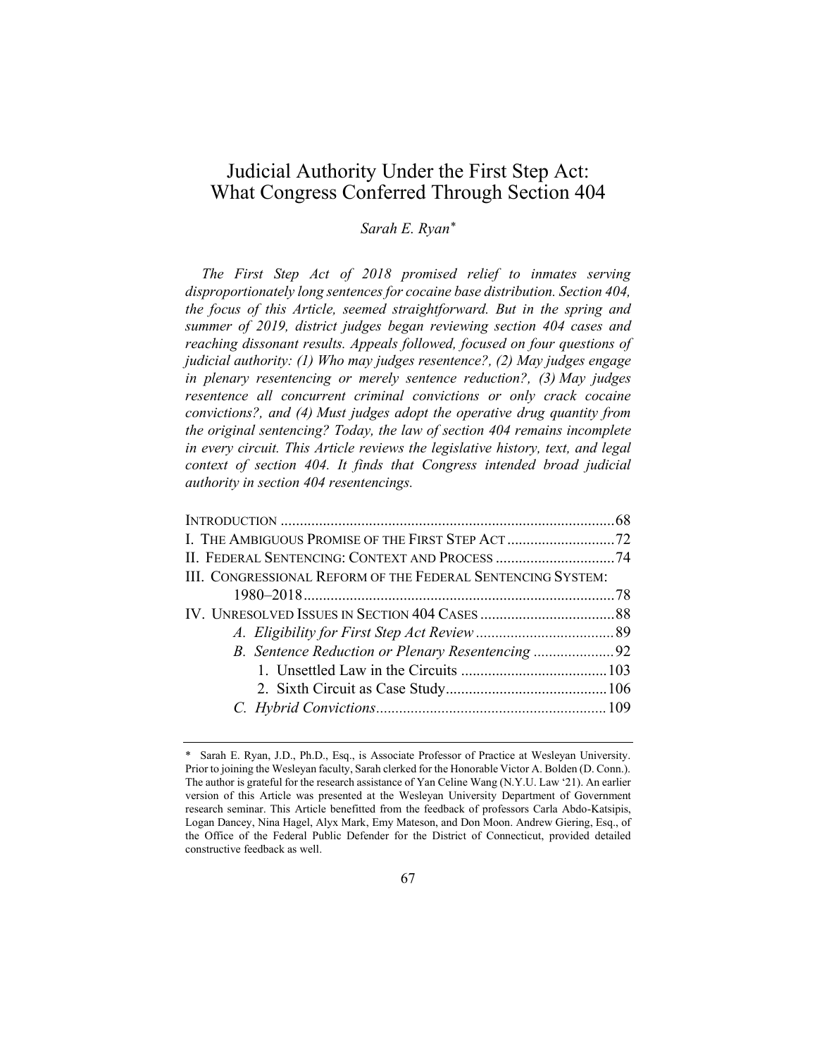# Judicial Authority Under the First Step Act: What Congress Conferred Through Section 404

*Sarah E. Ryan*[*]

*The First Step Act of 2018 promised relief to inmates serving disproportionately long sentences for cocaine base distribution. Section 404, the focus of this Article, seemed straightforward. But in the spring and summer of 2019, district judges began reviewing section 404 cases and reaching dissonant results. Appeals followed, focused on four questions of judicial authority: (1) Who may judges resentence?, (2) May judges engage in plenary resentencing or merely sentence reduction?, (3) May judges resentence all concurrent criminal convictions or only crack cocaine convictions?, and (4) Must judges adopt the operative drug quantity from the original sentencing? Today, the law of section 404 remains incomplete in every circuit. This Article reviews the legislative history, text, and legal context of section 404. It finds that Congress intended broad judicial authority in section 404 resentencings.*

| | |
|---|---|
| INTRODUCTION | 68 |
| I. THE AMBIGUOUS PROMISE OF THE FIRST STEP ACT | 72 |
| II. FEDERAL SENTENCING: CONTEXT AND PROCESS | 74 |
| III. CONGRESSIONAL REFORM OF THE FEDERAL SENTENCING SYSTEM: 1980–2018 | 78 |
| IV. UNRESOLVED ISSUES IN SECTION 404 CASES | 88 |
| *A. Eligibility for First Step Act Review* | 89 |
| *B. Sentence Reduction or Plenary Resentencing* | 92 |
| 1. Unsettled Law in the Circuits | 103 |
| 2. Sixth Circuit as Case Study | 106 |
| *C. Hybrid Convictions* | 109 |

[*] Sarah E. Ryan, J.D., Ph.D., Esq., is Associate Professor of Practice at Wesleyan University. Prior to joining the Wesleyan faculty, Sarah clerked for the Honorable Victor A. Bolden (D. Conn.). The author is grateful for the research assistance of Yan Celine Wang (N.Y.U. Law '21). An earlier version of this Article was presented at the Wesleyan University Department of Government research seminar. This Article benefitted from the feedback of professors Carla Abdo-Katsipis, Logan Dancey, Nina Hagel, Alyx Mark, Emy Mateson, and Don Moon. Andrew Giering, Esq., of the Office of the Federal Public Defender for the District of Connecticut, provided detailed constructive feedback as well.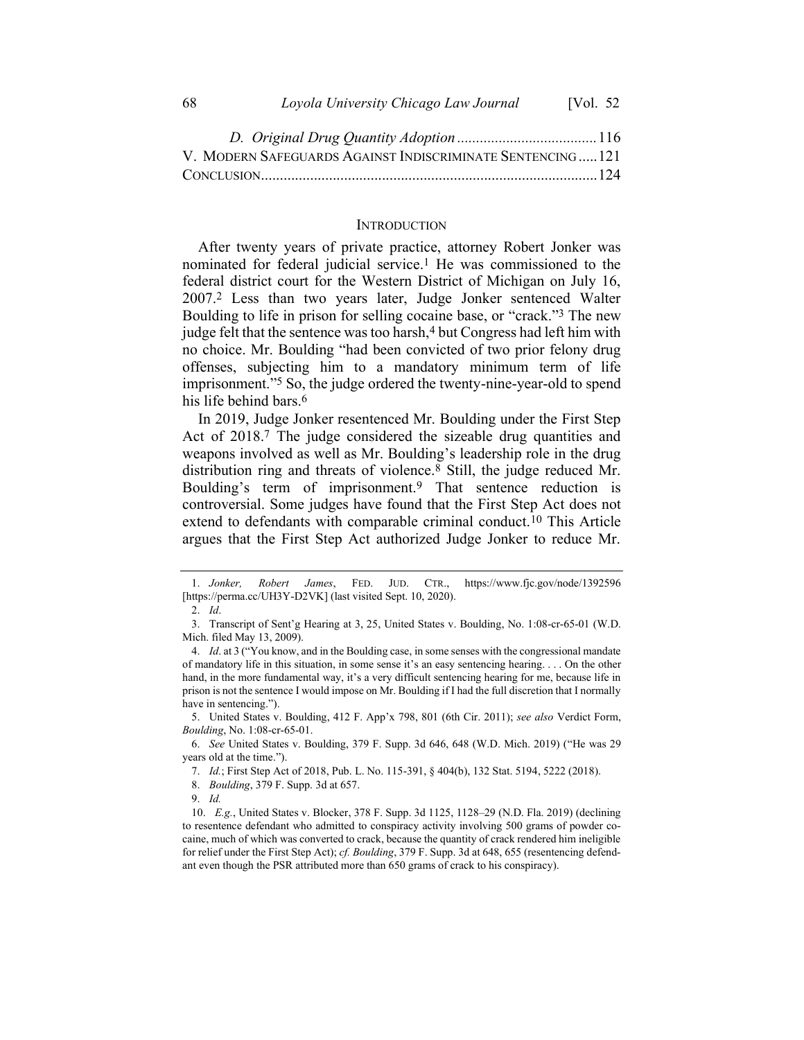*D. Original Drug Quantity Adoption* .................................... 116
V. MODERN SAFEGUARDS AGAINST INDISCRIMINATE SENTENCING ..... 121
CONCLUSION ........................................................................................ 124

## INTRODUCTION

After twenty years of private practice, attorney Robert Jonker was nominated for federal judicial service.[1] He was commissioned to the federal district court for the Western District of Michigan on July 16, 2007.[2] Less than two years later, Judge Jonker sentenced Walter Boulding to life in prison for selling cocaine base, or "crack."[3] The new judge felt that the sentence was too harsh,[4] but Congress had left him with no choice. Mr. Boulding "had been convicted of two prior felony drug offenses, subjecting him to a mandatory minimum term of life imprisonment."[5] So, the judge ordered the twenty-nine-year-old to spend his life behind bars.[6]

In 2019, Judge Jonker resentenced Mr. Boulding under the First Step Act of 2018.[7] The judge considered the sizeable drug quantities and weapons involved as well as Mr. Boulding's leadership role in the drug distribution ring and threats of violence.[8] Still, the judge reduced Mr. Boulding's term of imprisonment.[9] That sentence reduction is controversial. Some judges have found that the First Step Act does not extend to defendants with comparable criminal conduct.[10] This Article argues that the First Step Act authorized Judge Jonker to reduce Mr.

---

1. *Jonker, Robert James*, FED. JUD. CTR., https://www.fjc.gov/node/1392596 [https://perma.cc/UH3Y-D2VK] (last visited Sept. 10, 2020).

2. *Id*.

3. Transcript of Sent'g Hearing at 3, 25, United States v. Boulding, No. 1:08-cr-65-01 (W.D. Mich. filed May 13, 2009).

4. *Id*. at 3 ("You know, and in the Boulding case, in some senses with the congressional mandate of mandatory life in this situation, in some sense it's an easy sentencing hearing. . . . On the other hand, in the more fundamental way, it's a very difficult sentencing hearing for me, because life in prison is not the sentence I would impose on Mr. Boulding if I had the full discretion that I normally have in sentencing.").

5. United States v. Boulding, 412 F. App'x 798, 801 (6th Cir. 2011); *see also* Verdict Form, *Boulding*, No. 1:08-cr-65-01.

6. *See* United States v. Boulding, 379 F. Supp. 3d 646, 648 (W.D. Mich. 2019) ("He was 29 years old at the time.").

7. *Id.*; First Step Act of 2018, Pub. L. No. 115-391, § 404(b), 132 Stat. 5194, 5222 (2018).

8. *Boulding*, 379 F. Supp. 3d at 657.

9. *Id.*

10. *E.g.*, United States v. Blocker, 378 F. Supp. 3d 1125, 1128–29 (N.D. Fla. 2019) (declining to resentence defendant who admitted to conspiracy activity involving 500 grams of powder cocaine, much of which was converted to crack, because the quantity of crack rendered him ineligible for relief under the First Step Act); *cf. Boulding*, 379 F. Supp. 3d at 648, 655 (resentencing defendant even though the PSR attributed more than 650 grams of crack to his conspiracy).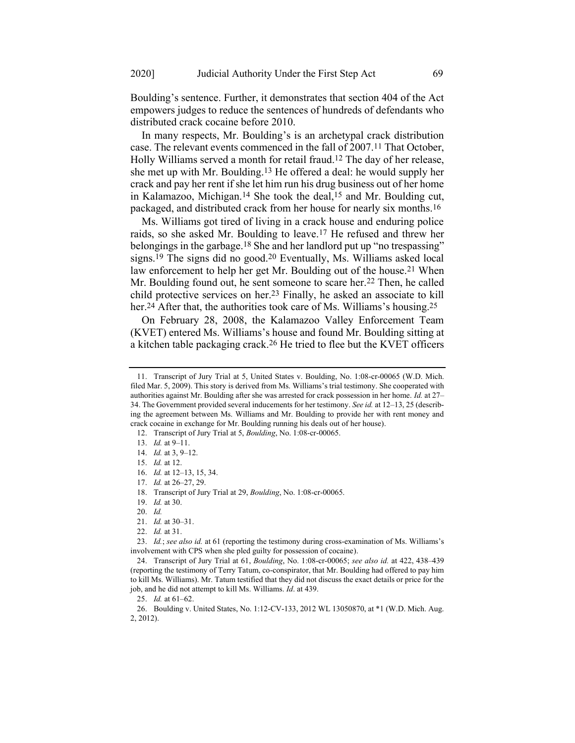Boulding's sentence. Further, it demonstrates that section 404 of the Act empowers judges to reduce the sentences of hundreds of defendants who distributed crack cocaine before 2010.

In many respects, Mr. Boulding's is an archetypal crack distribution case. The relevant events commenced in the fall of 2007.[11] That October, Holly Williams served a month for retail fraud.[12] The day of her release, she met up with Mr. Boulding.[13] He offered a deal: he would supply her crack and pay her rent if she let him run his drug business out of her home in Kalamazoo, Michigan.[14] She took the deal,[15] and Mr. Boulding cut, packaged, and distributed crack from her house for nearly six months.[16]

Ms. Williams got tired of living in a crack house and enduring police raids, so she asked Mr. Boulding to leave.[17] He refused and threw her belongings in the garbage.[18] She and her landlord put up "no trespassing" signs.[19] The signs did no good.[20] Eventually, Ms. Williams asked local law enforcement to help her get Mr. Boulding out of the house.[21] When Mr. Boulding found out, he sent someone to scare her.[22] Then, he called child protective services on her.[23] Finally, he asked an associate to kill her.[24] After that, the authorities took care of Ms. Williams's housing.[25]

On February 28, 2008, the Kalamazoo Valley Enforcement Team (KVET) entered Ms. Williams's house and found Mr. Boulding sitting at a kitchen table packaging crack.[26] He tried to flee but the KVET officers

---

11. Transcript of Jury Trial at 5, United States v. Boulding, No. 1:08-cr-00065 (W.D. Mich. filed Mar. 5, 2009). This story is derived from Ms. Williams's trial testimony. She cooperated with authorities against Mr. Boulding after she was arrested for crack possession in her home. *Id.* at 27–34. The Government provided several inducements for her testimony. *See id.* at 12–13, 25 (describing the agreement between Ms. Williams and Mr. Boulding to provide her with rent money and crack cocaine in exchange for Mr. Boulding running his deals out of her house).

12. Transcript of Jury Trial at 5, *Boulding*, No. 1:08-cr-00065.

13. *Id.* at 9–11.

14. *Id.* at 3, 9–12.

15. *Id.* at 12.

16. *Id.* at 12–13, 15, 34.

17. *Id.* at 26–27, 29.

18. Transcript of Jury Trial at 29, *Boulding*, No. 1:08-cr-00065.

19. *Id.* at 30.

20. *Id.*

21. *Id.* at 30–31.

22. *Id.* at 31.

23. *Id.*; *see also id.* at 61 (reporting the testimony during cross-examination of Ms. Williams's involvement with CPS when she pled guilty for possession of cocaine).

24. Transcript of Jury Trial at 61, *Boulding*, No. 1:08-cr-00065; *see also id.* at 422, 438–439 (reporting the testimony of Terry Tatum, co-conspirator, that Mr. Boulding had offered to pay him to kill Ms. Williams). Mr. Tatum testified that they did not discuss the exact details or price for the job, and he did not attempt to kill Ms. Williams. *Id*. at 439.

25. *Id.* at 61–62.

26. Boulding v. United States, No. 1:12-CV-133, 2012 WL 13050870, at *1 (W.D. Mich. Aug. 2, 2012).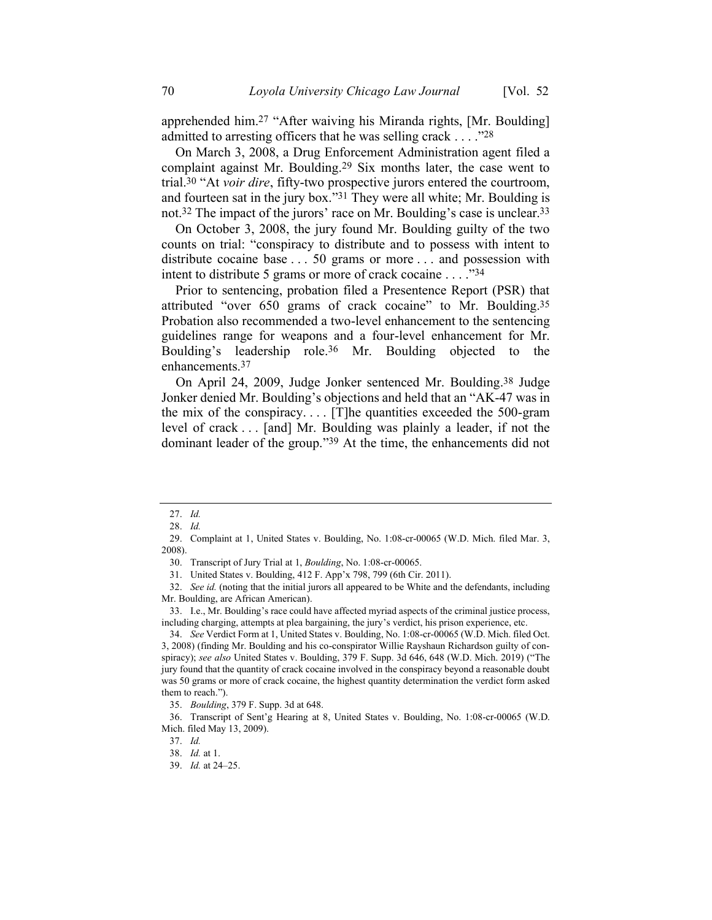apprehended him.[27] "After waiving his Miranda rights, [Mr. Boulding] admitted to arresting officers that he was selling crack . . . ."[28]

On March 3, 2008, a Drug Enforcement Administration agent filed a complaint against Mr. Boulding.[29] Six months later, the case went to trial.[30] "At *voir dire*, fifty-two prospective jurors entered the courtroom, and fourteen sat in the jury box."[31] They were all white; Mr. Boulding is not.[32] The impact of the jurors' race on Mr. Boulding's case is unclear.[33]

On October 3, 2008, the jury found Mr. Boulding guilty of the two counts on trial: "conspiracy to distribute and to possess with intent to distribute cocaine base . . . 50 grams or more . . . and possession with intent to distribute 5 grams or more of crack cocaine . . . ."[34]

Prior to sentencing, probation filed a Presentence Report (PSR) that attributed "over 650 grams of crack cocaine" to Mr. Boulding.[35] Probation also recommended a two-level enhancement to the sentencing guidelines range for weapons and a four-level enhancement for Mr. Boulding's leadership role.[36] Mr. Boulding objected to the enhancements.[37]

On April 24, 2009, Judge Jonker sentenced Mr. Boulding.[38] Judge Jonker denied Mr. Boulding's objections and held that an "AK-47 was in the mix of the conspiracy. . . . [T]he quantities exceeded the 500-gram level of crack . . . [and] Mr. Boulding was plainly a leader, if not the dominant leader of the group."[39] At the time, the enhancements did not

---

27. *Id.*

28. *Id.*

29. Complaint at 1, United States v. Boulding, No. 1:08-cr-00065 (W.D. Mich. filed Mar. 3, 2008).

30. Transcript of Jury Trial at 1, *Boulding*, No. 1:08-cr-00065.

31. United States v. Boulding, 412 F. App'x 798, 799 (6th Cir. 2011).

32. *See id.* (noting that the initial jurors all appeared to be White and the defendants, including Mr. Boulding, are African American).

33. I.e., Mr. Boulding's race could have affected myriad aspects of the criminal justice process, including charging, attempts at plea bargaining, the jury's verdict, his prison experience, etc.

34. *See* Verdict Form at 1, United States v. Boulding, No. 1:08-cr-00065 (W.D. Mich. filed Oct. 3, 2008) (finding Mr. Boulding and his co-conspirator Willie Rayshaun Richardson guilty of conspiracy); *see also* United States v. Boulding, 379 F. Supp. 3d 646, 648 (W.D. Mich. 2019) ("The jury found that the quantity of crack cocaine involved in the conspiracy beyond a reasonable doubt was 50 grams or more of crack cocaine, the highest quantity determination the verdict form asked them to reach.").

35. *Boulding*, 379 F. Supp. 3d at 648.

36. Transcript of Sent'g Hearing at 8, United States v. Boulding, No. 1:08-cr-00065 (W.D. Mich. filed May 13, 2009).

37. *Id.*

38. *Id.* at 1.

39. *Id.* at 24–25.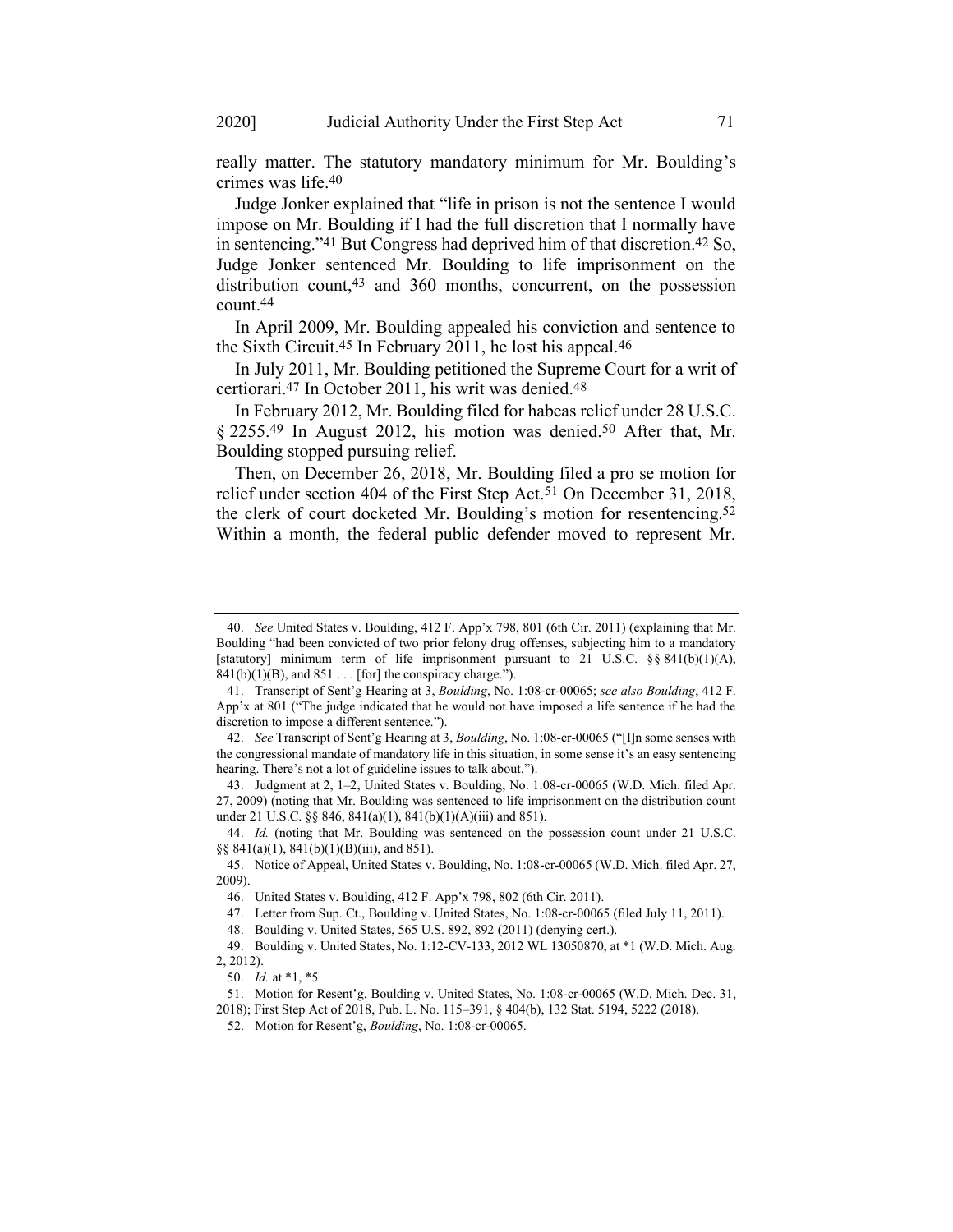really matter. The statutory mandatory minimum for Mr. Boulding's crimes was life.[40]

Judge Jonker explained that "life in prison is not the sentence I would impose on Mr. Boulding if I had the full discretion that I normally have in sentencing."[41] But Congress had deprived him of that discretion.[42] So, Judge Jonker sentenced Mr. Boulding to life imprisonment on the distribution count,[43] and 360 months, concurrent, on the possession count.[44]

In April 2009, Mr. Boulding appealed his conviction and sentence to the Sixth Circuit.[45] In February 2011, he lost his appeal.[46]

In July 2011, Mr. Boulding petitioned the Supreme Court for a writ of certiorari.[47] In October 2011, his writ was denied.[48]

In February 2012, Mr. Boulding filed for habeas relief under 28 U.S.C. § 2255.[49] In August 2012, his motion was denied.[50] After that, Mr. Boulding stopped pursuing relief.

Then, on December 26, 2018, Mr. Boulding filed a pro se motion for relief under section 404 of the First Step Act.[51] On December 31, 2018, the clerk of court docketed Mr. Boulding's motion for resentencing.[52] Within a month, the federal public defender moved to represent Mr.

---

40. *See* United States v. Boulding, 412 F. App'x 798, 801 (6th Cir. 2011) (explaining that Mr. Boulding "had been convicted of two prior felony drug offenses, subjecting him to a mandatory [statutory] minimum term of life imprisonment pursuant to 21 U.S.C. §§ 841(b)(1)(A), 841(b)(1)(B), and 851 . . . [for] the conspiracy charge.").

41. Transcript of Sent'g Hearing at 3, *Boulding*, No. 1:08-cr-00065; *see also Boulding*, 412 F. App'x at 801 ("The judge indicated that he would not have imposed a life sentence if he had the discretion to impose a different sentence.").

42. *See* Transcript of Sent'g Hearing at 3, *Boulding*, No. 1:08-cr-00065 ("[I]n some senses with the congressional mandate of mandatory life in this situation, in some sense it's an easy sentencing hearing. There's not a lot of guideline issues to talk about.").

43. Judgment at 2, 1–2, United States v. Boulding, No. 1:08-cr-00065 (W.D. Mich. filed Apr. 27, 2009) (noting that Mr. Boulding was sentenced to life imprisonment on the distribution count under 21 U.S.C. §§ 846, 841(a)(1), 841(b)(1)(A)(iii) and 851).

44. *Id.* (noting that Mr. Boulding was sentenced on the possession count under 21 U.S.C. §§ 841(a)(1), 841(b)(1)(B)(iii), and 851).

45. Notice of Appeal, United States v. Boulding, No. 1:08-cr-00065 (W.D. Mich. filed Apr. 27, 2009).

46. United States v. Boulding, 412 F. App'x 798, 802 (6th Cir. 2011).

47. Letter from Sup. Ct., Boulding v. United States, No. 1:08-cr-00065 (filed July 11, 2011).

48. Boulding v. United States, 565 U.S. 892, 892 (2011) (denying cert.).

49. Boulding v. United States, No. 1:12-CV-133, 2012 WL 13050870, at *1 (W.D. Mich. Aug. 2, 2012).

50. *Id.* at *1, *5.

51. Motion for Resent'g, Boulding v. United States, No. 1:08-cr-00065 (W.D. Mich. Dec. 31, 2018); First Step Act of 2018, Pub. L. No. 115–391, § 404(b), 132 Stat. 5194, 5222 (2018).

52. Motion for Resent'g, *Boulding*, No. 1:08-cr-00065.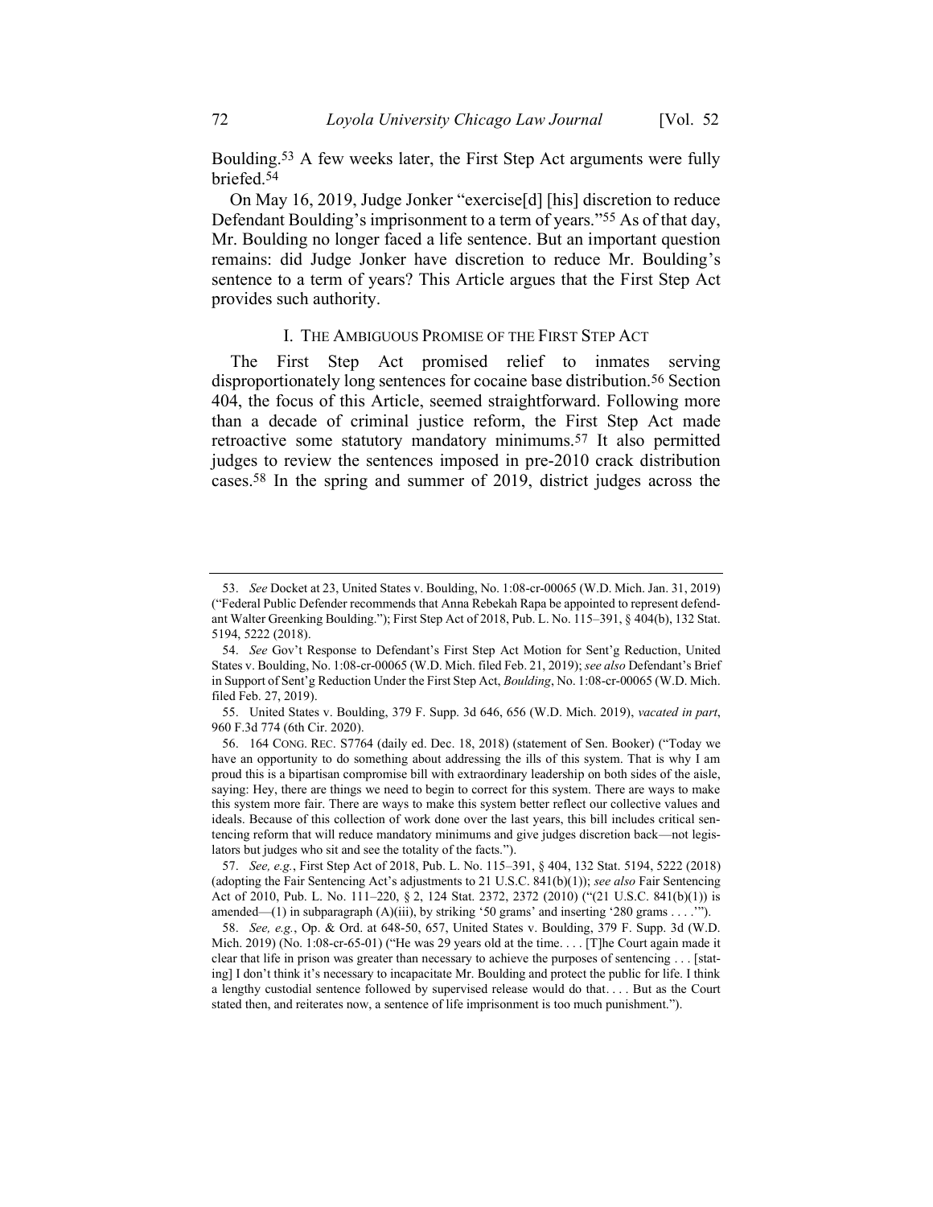Boulding.[53] A few weeks later, the First Step Act arguments were fully briefed.[54]

On May 16, 2019, Judge Jonker "exercise[d] [his] discretion to reduce Defendant Boulding's imprisonment to a term of years."[55] As of that day, Mr. Boulding no longer faced a life sentence. But an important question remains: did Judge Jonker have discretion to reduce Mr. Boulding's sentence to a term of years? This Article argues that the First Step Act provides such authority.

## I. THE AMBIGUOUS PROMISE OF THE FIRST STEP ACT

The First Step Act promised relief to inmates serving disproportionately long sentences for cocaine base distribution.[56] Section 404, the focus of this Article, seemed straightforward. Following more than a decade of criminal justice reform, the First Step Act made retroactive some statutory mandatory minimums.[57] It also permitted judges to review the sentences imposed in pre-2010 crack distribution cases.[58] In the spring and summer of 2019, district judges across the

---

53. *See* Docket at 23, United States v. Boulding, No. 1:08-cr-00065 (W.D. Mich. Jan. 31, 2019) ("Federal Public Defender recommends that Anna Rebekah Rapa be appointed to represent defendant Walter Greenking Boulding."); First Step Act of 2018, Pub. L. No. 115–391, § 404(b), 132 Stat. 5194, 5222 (2018).

54. *See* Gov't Response to Defendant's First Step Act Motion for Sent'g Reduction, United States v. Boulding, No. 1:08-cr-00065 (W.D. Mich. filed Feb. 21, 2019); *see also* Defendant's Brief in Support of Sent'g Reduction Under the First Step Act, *Boulding*, No. 1:08-cr-00065 (W.D. Mich. filed Feb. 27, 2019).

55. United States v. Boulding, 379 F. Supp. 3d 646, 656 (W.D. Mich. 2019), *vacated in part*, 960 F.3d 774 (6th Cir. 2020).

56. 164 CONG. REC. S7764 (daily ed. Dec. 18, 2018) (statement of Sen. Booker) ("Today we have an opportunity to do something about addressing the ills of this system. That is why I am proud this is a bipartisan compromise bill with extraordinary leadership on both sides of the aisle, saying: Hey, there are things we need to begin to correct for this system. There are ways to make this system more fair. There are ways to make this system better reflect our collective values and ideals. Because of this collection of work done over the last years, this bill includes critical sentencing reform that will reduce mandatory minimums and give judges discretion back—not legislators but judges who sit and see the totality of the facts.").

57. *See, e.g.*, First Step Act of 2018, Pub. L. No. 115–391, § 404, 132 Stat. 5194, 5222 (2018) (adopting the Fair Sentencing Act's adjustments to 21 U.S.C. 841(b)(1)); *see also* Fair Sentencing Act of 2010, Pub. L. No. 111–220, § 2, 124 Stat. 2372, 2372 (2010) ("(21 U.S.C. 841(b)(1)) is amended—(1) in subparagraph (A)(iii), by striking '50 grams' and inserting '280 grams . . . .'").

58. *See, e.g.*, Op. & Ord. at 648-50, 657, United States v. Boulding, 379 F. Supp. 3d (W.D. Mich. 2019) (No. 1:08-cr-65-01) ("He was 29 years old at the time. . . . [T]he Court again made it clear that life in prison was greater than necessary to achieve the purposes of sentencing . . . [stating] I don't think it's necessary to incapacitate Mr. Boulding and protect the public for life. I think a lengthy custodial sentence followed by supervised release would do that. . . . But as the Court stated then, and reiterates now, a sentence of life imprisonment is too much punishment.").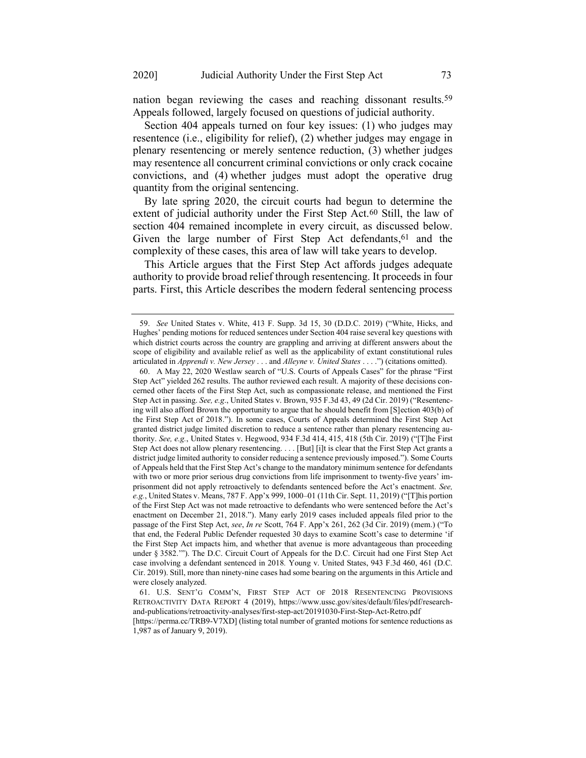nation began reviewing the cases and reaching dissonant results.[59] Appeals followed, largely focused on questions of judicial authority.

Section 404 appeals turned on four key issues: (1) who judges may resentence (i.e., eligibility for relief), (2) whether judges may engage in plenary resentencing or merely sentence reduction, (3) whether judges may resentence all concurrent criminal convictions or only crack cocaine convictions, and (4) whether judges must adopt the operative drug quantity from the original sentencing.

By late spring 2020, the circuit courts had begun to determine the extent of judicial authority under the First Step Act.[60] Still, the law of section 404 remained incomplete in every circuit, as discussed below. Given the large number of First Step Act defendants,[61] and the complexity of these cases, this area of law will take years to develop.

This Article argues that the First Step Act affords judges adequate authority to provide broad relief through resentencing. It proceeds in four parts. First, this Article describes the modern federal sentencing process

---

59. *See* United States v. White, 413 F. Supp. 3d 15, 30 (D.D.C. 2019) ("White, Hicks, and Hughes' pending motions for reduced sentences under Section 404 raise several key questions with which district courts across the country are grappling and arriving at different answers about the scope of eligibility and available relief as well as the applicability of extant constitutional rules articulated in *Apprendi v. New Jersey* . . . and *Alleyne v. United States* . . . .") (citations omitted).

60. A May 22, 2020 Westlaw search of "U.S. Courts of Appeals Cases" for the phrase "First Step Act" yielded 262 results. The author reviewed each result. A majority of these decisions concerned other facets of the First Step Act, such as compassionate release, and mentioned the First Step Act in passing. *See, e.g.*, United States v. Brown, 935 F.3d 43, 49 (2d Cir. 2019) ("Resentencing will also afford Brown the opportunity to argue that he should benefit from [S]ection 403(b) of the First Step Act of 2018."). In some cases, Courts of Appeals determined the First Step Act granted district judge limited discretion to reduce a sentence rather than plenary resentencing authority. *See, e.g.*, United States v. Hegwood, 934 F.3d 414, 415, 418 (5th Cir. 2019) ("[T]he First Step Act does not allow plenary resentencing. . . . [But] [i]t is clear that the First Step Act grants a district judge limited authority to consider reducing a sentence previously imposed."). Some Courts of Appeals held that the First Step Act's change to the mandatory minimum sentence for defendants with two or more prior serious drug convictions from life imprisonment to twenty-five years' imprisonment did not apply retroactively to defendants sentenced before the Act's enactment. *See, e.g.*, United States v. Means, 787 F. App'x 999, 1000–01 (11th Cir. Sept. 11, 2019) ("[T]his portion of the First Step Act was not made retroactive to defendants who were sentenced before the Act's enactment on December 21, 2018."). Many early 2019 cases included appeals filed prior to the passage of the First Step Act, *see*, *In re* Scott, 764 F. App'x 261, 262 (3d Cir. 2019) (mem.) ("To that end, the Federal Public Defender requested 30 days to examine Scott's case to determine 'if the First Step Act impacts him, and whether that avenue is more advantageous than proceeding under § 3582.'"). The D.C. Circuit Court of Appeals for the D.C. Circuit had one First Step Act case involving a defendant sentenced in 2018. Young v. United States, 943 F.3d 460, 461 (D.C. Cir. 2019). Still, more than ninety-nine cases had some bearing on the arguments in this Article and were closely analyzed.

61. U.S. SENT'G COMM'N, FIRST STEP ACT OF 2018 RESENTENCING PROVISIONS RETROACTIVITY DATA REPORT 4 (2019), https://www.ussc.gov/sites/default/files/pdf/research-and-publications/retroactivity-analyses/first-step-act/20191030-First-Step-Act-Retro.pdf [https://perma.cc/TRB9-V7XD] (listing total number of granted motions for sentence reductions as 1,987 as of January 9, 2019).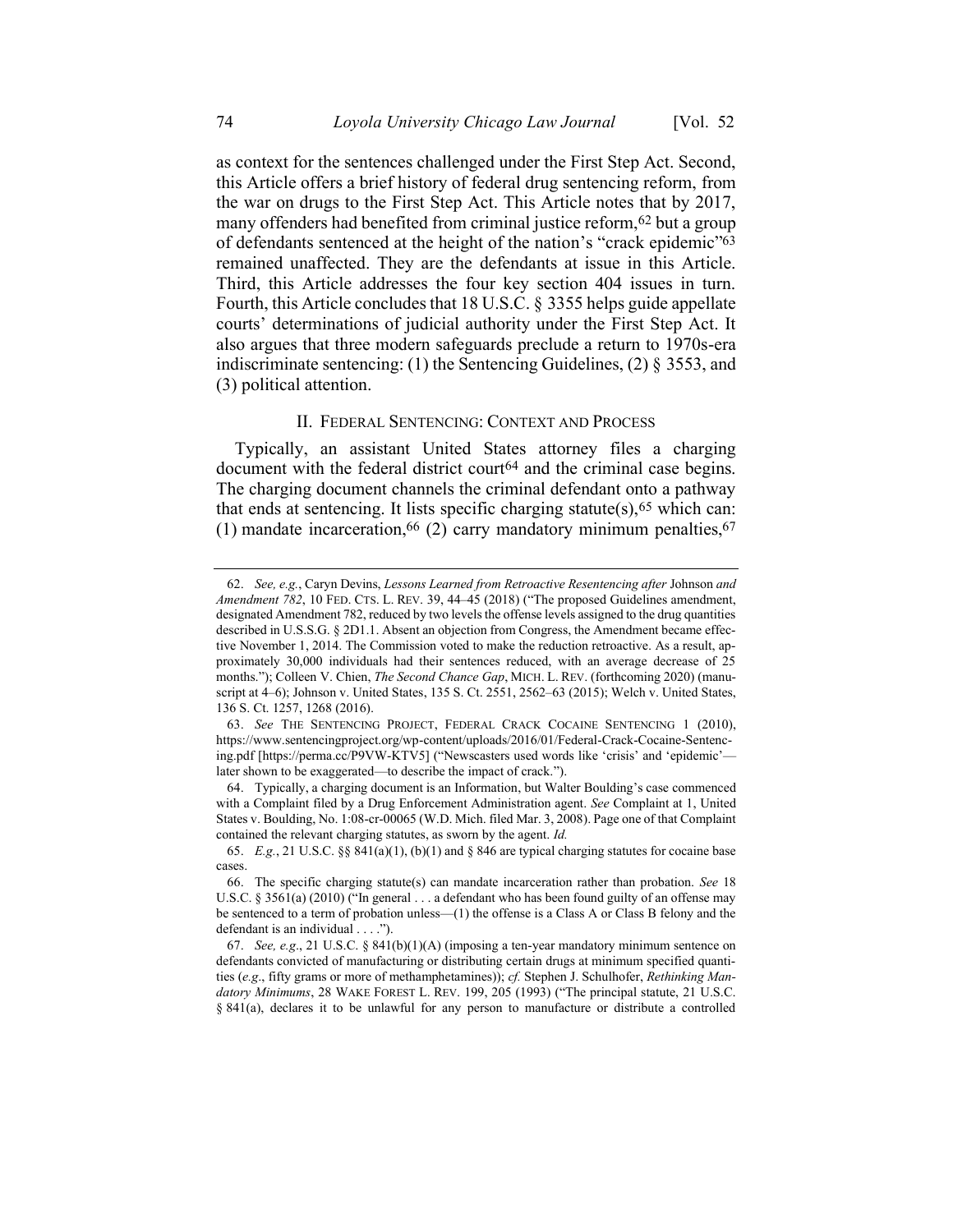as context for the sentences challenged under the First Step Act. Second, this Article offers a brief history of federal drug sentencing reform, from the war on drugs to the First Step Act. This Article notes that by 2017, many offenders had benefited from criminal justice reform,[62] but a group of defendants sentenced at the height of the nation's "crack epidemic"[63] remained unaffected. They are the defendants at issue in this Article. Third, this Article addresses the four key section 404 issues in turn. Fourth, this Article concludes that 18 U.S.C. § 3355 helps guide appellate courts' determinations of judicial authority under the First Step Act. It also argues that three modern safeguards preclude a return to 1970s-era indiscriminate sentencing: (1) the Sentencing Guidelines, (2) § 3553, and (3) political attention.

## II. Federal Sentencing: Context and Process

Typically, an assistant United States attorney files a charging document with the federal district court[64] and the criminal case begins. The charging document channels the criminal defendant onto a pathway that ends at sentencing. It lists specific charging statute(s),[65] which can: (1) mandate incarceration,[66] (2) carry mandatory minimum penalties,[67]

---

62. *See, e.g.*, Caryn Devins, *Lessons Learned from Retroactive Resentencing after* Johnson *and Amendment 782*, 10 FED. CTS. L. REV. 39, 44–45 (2018) ("The proposed Guidelines amendment, designated Amendment 782, reduced by two levels the offense levels assigned to the drug quantities described in U.S.S.G. § 2D1.1. Absent an objection from Congress, the Amendment became effective November 1, 2014. The Commission voted to make the reduction retroactive. As a result, approximately 30,000 individuals had their sentences reduced, with an average decrease of 25 months."); Colleen V. Chien, *The Second Chance Gap*, MICH. L. REV. (forthcoming 2020) (manuscript at 4–6); Johnson v. United States, 135 S. Ct. 2551, 2562–63 (2015); Welch v. United States, 136 S. Ct. 1257, 1268 (2016).

63. *See* THE SENTENCING PROJECT, FEDERAL CRACK COCAINE SENTENCING 1 (2010), https://www.sentencingproject.org/wp-content/uploads/2016/01/Federal-Crack-Cocaine-Sentencing.pdf [https://perma.cc/P9VW-KTV5] ("Newscasters used words like 'crisis' and 'epidemic'—later shown to be exaggerated—to describe the impact of crack.").

64. Typically, a charging document is an Information, but Walter Boulding's case commenced with a Complaint filed by a Drug Enforcement Administration agent. *See* Complaint at 1, United States v. Boulding, No. 1:08-cr-00065 (W.D. Mich. filed Mar. 3, 2008). Page one of that Complaint contained the relevant charging statutes, as sworn by the agent. *Id.*

65. *E.g.*, 21 U.S.C. §§ 841(a)(1), (b)(1) and § 846 are typical charging statutes for cocaine base cases.

66. The specific charging statute(s) can mandate incarceration rather than probation. *See* 18 U.S.C. § 3561(a) (2010) ("In general . . . a defendant who has been found guilty of an offense may be sentenced to a term of probation unless—(1) the offense is a Class A or Class B felony and the defendant is an individual . . . .").

67. *See, e.g.*, 21 U.S.C. § 841(b)(1)(A) (imposing a ten-year mandatory minimum sentence on defendants convicted of manufacturing or distributing certain drugs at minimum specified quantities (*e.g.*, fifty grams or more of methamphetamines)); *cf.* Stephen J. Schulhofer, *Rethinking Mandatory Minimums*, 28 WAKE FOREST L. REV. 199, 205 (1993) ("The principal statute, 21 U.S.C. § 841(a), declares it to be unlawful for any person to manufacture or distribute a controlled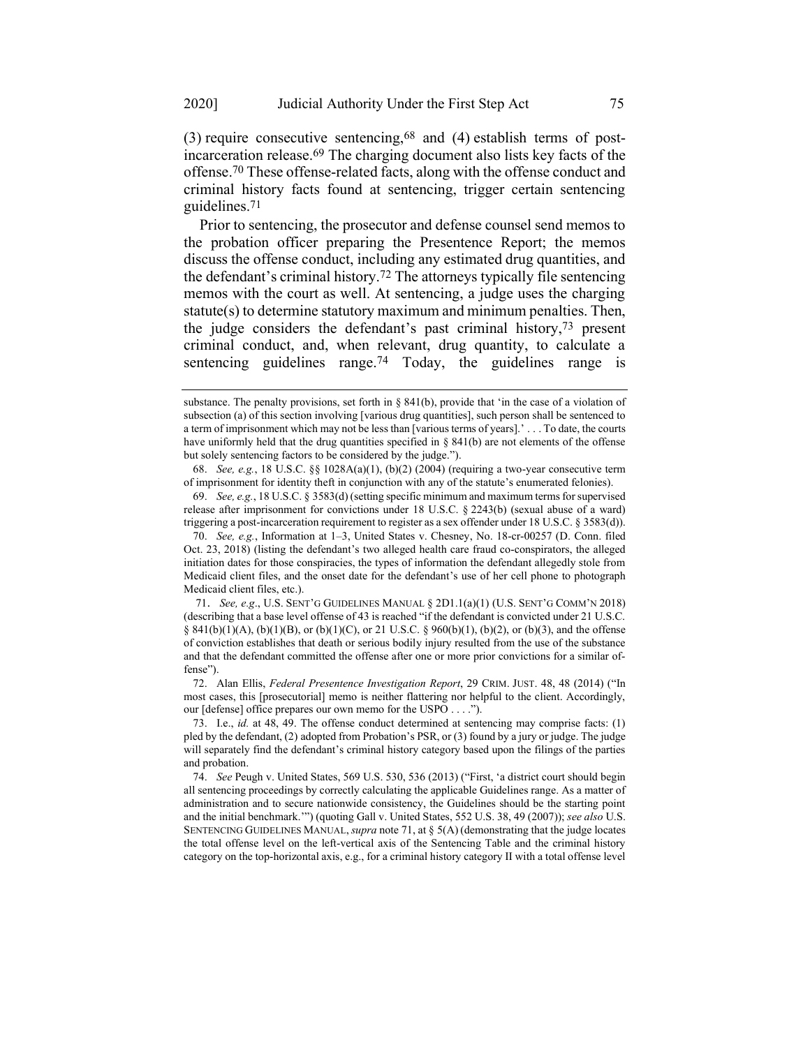(3) require consecutive sentencing,[68] and (4) establish terms of post-incarceration release.[69] The charging document also lists key facts of the offense.[70] These offense-related facts, along with the offense conduct and criminal history facts found at sentencing, trigger certain sentencing guidelines.[71]

Prior to sentencing, the prosecutor and defense counsel send memos to the probation officer preparing the Presentence Report; the memos discuss the offense conduct, including any estimated drug quantities, and the defendant's criminal history.[72] The attorneys typically file sentencing memos with the court as well. At sentencing, a judge uses the charging statute(s) to determine statutory maximum and minimum penalties. Then, the judge considers the defendant's past criminal history,[73] present criminal conduct, and, when relevant, drug quantity, to calculate a sentencing guidelines range.[74] Today, the guidelines range is

---

substance. The penalty provisions, set forth in § 841(b), provide that 'in the case of a violation of subsection (a) of this section involving [various drug quantities], such person shall be sentenced to a term of imprisonment which may not be less than [various terms of years].' . . . To date, the courts have uniformly held that the drug quantities specified in § 841(b) are not elements of the offense but solely sentencing factors to be considered by the judge.").

68. *See, e.g.*, 18 U.S.C. §§ 1028A(a)(1), (b)(2) (2004) (requiring a two-year consecutive term of imprisonment for identity theft in conjunction with any of the statute's enumerated felonies).

69. *See, e.g.*, 18 U.S.C. § 3583(d) (setting specific minimum and maximum terms for supervised release after imprisonment for convictions under 18 U.S.C. § 2243(b) (sexual abuse of a ward) triggering a post-incarceration requirement to register as a sex offender under 18 U.S.C. § 3583(d)).

70. *See, e.g.*, Information at 1–3, United States v. Chesney, No. 18-cr-00257 (D. Conn. filed Oct. 23, 2018) (listing the defendant's two alleged health care fraud co-conspirators, the alleged initiation dates for those conspiracies, the types of information the defendant allegedly stole from Medicaid client files, and the onset date for the defendant's use of her cell phone to photograph Medicaid client files, etc.).

71. *See, e.g*., U.S. SENT'G GUIDELINES MANUAL § 2D1.1(a)(1) (U.S. SENT'G COMM'N 2018) (describing that a base level offense of 43 is reached "if the defendant is convicted under 21 U.S.C. § 841(b)(1)(A), (b)(1)(B), or (b)(1)(C), or 21 U.S.C. § 960(b)(1), (b)(2), or (b)(3), and the offense of conviction establishes that death or serious bodily injury resulted from the use of the substance and that the defendant committed the offense after one or more prior convictions for a similar offense").

72. Alan Ellis, *Federal Presentence Investigation Report*, 29 CRIM. JUST. 48, 48 (2014) ("In most cases, this [prosecutorial] memo is neither flattering nor helpful to the client. Accordingly, our [defense] office prepares our own memo for the USPO . . . .").

73. I.e., *id.* at 48, 49. The offense conduct determined at sentencing may comprise facts: (1) pled by the defendant, (2) adopted from Probation's PSR, or (3) found by a jury or judge. The judge will separately find the defendant's criminal history category based upon the filings of the parties and probation.

74. *See* Peugh v. United States, 569 U.S. 530, 536 (2013) ("First, 'a district court should begin all sentencing proceedings by correctly calculating the applicable Guidelines range. As a matter of administration and to secure nationwide consistency, the Guidelines should be the starting point and the initial benchmark.'") (quoting Gall v. United States, 552 U.S. 38, 49 (2007)); *see also* U.S. SENTENCING GUIDELINES MANUAL, *supra* note 71, at § 5(A) (demonstrating that the judge locates the total offense level on the left-vertical axis of the Sentencing Table and the criminal history category on the top-horizontal axis, e.g., for a criminal history category II with a total offense level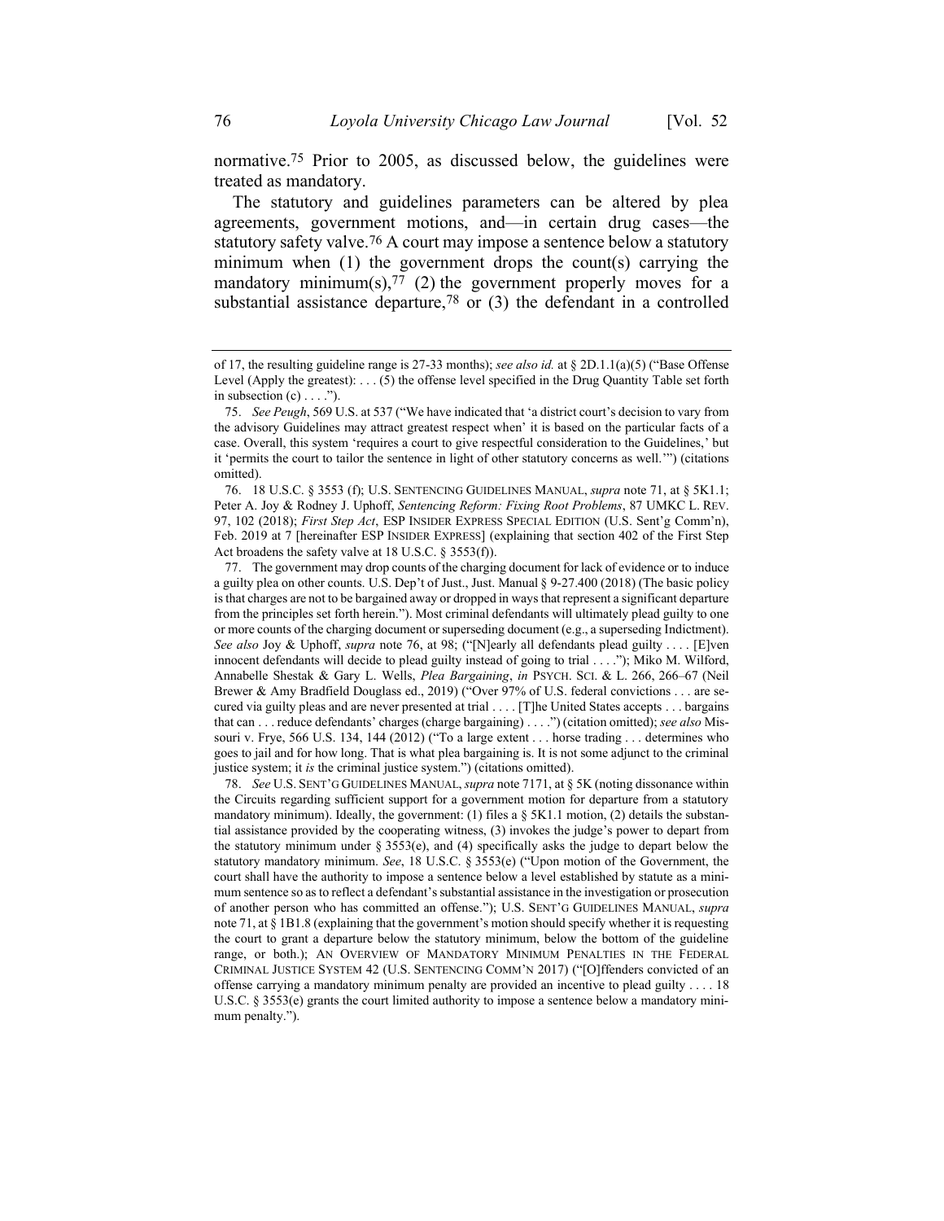normative.[75] Prior to 2005, as discussed below, the guidelines were treated as mandatory.

The statutory and guidelines parameters can be altered by plea agreements, government motions, and—in certain drug cases—the statutory safety valve.[76] A court may impose a sentence below a statutory minimum when (1) the government drops the count(s) carrying the mandatory minimum(s),[77] (2) the government properly moves for a substantial assistance departure,[78] or (3) the defendant in a controlled

---

of 17, the resulting guideline range is 27-33 months); *see also id.* at § 2D.1.1(a)(5) ("Base Offense Level (Apply the greatest): . . . (5) the offense level specified in the Drug Quantity Table set forth in subsection (c) . . . .").

75. *See Peugh*, 569 U.S. at 537 ("We have indicated that 'a district court's decision to vary from the advisory Guidelines may attract greatest respect when' it is based on the particular facts of a case. Overall, this system 'requires a court to give respectful consideration to the Guidelines,' but it 'permits the court to tailor the sentence in light of other statutory concerns as well.'") (citations omitted).

76. 18 U.S.C. § 3553 (f); U.S. SENTENCING GUIDELINES MANUAL, *supra* note 71, at § 5K1.1; Peter A. Joy & Rodney J. Uphoff, *Sentencing Reform: Fixing Root Problems*, 87 UMKC L. REV. 97, 102 (2018); *First Step Act*, ESP INSIDER EXPRESS SPECIAL EDITION (U.S. Sent'g Comm'n), Feb. 2019 at 7 [hereinafter ESP INSIDER EXPRESS] (explaining that section 402 of the First Step Act broadens the safety valve at 18 U.S.C. § 3553(f)).

77. The government may drop counts of the charging document for lack of evidence or to induce a guilty plea on other counts. U.S. Dep't of Just., Just. Manual § 9-27.400 (2018) (The basic policy is that charges are not to be bargained away or dropped in ways that represent a significant departure from the principles set forth herein."). Most criminal defendants will ultimately plead guilty to one or more counts of the charging document or superseding document (e.g., a superseding Indictment). *See also* Joy & Uphoff, *supra* note 76, at 98; ("[N]early all defendants plead guilty . . . . [E]ven innocent defendants will decide to plead guilty instead of going to trial . . . ."); Miko M. Wilford, Annabelle Shestak & Gary L. Wells, *Plea Bargaining*, *in* PSYCH. SCI. & L. 266, 266–67 (Neil Brewer & Amy Bradfield Douglass ed., 2019) ("Over 97% of U.S. federal convictions . . . are secured via guilty pleas and are never presented at trial . . . . [T]he United States accepts . . . bargains that can . . . reduce defendants' charges (charge bargaining) . . . .") (citation omitted); *see also* Missouri v. Frye, 566 U.S. 134, 144 (2012) ("To a large extent . . . horse trading . . . determines who goes to jail and for how long. That is what plea bargaining is. It is not some adjunct to the criminal justice system; it *is* the criminal justice system.") (citations omitted).

78. *See* U.S. SENT'G GUIDELINES MANUAL, *supra* note 7171, at § 5K (noting dissonance within the Circuits regarding sufficient support for a government motion for departure from a statutory mandatory minimum). Ideally, the government: (1) files a § 5K1.1 motion, (2) details the substantial assistance provided by the cooperating witness, (3) invokes the judge's power to depart from the statutory minimum under § 3553(e), and (4) specifically asks the judge to depart below the statutory mandatory minimum. *See*, 18 U.S.C. § 3553(e) ("Upon motion of the Government, the court shall have the authority to impose a sentence below a level established by statute as a minimum sentence so as to reflect a defendant's substantial assistance in the investigation or prosecution of another person who has committed an offense."); U.S. SENT'G GUIDELINES MANUAL, *supra* note 71, at § 1B1.8 (explaining that the government's motion should specify whether it is requesting the court to grant a departure below the statutory minimum, below the bottom of the guideline range, or both.); AN OVERVIEW OF MANDATORY MINIMUM PENALTIES IN THE FEDERAL CRIMINAL JUSTICE SYSTEM 42 (U.S. SENTENCING COMM'N 2017) ("[O]ffenders convicted of an offense carrying a mandatory minimum penalty are provided an incentive to plead guilty . . . . 18 U.S.C. § 3553(e) grants the court limited authority to impose a sentence below a mandatory minimum penalty.").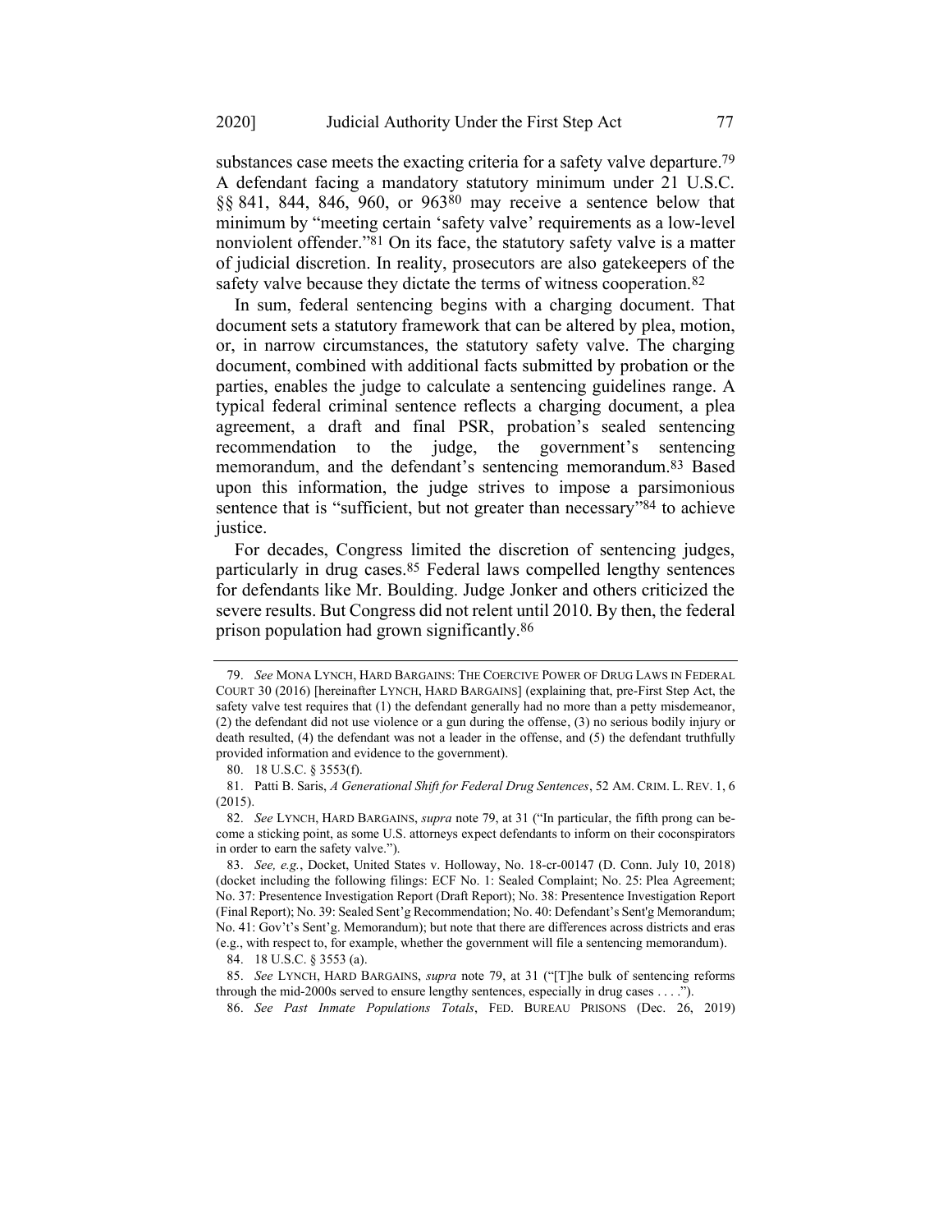substances case meets the exacting criteria for a safety valve departure.[79] A defendant facing a mandatory statutory minimum under 21 U.S.C. §§ 841, 844, 846, 960, or 963[80] may receive a sentence below that minimum by "meeting certain 'safety valve' requirements as a low-level nonviolent offender."[81] On its face, the statutory safety valve is a matter of judicial discretion. In reality, prosecutors are also gatekeepers of the safety valve because they dictate the terms of witness cooperation.[82]

In sum, federal sentencing begins with a charging document. That document sets a statutory framework that can be altered by plea, motion, or, in narrow circumstances, the statutory safety valve. The charging document, combined with additional facts submitted by probation or the parties, enables the judge to calculate a sentencing guidelines range. A typical federal criminal sentence reflects a charging document, a plea agreement, a draft and final PSR, probation's sealed sentencing recommendation to the judge, the government's sentencing memorandum, and the defendant's sentencing memorandum.[83] Based upon this information, the judge strives to impose a parsimonious sentence that is "sufficient, but not greater than necessary"[84] to achieve justice.

For decades, Congress limited the discretion of sentencing judges, particularly in drug cases.[85] Federal laws compelled lengthy sentences for defendants like Mr. Boulding. Judge Jonker and others criticized the severe results. But Congress did not relent until 2010. By then, the federal prison population had grown significantly.[86]

---

79. *See* MONA LYNCH, HARD BARGAINS: THE COERCIVE POWER OF DRUG LAWS IN FEDERAL COURT 30 (2016) [hereinafter LYNCH, HARD BARGAINS] (explaining that, pre-First Step Act, the safety valve test requires that (1) the defendant generally had no more than a petty misdemeanor, (2) the defendant did not use violence or a gun during the offense, (3) no serious bodily injury or death resulted, (4) the defendant was not a leader in the offense, and (5) the defendant truthfully provided information and evidence to the government).

80. 18 U.S.C. § 3553(f).

81. Patti B. Saris, *A Generational Shift for Federal Drug Sentences*, 52 AM. CRIM. L. REV. 1, 6 (2015).

82. *See* LYNCH, HARD BARGAINS, *supra* note 79, at 31 ("In particular, the fifth prong can become a sticking point, as some U.S. attorneys expect defendants to inform on their coconspirators in order to earn the safety valve.").

83. *See, e.g.*, Docket, United States v. Holloway, No. 18-cr-00147 (D. Conn. July 10, 2018) (docket including the following filings: ECF No. 1: Sealed Complaint; No. 25: Plea Agreement; No. 37: Presentence Investigation Report (Draft Report); No. 38: Presentence Investigation Report (Final Report); No. 39: Sealed Sent'g Recommendation; No. 40: Defendant's Sent'g Memorandum; No. 41: Gov't's Sent'g. Memorandum); but note that there are differences across districts and eras (e.g., with respect to, for example, whether the government will file a sentencing memorandum).

84. 18 U.S.C. § 3553 (a).

85. *See* LYNCH, HARD BARGAINS, *supra* note 79, at 31 ("[T]he bulk of sentencing reforms through the mid-2000s served to ensure lengthy sentences, especially in drug cases . . . .").

86. *See Past Inmate Populations Totals*, FED. BUREAU PRISONS (Dec. 26, 2019)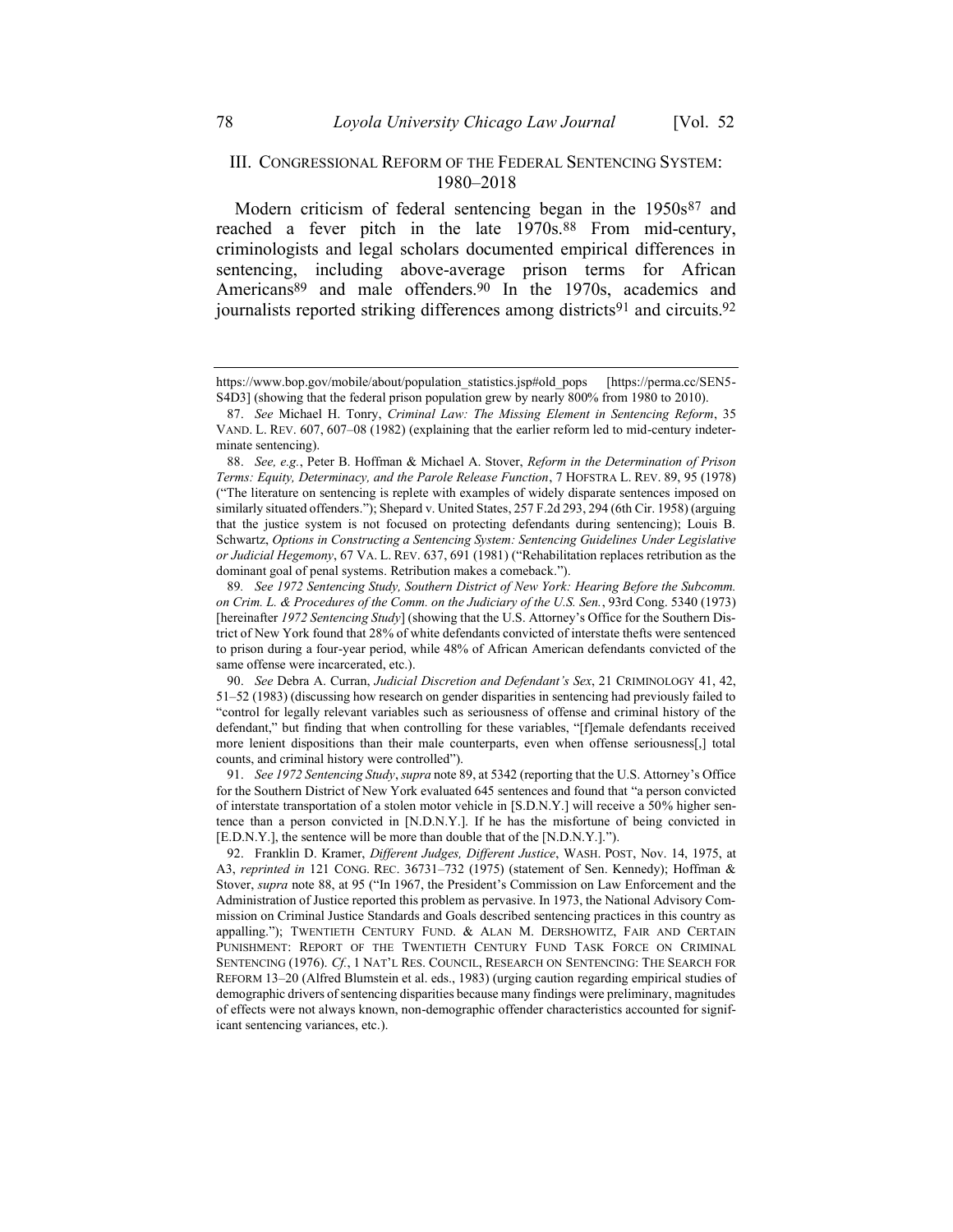## III. Congressional Reform of the Federal Sentencing System: 1980–2018

Modern criticism of federal sentencing began in the 1950s[87] and reached a fever pitch in the late 1970s.[88] From mid-century, criminologists and legal scholars documented empirical differences in sentencing, including above-average prison terms for African Americans[89] and male offenders.[90] In the 1970s, academics and journalists reported striking differences among districts[91] and circuits.[92]

---

https://www.bop.gov/mobile/about/population_statistics.jsp#old_pops [https://perma.cc/SEN5-S4D3] (showing that the federal prison population grew by nearly 800% from 1980 to 2010).

87. *See* Michael H. Tonry, *Criminal Law: The Missing Element in Sentencing Reform*, 35 VAND. L. REV. 607, 607–08 (1982) (explaining that the earlier reform led to mid-century indeterminate sentencing).

88. *See, e.g.*, Peter B. Hoffman & Michael A. Stover, *Reform in the Determination of Prison Terms: Equity, Determinacy, and the Parole Release Function*, 7 HOFSTRA L. REV. 89, 95 (1978) ("The literature on sentencing is replete with examples of widely disparate sentences imposed on similarly situated offenders."); Shepard v. United States, 257 F.2d 293, 294 (6th Cir. 1958) (arguing that the justice system is not focused on protecting defendants during sentencing); Louis B. Schwartz, *Options in Constructing a Sentencing System: Sentencing Guidelines Under Legislative or Judicial Hegemony*, 67 VA. L. REV. 637, 691 (1981) ("Rehabilitation replaces retribution as the dominant goal of penal systems. Retribution makes a comeback.").

89. *See 1972 Sentencing Study, Southern District of New York: Hearing Before the Subcomm. on Crim. L. & Procedures of the Comm. on the Judiciary of the U.S. Sen.*, 93rd Cong. 5340 (1973) [hereinafter *1972 Sentencing Study*] (showing that the U.S. Attorney's Office for the Southern District of New York found that 28% of white defendants convicted of interstate thefts were sentenced to prison during a four-year period, while 48% of African American defendants convicted of the same offense were incarcerated, etc.).

90. *See* Debra A. Curran, *Judicial Discretion and Defendant's Sex*, 21 CRIMINOLOGY 41, 42, 51–52 (1983) (discussing how research on gender disparities in sentencing had previously failed to "control for legally relevant variables such as seriousness of offense and criminal history of the defendant," but finding that when controlling for these variables, "[f]emale defendants received more lenient dispositions than their male counterparts, even when offense seriousness[,] total counts, and criminal history were controlled").

91. *See 1972 Sentencing Study*, *supra* note 89, at 5342 (reporting that the U.S. Attorney's Office for the Southern District of New York evaluated 645 sentences and found that "a person convicted of interstate transportation of a stolen motor vehicle in [S.D.N.Y.] will receive a 50% higher sentence than a person convicted in [N.D.N.Y.]. If he has the misfortune of being convicted in [E.D.N.Y.], the sentence will be more than double that of the [N.D.N.Y.].").

92. Franklin D. Kramer, *Different Judges, Different Justice*, WASH. POST, Nov. 14, 1975, at A3, *reprinted in* 121 CONG. REC. 36731–732 (1975) (statement of Sen. Kennedy); Hoffman & Stover, *supra* note 88, at 95 ("In 1967, the President's Commission on Law Enforcement and the Administration of Justice reported this problem as pervasive. In 1973, the National Advisory Commission on Criminal Justice Standards and Goals described sentencing practices in this country as appalling."); TWENTIETH CENTURY FUND. & ALAN M. DERSHOWITZ, FAIR AND CERTAIN PUNISHMENT: REPORT OF THE TWENTIETH CENTURY FUND TASK FORCE ON CRIMINAL SENTENCING (1976). *Cf.*, 1 NAT'L RES. COUNCIL, RESEARCH ON SENTENCING: THE SEARCH FOR REFORM 13–20 (Alfred Blumstein et al. eds., 1983) (urging caution regarding empirical studies of demographic drivers of sentencing disparities because many findings were preliminary, magnitudes of effects were not always known, non-demographic offender characteristics accounted for significant sentencing variances, etc.).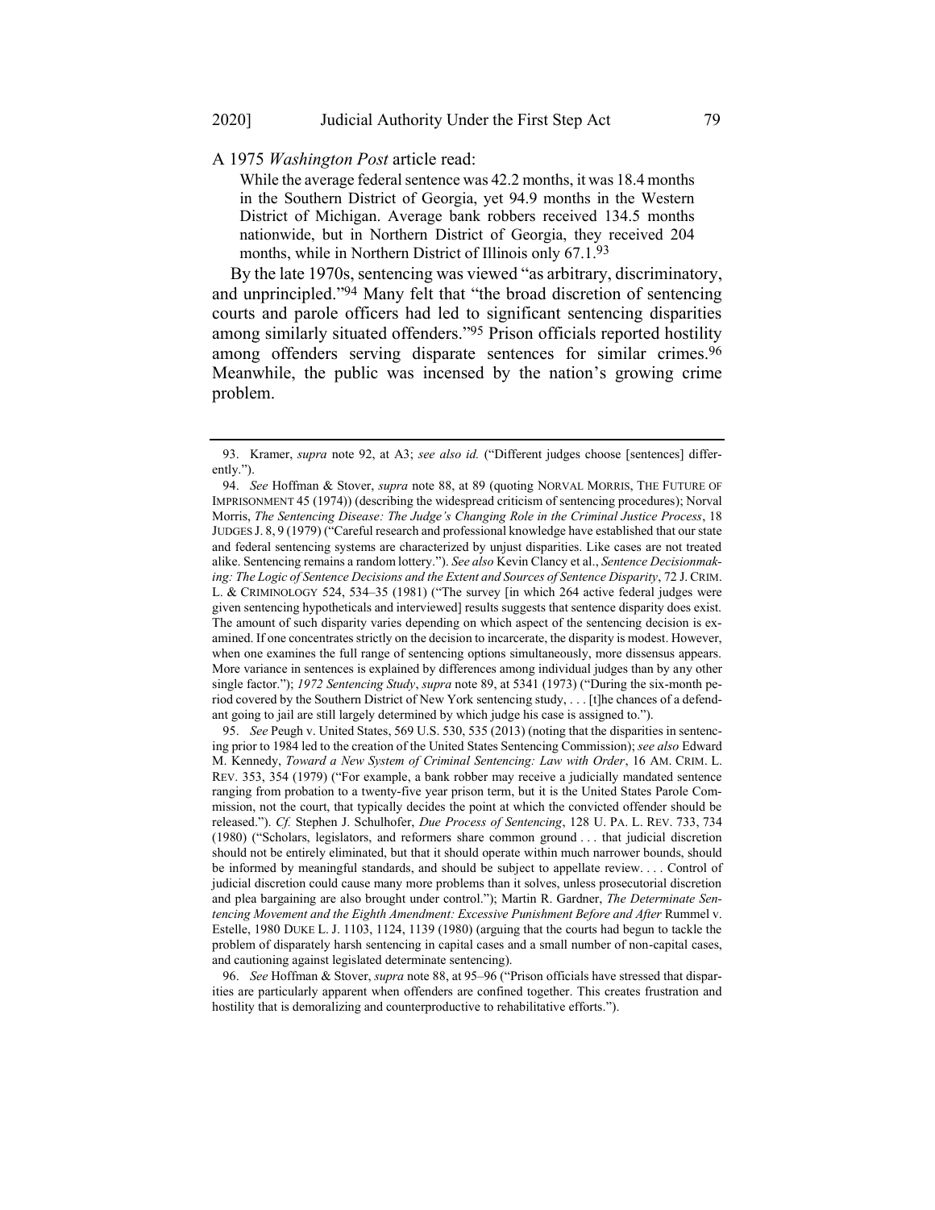A 1975 *Washington Post* article read:

> While the average federal sentence was 42.2 months, it was 18.4 months in the Southern District of Georgia, yet 94.9 months in the Western District of Michigan. Average bank robbers received 134.5 months nationwide, but in Northern District of Georgia, they received 204 months, while in Northern District of Illinois only 67.1.[93]

By the late 1970s, sentencing was viewed "as arbitrary, discriminatory, and unprincipled."[94] Many felt that "the broad discretion of sentencing courts and parole officers had led to significant sentencing disparities among similarly situated offenders."[95] Prison officials reported hostility among offenders serving disparate sentences for similar crimes.[96] Meanwhile, the public was incensed by the nation's growing crime problem.

---

93. Kramer, *supra* note 92, at A3; *see also id.* ("Different judges choose [sentences] differently.").

94. *See* Hoffman & Stover, *supra* note 88, at 89 (quoting NORVAL MORRIS, THE FUTURE OF IMPRISONMENT 45 (1974)) (describing the widespread criticism of sentencing procedures); Norval Morris, *The Sentencing Disease: The Judge's Changing Role in the Criminal Justice Process*, 18 JUDGES J. 8, 9 (1979) ("Careful research and professional knowledge have established that our state and federal sentencing systems are characterized by unjust disparities. Like cases are not treated alike. Sentencing remains a random lottery."). *See also* Kevin Clancy et al., *Sentence Decisionmaking: The Logic of Sentence Decisions and the Extent and Sources of Sentence Disparity*, 72 J. CRIM. L. & CRIMINOLOGY 524, 534–35 (1981) ("The survey [in which 264 active federal judges were given sentencing hypotheticals and interviewed] results suggests that sentence disparity does exist. The amount of such disparity varies depending on which aspect of the sentencing decision is examined. If one concentrates strictly on the decision to incarcerate, the disparity is modest. However, when one examines the full range of sentencing options simultaneously, more dissensus appears. More variance in sentences is explained by differences among individual judges than by any other single factor."); *1972 Sentencing Study*, *supra* note 89, at 5341 (1973) ("During the six-month period covered by the Southern District of New York sentencing study, . . . [t]he chances of a defendant going to jail are still largely determined by which judge his case is assigned to.").

95. *See* Peugh v. United States, 569 U.S. 530, 535 (2013) (noting that the disparities in sentencing prior to 1984 led to the creation of the United States Sentencing Commission); *see also* Edward M. Kennedy, *Toward a New System of Criminal Sentencing: Law with Order*, 16 AM. CRIM. L. REV. 353, 354 (1979) ("For example, a bank robber may receive a judicially mandated sentence ranging from probation to a twenty-five year prison term, but it is the United States Parole Commission, not the court, that typically decides the point at which the convicted offender should be released."). *Cf.* Stephen J. Schulhofer, *Due Process of Sentencing*, 128 U. PA. L. REV. 733, 734 (1980) ("Scholars, legislators, and reformers share common ground . . . that judicial discretion should not be entirely eliminated, but that it should operate within much narrower bounds, should be informed by meaningful standards, and should be subject to appellate review. . . . Control of judicial discretion could cause many more problems than it solves, unless prosecutorial discretion and plea bargaining are also brought under control."); Martin R. Gardner, *The Determinate Sentencing Movement and the Eighth Amendment: Excessive Punishment Before and After* Rummel v. Estelle, 1980 DUKE L. J. 1103, 1124, 1139 (1980) (arguing that the courts had begun to tackle the problem of disparately harsh sentencing in capital cases and a small number of non-capital cases, and cautioning against legislated determinate sentencing).

96. *See* Hoffman & Stover, *supra* note 88, at 95–96 ("Prison officials have stressed that disparities are particularly apparent when offenders are confined together. This creates frustration and hostility that is demoralizing and counterproductive to rehabilitative efforts.").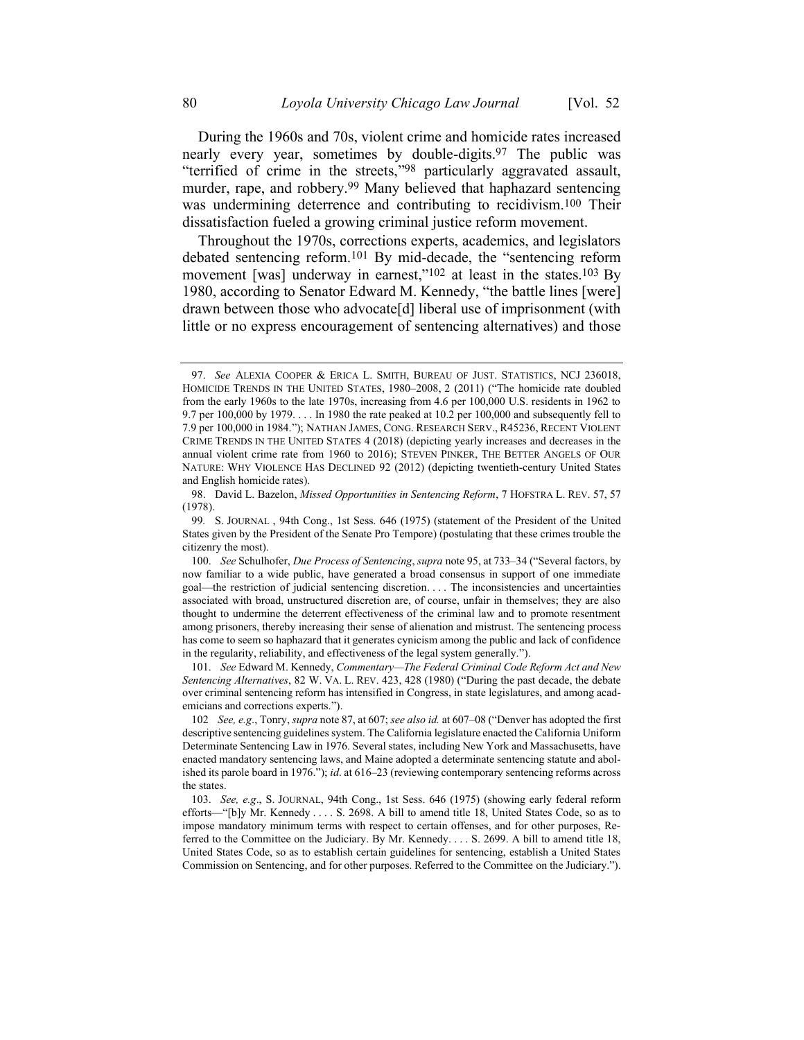During the 1960s and 70s, violent crime and homicide rates increased nearly every year, sometimes by double-digits.[97] The public was "terrified of crime in the streets,"[98] particularly aggravated assault, murder, rape, and robbery.[99] Many believed that haphazard sentencing was undermining deterrence and contributing to recidivism.[100] Their dissatisfaction fueled a growing criminal justice reform movement.

Throughout the 1970s, corrections experts, academics, and legislators debated sentencing reform.[101] By mid-decade, the "sentencing reform movement [was] underway in earnest,"[102] at least in the states.[103] By 1980, according to Senator Edward M. Kennedy, "the battle lines [were] drawn between those who advocate[d] liberal use of imprisonment (with little or no express encouragement of sentencing alternatives) and those

---

97. *See* ALEXIA COOPER & ERICA L. SMITH, BUREAU OF JUST. STATISTICS, NCJ 236018, HOMICIDE TRENDS IN THE UNITED STATES, 1980–2008, 2 (2011) ("The homicide rate doubled from the early 1960s to the late 1970s, increasing from 4.6 per 100,000 U.S. residents in 1962 to 9.7 per 100,000 by 1979. . . . In 1980 the rate peaked at 10.2 per 100,000 and subsequently fell to 7.9 per 100,000 in 1984."); NATHAN JAMES, CONG. RESEARCH SERV., R45236, RECENT VIOLENT CRIME TRENDS IN THE UNITED STATES 4 (2018) (depicting yearly increases and decreases in the annual violent crime rate from 1960 to 2016); STEVEN PINKER, THE BETTER ANGELS OF OUR NATURE: WHY VIOLENCE HAS DECLINED 92 (2012) (depicting twentieth-century United States and English homicide rates).

98. David L. Bazelon, *Missed Opportunities in Sentencing Reform*, 7 HOFSTRA L. REV. 57, 57 (1978).

99. S. JOURNAL , 94th Cong., 1st Sess. 646 (1975) (statement of the President of the United States given by the President of the Senate Pro Tempore) (postulating that these crimes trouble the citizenry the most).

100. *See* Schulhofer, *Due Process of Sentencing*, *supra* note 95, at 733–34 ("Several factors, by now familiar to a wide public, have generated a broad consensus in support of one immediate goal—the restriction of judicial sentencing discretion. . . . The inconsistencies and uncertainties associated with broad, unstructured discretion are, of course, unfair in themselves; they are also thought to undermine the deterrent effectiveness of the criminal law and to promote resentment among prisoners, thereby increasing their sense of alienation and mistrust. The sentencing process has come to seem so haphazard that it generates cynicism among the public and lack of confidence in the regularity, reliability, and effectiveness of the legal system generally.").

101. *See* Edward M. Kennedy, *Commentary—The Federal Criminal Code Reform Act and New Sentencing Alternatives*, 82 W. VA. L. REV. 423, 428 (1980) ("During the past decade, the debate over criminal sentencing reform has intensified in Congress, in state legislatures, and among academicians and corrections experts.").

102 *See, e.g.*, Tonry, *supra* note 87, at 607; *see also id.* at 607–08 ("Denver has adopted the first descriptive sentencing guidelines system. The California legislature enacted the California Uniform Determinate Sentencing Law in 1976. Several states, including New York and Massachusetts, have enacted mandatory sentencing laws, and Maine adopted a determinate sentencing statute and abolished its parole board in 1976."); *id*. at 616–23 (reviewing contemporary sentencing reforms across the states.

103. *See, e.g*., S. JOURNAL, 94th Cong., 1st Sess. 646 (1975) (showing early federal reform efforts—"[b]y Mr. Kennedy . . . . S. 2698. A bill to amend title 18, United States Code, so as to impose mandatory minimum terms with respect to certain offenses, and for other purposes, Referred to the Committee on the Judiciary. By Mr. Kennedy. . . . S. 2699. A bill to amend title 18, United States Code, so as to establish certain guidelines for sentencing, establish a United States Commission on Sentencing, and for other purposes. Referred to the Committee on the Judiciary.").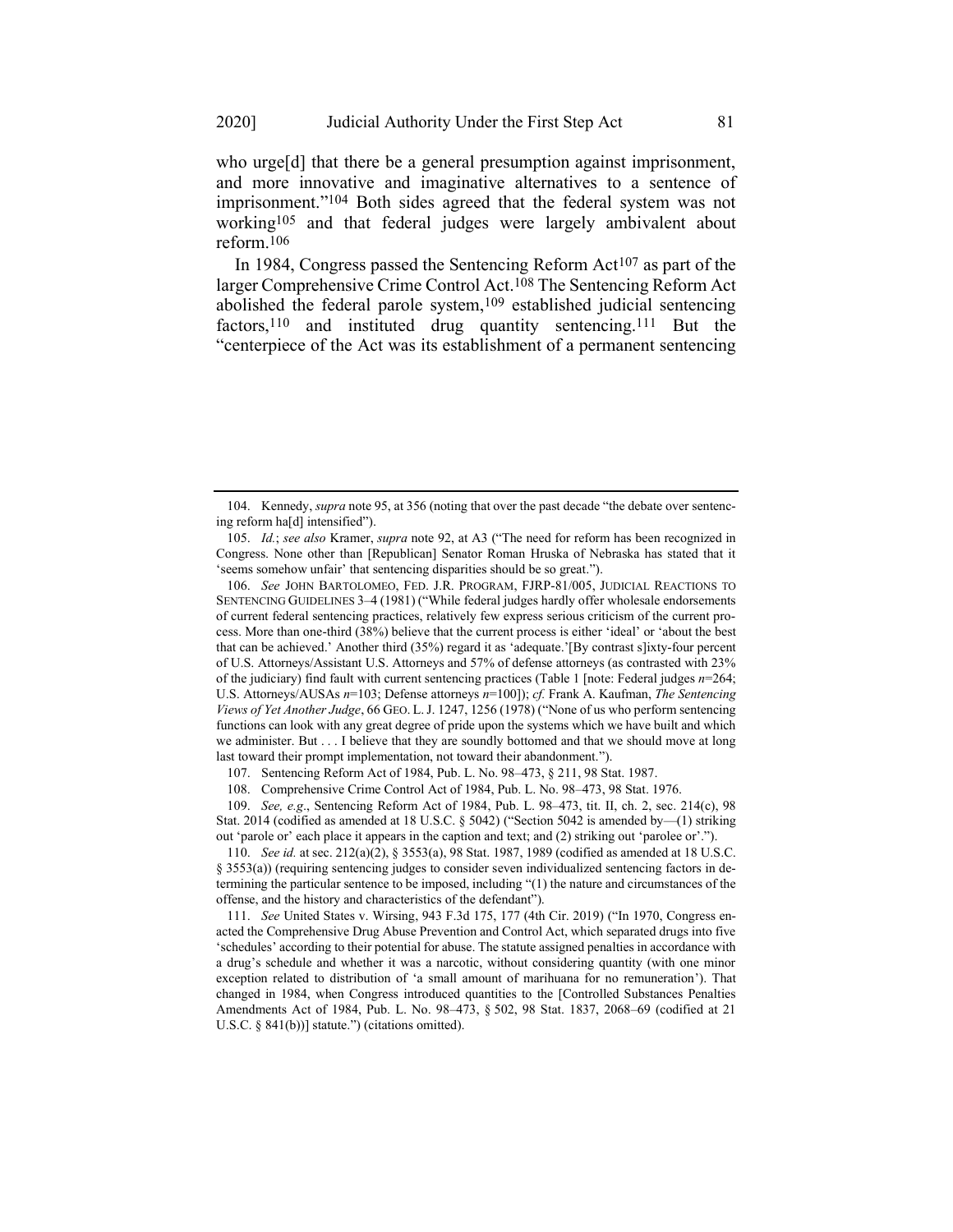who urge[d] that there be a general presumption against imprisonment, and more innovative and imaginative alternatives to a sentence of imprisonment."[104] Both sides agreed that the federal system was not working[105] and that federal judges were largely ambivalent about reform.[106]

In 1984, Congress passed the Sentencing Reform Act[107] as part of the larger Comprehensive Crime Control Act.[108] The Sentencing Reform Act abolished the federal parole system,[109] established judicial sentencing factors,[110] and instituted drug quantity sentencing.[111] But the "centerpiece of the Act was its establishment of a permanent sentencing

---

104. Kennedy, *supra* note 95, at 356 (noting that over the past decade "the debate over sentencing reform ha[d] intensified").

105. *Id.*; *see also* Kramer, *supra* note 92, at A3 ("The need for reform has been recognized in Congress. None other than [Republican] Senator Roman Hruska of Nebraska has stated that it 'seems somehow unfair' that sentencing disparities should be so great.").

106. *See* JOHN BARTOLOMEO, FED. J.RP. PROGRAM, FJRP-81/005, JUDICIAL REACTIONS TO SENTENCING GUIDELINES 3–4 (1981) ("While federal judges hardly offer wholesale endorsements of current federal sentencing practices, relatively few express serious criticism of the current process. More than one-third (38%) believe that the current process is either 'ideal' or 'about the best that can be achieved.' Another third (35%) regard it as 'adequate.'[By contrast s]ixty-four percent of U.S. Attorneys/Assistant U.S. Attorneys and 57% of defense attorneys (as contrasted with 23% of the judiciary) find fault with current sentencing practices (Table 1 [note: Federal judges *n*=264; U.S. Attorneys/AUSAs *n*=103; Defense attorneys *n*=100]); *cf.* Frank A. Kaufman, *The Sentencing Views of Yet Another Judge*, 66 GEO. L. J. 1247, 1256 (1978) ("None of us who perform sentencing functions can look with any great degree of pride upon the systems which we have built and which we administer. But . . . I believe that they are soundly bottomed and that we should move at long last toward their prompt implementation, not toward their abandonment.").

107. Sentencing Reform Act of 1984, Pub. L. No. 98–473, § 211, 98 Stat. 1987.

108. Comprehensive Crime Control Act of 1984, Pub. L. No. 98–473, 98 Stat. 1976.

109. *See, e.g*., Sentencing Reform Act of 1984, Pub. L. 98–473, tit. II, ch. 2, sec. 214(c), 98 Stat. 2014 (codified as amended at 18 U.S.C. § 5042) ("Section 5042 is amended by—(1) striking out 'parole or' each place it appears in the caption and text; and (2) striking out 'parolee or'.").

110. *See id.* at sec. 212(a)(2), § 3553(a), 98 Stat. 1987, 1989 (codified as amended at 18 U.S.C. § 3553(a)) (requiring sentencing judges to consider seven individualized sentencing factors in determining the particular sentence to be imposed, including "(1) the nature and circumstances of the offense, and the history and characteristics of the defendant").

111. *See* United States v. Wirsing, 943 F.3d 175, 177 (4th Cir. 2019) ("In 1970, Congress enacted the Comprehensive Drug Abuse Prevention and Control Act, which separated drugs into five 'schedules' according to their potential for abuse. The statute assigned penalties in accordance with a drug's schedule and whether it was a narcotic, without considering quantity (with one minor exception related to distribution of 'a small amount of marihuana for no remuneration'). That changed in 1984, when Congress introduced quantities to the [Controlled Substances Penalties Amendments Act of 1984, Pub. L. No. 98–473, § 502, 98 Stat. 1837, 2068–69 (codified at 21 U.S.C. § 841(b))] statute.") (citations omitted).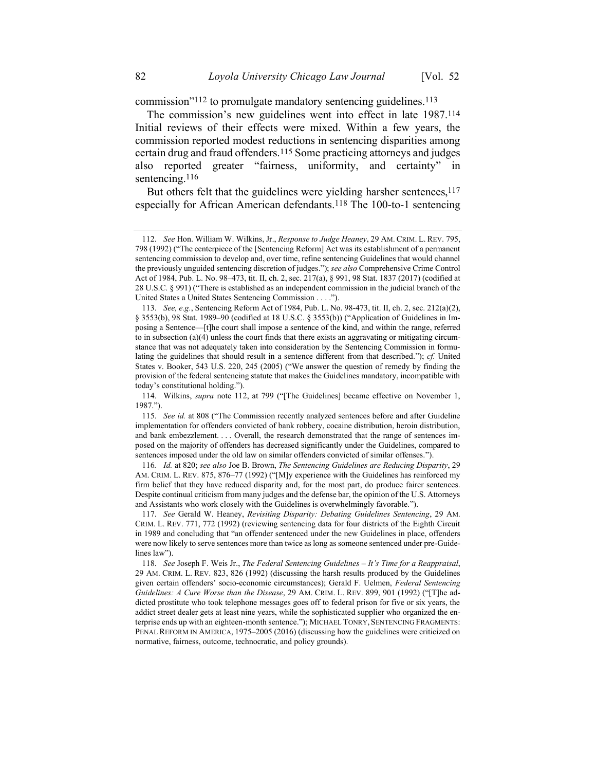commission"[112] to promulgate mandatory sentencing guidelines.[113]

The commission's new guidelines went into effect in late 1987.[114] Initial reviews of their effects were mixed. Within a few years, the commission reported modest reductions in sentencing disparities among certain drug and fraud offenders.[115] Some practicing attorneys and judges also reported greater "fairness, uniformity, and certainty" in sentencing.[116]

But others felt that the guidelines were yielding harsher sentences,[117] especially for African American defendants.[118] The 100-to-1 sentencing

---

112. *See* Hon. William W. Wilkins, Jr., *Response to Judge Heaney*, 29 AM. CRIM. L. REV. 795, 798 (1992) ("The centerpiece of the [Sentencing Reform] Act was its establishment of a permanent sentencing commission to develop and, over time, refine sentencing Guidelines that would channel the previously unguided sentencing discretion of judges."); *see also* Comprehensive Crime Control Act of 1984, Pub. L. No. 98–473, tit. II, ch. 2, sec. 217(a), § 991, 98 Stat. 1837 (2017) (codified at 28 U.S.C. § 991) ("There is established as an independent commission in the judicial branch of the United States a United States Sentencing Commission . . . .").

113. *See, e.g.*, Sentencing Reform Act of 1984, Pub. L. No. 98-473, tit. II, ch. 2, sec. 212(a)(2), § 3553(b), 98 Stat. 1989–90 (codified at 18 U.S.C. § 3553(b)) ("Application of Guidelines in Imposing a Sentence—[t]he court shall impose a sentence of the kind, and within the range, referred to in subsection (a)(4) unless the court finds that there exists an aggravating or mitigating circumstance that was not adequately taken into consideration by the Sentencing Commission in formulating the guidelines that should result in a sentence different from that described."); *cf.* United States v. Booker, 543 U.S. 220, 245 (2005) ("We answer the question of remedy by finding the provision of the federal sentencing statute that makes the Guidelines mandatory, incompatible with today's constitutional holding.").

114. Wilkins, *supra* note 112, at 799 ("[The Guidelines] became effective on November 1, 1987.").

115. *See id.* at 808 ("The Commission recently analyzed sentences before and after Guideline implementation for offenders convicted of bank robbery, cocaine distribution, heroin distribution, and bank embezzlement. . . . Overall, the research demonstrated that the range of sentences imposed on the majority of offenders has decreased significantly under the Guidelines, compared to sentences imposed under the old law on similar offenders convicted of similar offenses.").

116. *Id.* at 820; *see also* Joe B. Brown, *The Sentencing Guidelines are Reducing Disparity*, 29 AM. CRIM. L. REV. 875, 876–77 (1992) ("[M]y experience with the Guidelines has reinforced my firm belief that they have reduced disparity and, for the most part, do produce fairer sentences. Despite continual criticism from many judges and the defense bar, the opinion of the U.S. Attorneys and Assistants who work closely with the Guidelines is overwhelmingly favorable.").

117. *See* Gerald W. Heaney, *Revisiting Disparity: Debating Guidelines Sentencing*, 29 AM. CRIM. L. REV. 771, 772 (1992) (reviewing sentencing data for four districts of the Eighth Circuit in 1989 and concluding that "an offender sentenced under the new Guidelines in place, offenders were now likely to serve sentences more than twice as long as someone sentenced under pre-Guidelines law").

118. *See* Joseph F. Weis Jr., *The Federal Sentencing Guidelines – It's Time for a Reappraisal*, 29 AM. CRIM. L. REV. 823, 826 (1992) (discussing the harsh results produced by the Guidelines given certain offenders' socio-economic circumstances); Gerald F. Uelmen, *Federal Sentencing Guidelines: A Cure Worse than the Disease*, 29 AM. CRIM. L. REV. 899, 901 (1992) ("[T]he addicted prostitute who took telephone messages goes off to federal prison for five or six years, the addict street dealer gets at least nine years, while the sophisticated supplier who organized the enterprise ends up with an eighteen-month sentence."); MICHAEL TONRY, SENTENCING FRAGMENTS: PENAL REFORM IN AMERICA, 1975–2005 (2016) (discussing how the guidelines were criticized on normative, fairness, outcome, technocratic, and policy grounds).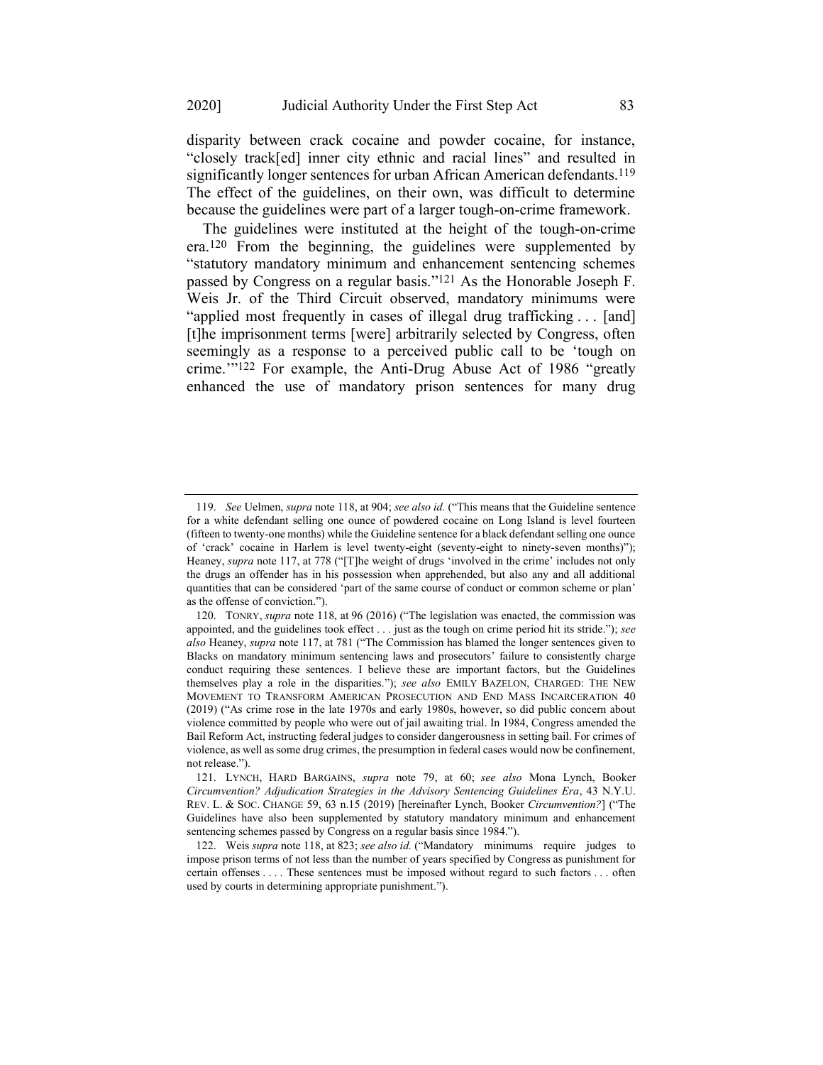disparity between crack cocaine and powder cocaine, for instance, "closely track[ed] inner city ethnic and racial lines" and resulted in significantly longer sentences for urban African American defendants.[119] The effect of the guidelines, on their own, was difficult to determine because the guidelines were part of a larger tough-on-crime framework.

The guidelines were instituted at the height of the tough-on-crime era.[120] From the beginning, the guidelines were supplemented by "statutory mandatory minimum and enhancement sentencing schemes passed by Congress on a regular basis."[121] As the Honorable Joseph F. Weis Jr. of the Third Circuit observed, mandatory minimums were "applied most frequently in cases of illegal drug trafficking . . . [and] [t]he imprisonment terms [were] arbitrarily selected by Congress, often seemingly as a response to a perceived public call to be 'tough on crime.'"[122] For example, the Anti-Drug Abuse Act of 1986 "greatly enhanced the use of mandatory prison sentences for many drug

---

119. *See* Uelmen, *supra* note 118, at 904; *see also id.* ("This means that the Guideline sentence for a white defendant selling one ounce of powdered cocaine on Long Island is level fourteen (fifteen to twenty-one months) while the Guideline sentence for a black defendant selling one ounce of 'crack' cocaine in Harlem is level twenty-eight (seventy-eight to ninety-seven months)"); Heaney, *supra* note 117, at 778 ("[T]he weight of drugs 'involved in the crime' includes not only the drugs an offender has in his possession when apprehended, but also any and all additional quantities that can be considered 'part of the same course of conduct or common scheme or plan' as the offense of conviction.").

120. TONRY, *supra* note 118, at 96 (2016) ("The legislation was enacted, the commission was appointed, and the guidelines took effect . . . just as the tough on crime period hit its stride."); *see also* Heaney, *supra* note 117, at 781 ("The Commission has blamed the longer sentences given to Blacks on mandatory minimum sentencing laws and prosecutors' failure to consistently charge conduct requiring these sentences. I believe these are important factors, but the Guidelines themselves play a role in the disparities."); *see also* EMILY BAZELON, CHARGED: THE NEW MOVEMENT TO TRANSFORM AMERICAN PROSECUTION AND END MASS INCARCERATION 40 (2019) ("As crime rose in the late 1970s and early 1980s, however, so did public concern about violence committed by people who were out of jail awaiting trial. In 1984, Congress amended the Bail Reform Act, instructing federal judges to consider dangerousness in setting bail. For crimes of violence, as well as some drug crimes, the presumption in federal cases would now be confinement, not release.").

121. LYNCH, HARD BARGAINS, *supra* note 79, at 60; *see also* Mona Lynch, Booker *Circumvention? Adjudication Strategies in the Advisory Sentencing Guidelines Era*, 43 N.Y.U. REV. L. & SOC. CHANGE 59, 63 n.15 (2019) [hereinafter Lynch, Booker *Circumvention?*] ("The Guidelines have also been supplemented by statutory mandatory minimum and enhancement sentencing schemes passed by Congress on a regular basis since 1984.").

122. Weis *supra* note 118, at 823; *see also id.* ("Mandatory minimums require judges to impose prison terms of not less than the number of years specified by Congress as punishment for certain offenses . . . . These sentences must be imposed without regard to such factors . . . often used by courts in determining appropriate punishment.").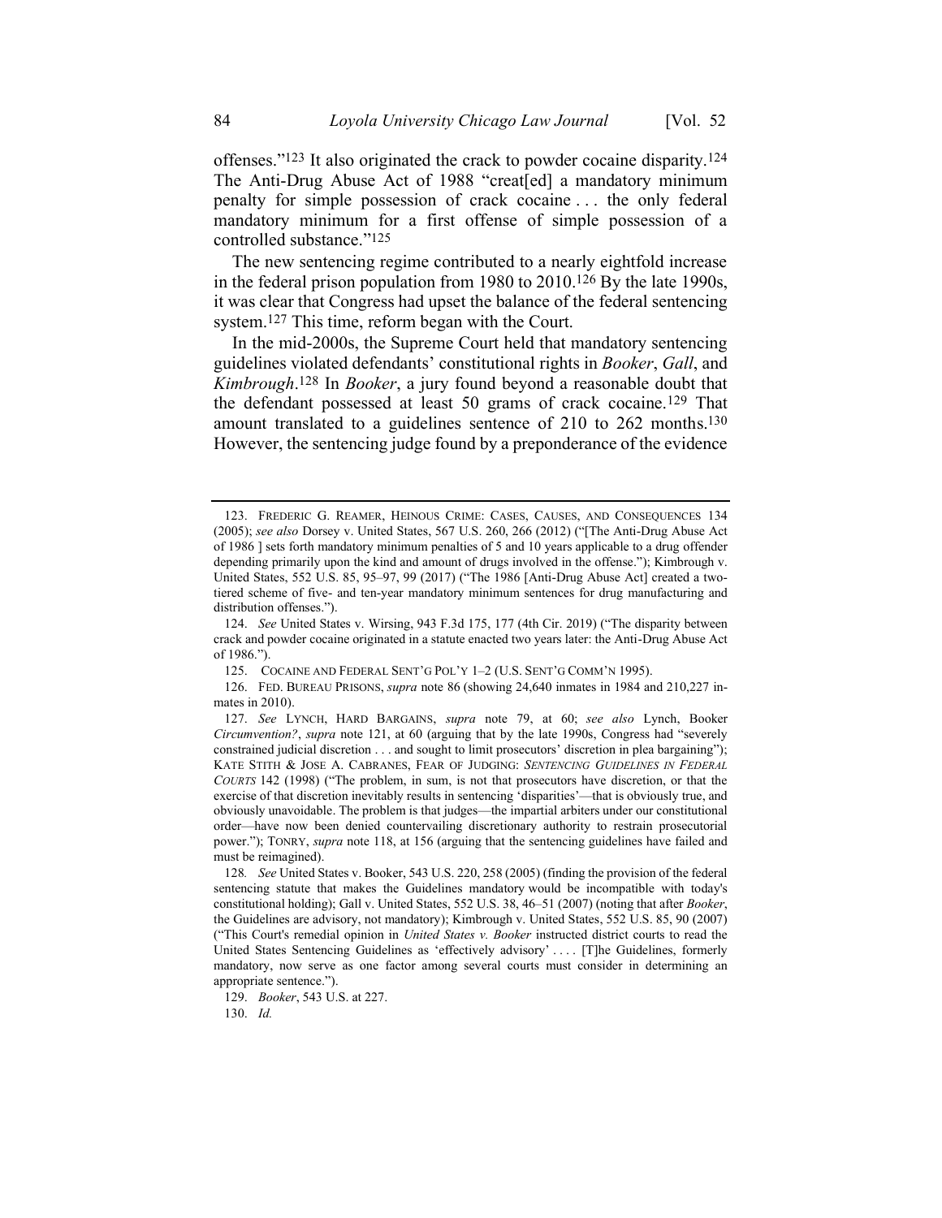offenses."[123] It also originated the crack to powder cocaine disparity.[124] The Anti-Drug Abuse Act of 1988 "creat[ed] a mandatory minimum penalty for simple possession of crack cocaine . . . the only federal mandatory minimum for a first offense of simple possession of a controlled substance."[125]

The new sentencing regime contributed to a nearly eightfold increase in the federal prison population from 1980 to 2010.[126] By the late 1990s, it was clear that Congress had upset the balance of the federal sentencing system.[127] This time, reform began with the Court.

In the mid-2000s, the Supreme Court held that mandatory sentencing guidelines violated defendants' constitutional rights in *Booker*, *Gall*, and *Kimbrough*.[128] In *Booker*, a jury found beyond a reasonable doubt that the defendant possessed at least 50 grams of crack cocaine.[129] That amount translated to a guidelines sentence of 210 to 262 months.[130] However, the sentencing judge found by a preponderance of the evidence

---

123. FREDERIC G. REAMER, HEINOUS CRIME: CASES, CAUSES, AND CONSEQUENCES 134 (2005); *see also* Dorsey v. United States, 567 U.S. 260, 266 (2012) ("[The Anti-Drug Abuse Act of 1986 ] sets forth mandatory minimum penalties of 5 and 10 years applicable to a drug offender depending primarily upon the kind and amount of drugs involved in the offense."); Kimbrough v. United States, 552 U.S. 85, 95–97, 99 (2017) ("The 1986 [Anti-Drug Abuse Act] created a two-tiered scheme of five- and ten-year mandatory minimum sentences for drug manufacturing and distribution offenses.").

124. *See* United States v. Wirsing, 943 F.3d 175, 177 (4th Cir. 2019) ("The disparity between crack and powder cocaine originated in a statute enacted two years later: the Anti-Drug Abuse Act of 1986.").

125. COCAINE AND FEDERAL SENT'G POL'Y 1–2 (U.S. SENT'G COMM'N 1995).

126. FED. BUREAU PRISONS, *supra* note 86 (showing 24,640 inmates in 1984 and 210,227 inmates in 2010).

127. *See* LYNCH, HARD BARGAINS, *supra* note 79, at 60; *see also* Lynch, Booker *Circumvention?*, *supra* note 121, at 60 (arguing that by the late 1990s, Congress had "severely constrained judicial discretion . . . and sought to limit prosecutors' discretion in plea bargaining"); KATE STITH & JOSE A. CABRANES, FEAR OF JUDGING: *SENTENCING GUIDELINES IN FEDERAL COURTS* 142 (1998) ("The problem, in sum, is not that prosecutors have discretion, or that the exercise of that discretion inevitably results in sentencing 'disparities'—that is obviously true, and obviously unavoidable. The problem is that judges—the impartial arbiters under our constitutional order—have now been denied countervailing discretionary authority to restrain prosecutorial power."); TONRY, *supra* note 118, at 156 (arguing that the sentencing guidelines have failed and must be reimagined).

128. *See* United States v. Booker, 543 U.S. 220, 258 (2005) (finding the provision of the federal sentencing statute that makes the Guidelines mandatory would be incompatible with today's constitutional holding); Gall v. United States, 552 U.S. 38, 46–51 (2007) (noting that after *Booker*, the Guidelines are advisory, not mandatory); Kimbrough v. United States, 552 U.S. 85, 90 (2007) ("This Court's remedial opinion in *United States v. Booker* instructed district courts to read the United States Sentencing Guidelines as 'effectively advisory' . . . . [T]he Guidelines, formerly mandatory, now serve as one factor among several courts must consider in determining an appropriate sentence.").

129. *Booker*, 543 U.S. at 227.

130. *Id.*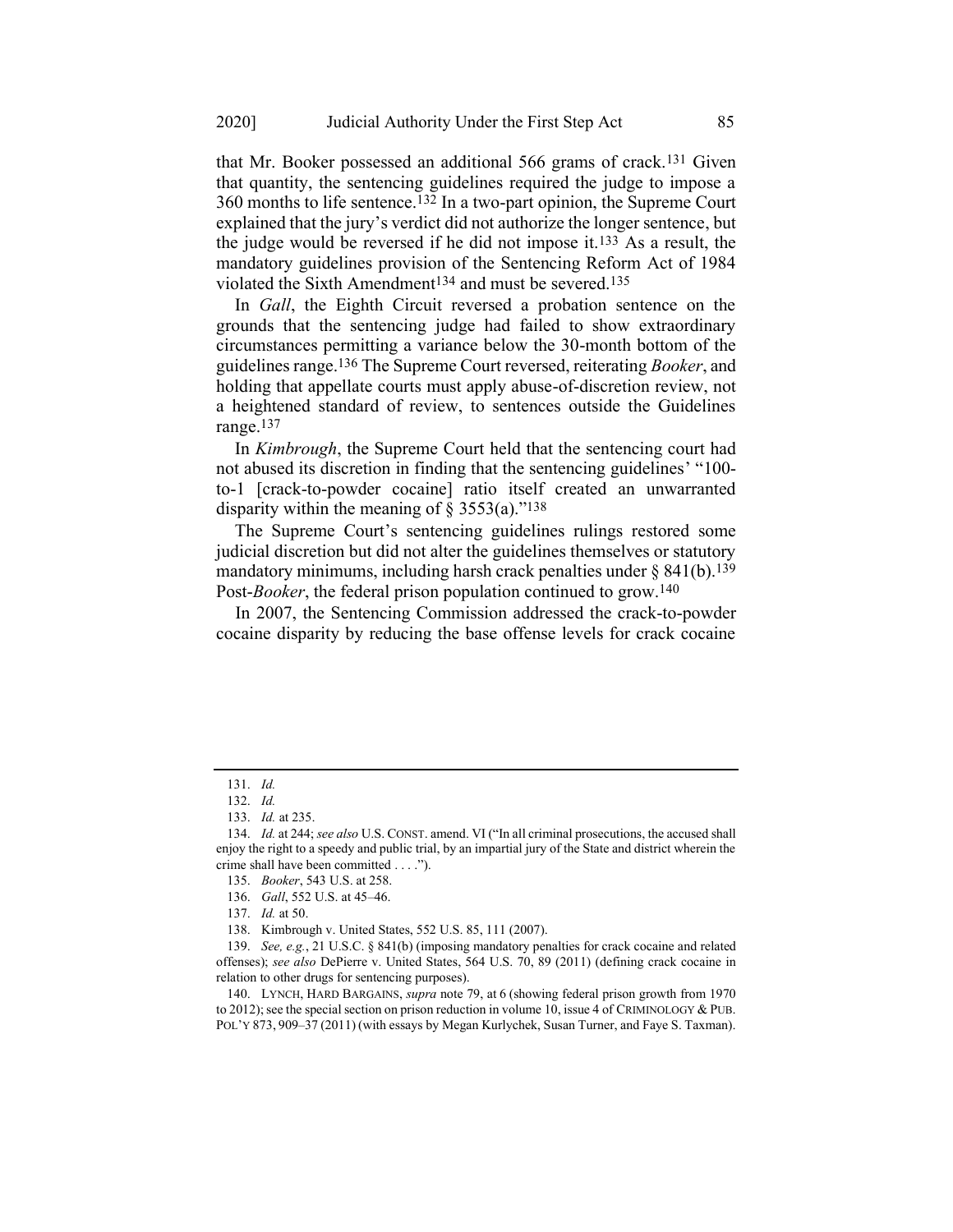that Mr. Booker possessed an additional 566 grams of crack.[131] Given that quantity, the sentencing guidelines required the judge to impose a 360 months to life sentence.[132] In a two-part opinion, the Supreme Court explained that the jury's verdict did not authorize the longer sentence, but the judge would be reversed if he did not impose it.[133] As a result, the mandatory guidelines provision of the Sentencing Reform Act of 1984 violated the Sixth Amendment[134] and must be severed.[135]

In *Gall*, the Eighth Circuit reversed a probation sentence on the grounds that the sentencing judge had failed to show extraordinary circumstances permitting a variance below the 30-month bottom of the guidelines range.[136] The Supreme Court reversed, reiterating *Booker*, and holding that appellate courts must apply abuse-of-discretion review, not a heightened standard of review, to sentences outside the Guidelines range.[137]

In *Kimbrough*, the Supreme Court held that the sentencing court had not abused its discretion in finding that the sentencing guidelines' "100-to-1 [crack-to-powder cocaine] ratio itself created an unwarranted disparity within the meaning of § 3553(a)."[138]

The Supreme Court's sentencing guidelines rulings restored some judicial discretion but did not alter the guidelines themselves or statutory mandatory minimums, including harsh crack penalties under § 841(b).[139] Post-*Booker*, the federal prison population continued to grow.[140]

In 2007, the Sentencing Commission addressed the crack-to-powder cocaine disparity by reducing the base offense levels for crack cocaine

---

131. *Id.*

132. *Id.*

133. *Id.* at 235.

134. *Id.* at 244; *see also* U.S. CONST. amend. VI ("In all criminal prosecutions, the accused shall enjoy the right to a speedy and public trial, by an impartial jury of the State and district wherein the crime shall have been committed . . . .").

135. *Booker*, 543 U.S. at 258.

136. *Gall*, 552 U.S. at 45–46.

137. *Id.* at 50.

138. Kimbrough v. United States, 552 U.S. 85, 111 (2007).

139. *See, e.g.*, 21 U.S.C. § 841(b) (imposing mandatory penalties for crack cocaine and related offenses); *see also* DePierre v. United States, 564 U.S. 70, 89 (2011) (defining crack cocaine in relation to other drugs for sentencing purposes).

140. LYNCH, HARD BARGAINS, *supra* note 79, at 6 (showing federal prison growth from 1970 to 2012); see the special section on prison reduction in volume 10, issue 4 of CRIMINOLOGY & PUB. POL'Y 873, 909–37 (2011) (with essays by Megan Kurlychek, Susan Turner, and Faye S. Taxman).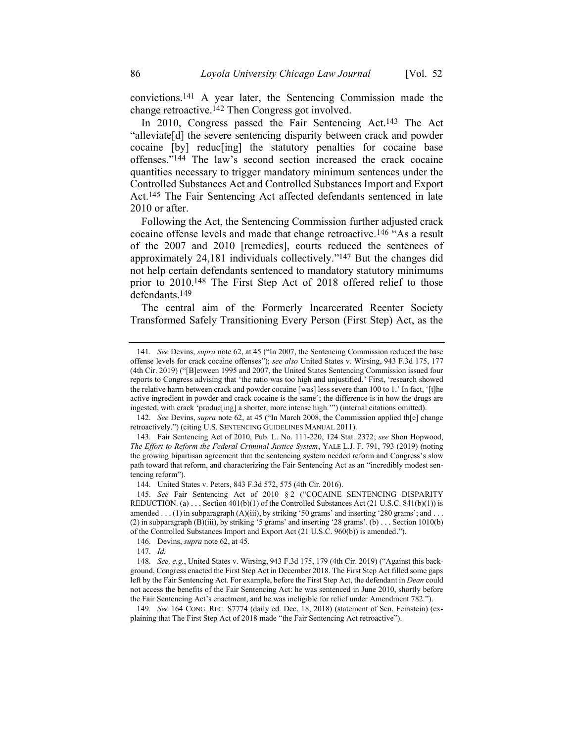convictions.[141] A year later, the Sentencing Commission made the change retroactive.[142] Then Congress got involved.

In 2010, Congress passed the Fair Sentencing Act.[143] The Act "alleviate[d] the severe sentencing disparity between crack and powder cocaine [by] reduc[ing] the statutory penalties for cocaine base offenses."[144] The law's second section increased the crack cocaine quantities necessary to trigger mandatory minimum sentences under the Controlled Substances Act and Controlled Substances Import and Export Act.[145] The Fair Sentencing Act affected defendants sentenced in late 2010 or after.

Following the Act, the Sentencing Commission further adjusted crack cocaine offense levels and made that change retroactive.[146] "As a result of the 2007 and 2010 [remedies], courts reduced the sentences of approximately 24,181 individuals collectively."[147] But the changes did not help certain defendants sentenced to mandatory statutory minimums prior to 2010.[148] The First Step Act of 2018 offered relief to those defendants.[149]

The central aim of the Formerly Incarcerated Reenter Society Transformed Safely Transitioning Every Person (First Step) Act, as the

---

141. *See* Devins, *supra* note 62, at 45 ("In 2007, the Sentencing Commission reduced the base offense levels for crack cocaine offenses"); *see also* United States v. Wirsing, 943 F.3d 175, 177 (4th Cir. 2019) ("[B]etween 1995 and 2007, the United States Sentencing Commission issued four reports to Congress advising that 'the ratio was too high and unjustified.' First, 'research showed the relative harm between crack and powder cocaine [was] less severe than 100 to 1.' In fact, '[t]he active ingredient in powder and crack cocaine is the same'; the difference is in how the drugs are ingested, with crack 'produc[ing] a shorter, more intense high.'") (internal citations omitted).

142. *See* Devins, *supra* note 62, at 45 ("In March 2008, the Commission applied th[e] change retroactively.") (citing U.S. SENTENCING GUIDELINES MANUAL 2011).

143. Fair Sentencing Act of 2010, Pub. L. No. 111-220, 124 Stat. 2372; *see* Shon Hopwood, *The Effort to Reform the Federal Criminal Justice System*, YALE L.J. F. 791, 793 (2019) (noting the growing bipartisan agreement that the sentencing system needed reform and Congress's slow path toward that reform, and characterizing the Fair Sentencing Act as an "incredibly modest sentencing reform").

144. United States v. Peters, 843 F.3d 572, 575 (4th Cir. 2016).

145. *See* Fair Sentencing Act of 2010 § 2 ("COCAINE SENTENCING DISPARITY REDUCTION. (a) . . . Section 401(b)(1) of the Controlled Substances Act (21 U.S.C. 841(b)(1)) is amended . . . (1) in subparagraph (A)(iii), by striking '50 grams' and inserting '280 grams'; and . . . (2) in subparagraph (B)(iii), by striking '5 grams' and inserting '28 grams'. (b) . . . Section 1010(b) of the Controlled Substances Import and Export Act (21 U.S.C. 960(b)) is amended.").

146. Devins, *supra* note 62, at 45.

147. *Id.*

148. *See, e.g.*, United States v. Wirsing, 943 F.3d 175, 179 (4th Cir. 2019) ("Against this background, Congress enacted the First Step Act in December 2018. The First Step Act filled some gaps left by the Fair Sentencing Act. For example, before the First Step Act, the defendant in *Dean* could not access the benefits of the Fair Sentencing Act: he was sentenced in June 2010, shortly before the Fair Sentencing Act's enactment, and he was ineligible for relief under Amendment 782.").

149. *See* 164 CONG. REC. S7774 (daily ed. Dec. 18, 2018) (statement of Sen. Feinstein) (explaining that The First Step Act of 2018 made "the Fair Sentencing Act retroactive").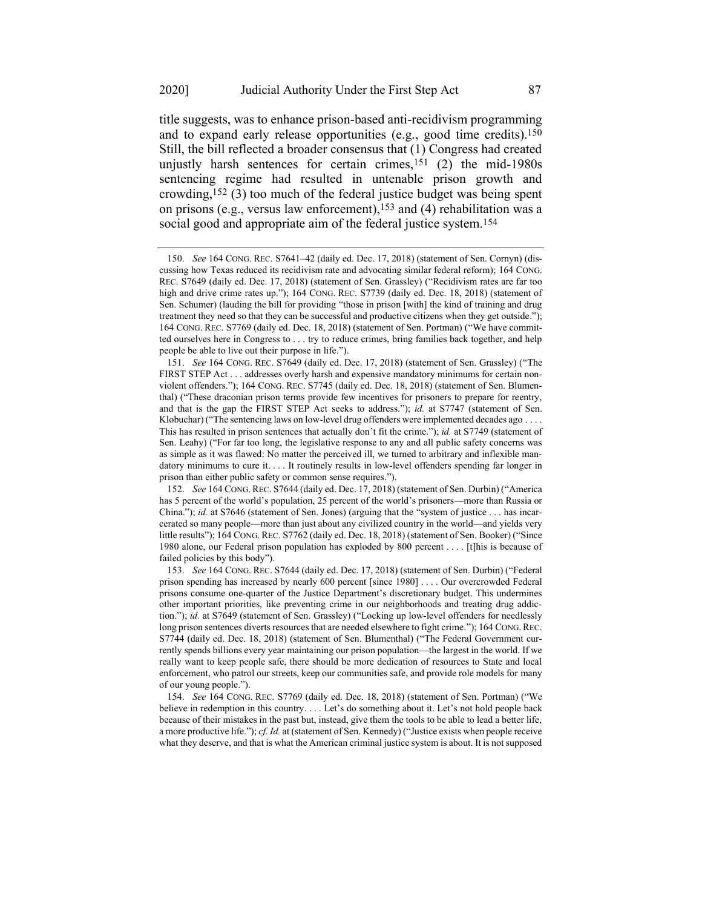title suggests, was to enhance prison-based anti-recidivism programming and to expand early release opportunities (e.g., good time credits).[150] Still, the bill reflected a broader consensus that (1) Congress had created unjustly harsh sentences for certain crimes,[151] (2) the mid-1980s sentencing regime had resulted in untenable prison growth and crowding,[152] (3) too much of the federal justice budget was being spent on prisons (e.g., versus law enforcement),[153] and (4) rehabilitation was a social good and appropriate aim of the federal justice system.[154]

---

150. *See* 164 CONG. REC. S7641–42 (daily ed. Dec. 17, 2018) (statement of Sen. Cornyn) (discussing how Texas reduced its recidivism rate and advocating similar federal reform); 164 CONG. REC. S7649 (daily ed. Dec. 17, 2018) (statement of Sen. Grassley) ("Recidivism rates are far too high and drive crime rates up."); 164 CONG. REC. S7739 (daily ed. Dec. 18, 2018) (statement of Sen. Schumer) (lauding the bill for providing "those in prison [with] the kind of training and drug treatment they need so that they can be successful and productive citizens when they get outside."); 164 CONG. REC. S7769 (daily ed. Dec. 18, 2018) (statement of Sen. Portman) ("We have committed ourselves here in Congress to . . . try to reduce crimes, bring families back together, and help people be able to live out their purpose in life.").

151. *See* 164 CONG. REC. S7649 (daily ed. Dec. 17, 2018) (statement of Sen. Grassley) ("The FIRST STEP Act . . . addresses overly harsh and expensive mandatory minimums for certain nonviolent offenders."); 164 CONG. REC. S7745 (daily ed. Dec. 18, 2018) (statement of Sen. Blumenthal) ("These draconian prison terms provide few incentives for prisoners to prepare for reentry, and that is the gap the FIRST STEP Act seeks to address."); *id.* at S7747 (statement of Sen. Klobuchar) ("The sentencing laws on low-level drug offenders were implemented decades ago . . . . This has resulted in prison sentences that actually don't fit the crime."); *id.* at S7749 (statement of Sen. Leahy) ("For far too long, the legislative response to any and all public safety concerns was as simple as it was flawed: No matter the perceived ill, we turned to arbitrary and inflexible mandatory minimums to cure it. . . . It routinely results in low-level offenders spending far longer in prison than either public safety or common sense requires.").

152. *See* 164 CONG. REC. S7644 (daily ed. Dec. 17, 2018) (statement of Sen. Durbin) ("America has 5 percent of the world's population, 25 percent of the world's prisoners—more than Russia or China."); *id.* at S7646 (statement of Sen. Jones) (arguing that the "system of justice . . . has incarcerated so many people—more than just about any civilized country in the world—and yields very little results"); 164 CONG. REC. S7762 (daily ed. Dec. 18, 2018) (statement of Sen. Booker) ("Since 1980 alone, our Federal prison population has exploded by 800 percent . . . . [t]his is because of failed policies by this body").

153. *See* 164 CONG. REC. S7644 (daily ed. Dec. 17, 2018) (statement of Sen. Durbin) ("Federal prison spending has increased by nearly 600 percent [since 1980] . . . . Our overcrowded Federal prisons consume one-quarter of the Justice Department's discretionary budget. This undermines other important priorities, like preventing crime in our neighborhoods and treating drug addiction."); *id.* at S7649 (statement of Sen. Grassley) ("Locking up low-level offenders for needlessly long prison sentences diverts resources that are needed elsewhere to fight crime."); 164 CONG. REC. S7744 (daily ed. Dec. 18, 2018) (statement of Sen. Blumenthal) ("The Federal Government currently spends billions every year maintaining our prison population—the largest in the world. If we really want to keep people safe, there should be more dedication of resources to State and local enforcement, who patrol our streets, keep our communities safe, and provide role models for many of our young people.").

154. *See* 164 CONG. REC. S7769 (daily ed. Dec. 18, 2018) (statement of Sen. Portman) ("We believe in redemption in this country. . . . Let's do something about it. Let's not hold people back because of their mistakes in the past but, instead, give them the tools to be able to lead a better life, a more productive life."); *cf. Id.* at (statement of Sen. Kennedy) ("Justice exists when people receive what they deserve, and that is what the American criminal justice system is about. It is not supposed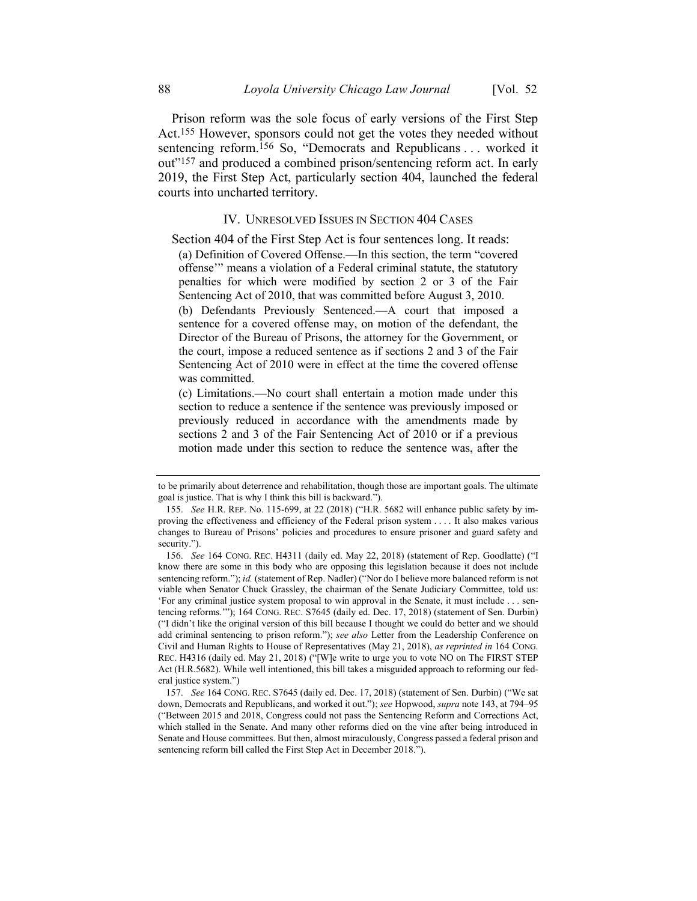Prison reform was the sole focus of early versions of the First Step Act.[155] However, sponsors could not get the votes they needed without sentencing reform.[156] So, "Democrats and Republicans . . . worked it out"[157] and produced a combined prison/sentencing reform act. In early 2019, the First Step Act, particularly section 404, launched the federal courts into uncharted territory.

## IV. Unresolved Issues in Section 404 Cases

Section 404 of the First Step Act is four sentences long. It reads:

> (a) Definition of Covered Offense.—In this section, the term "covered offense'" means a violation of a Federal criminal statute, the statutory penalties for which were modified by section 2 or 3 of the Fair Sentencing Act of 2010, that was committed before August 3, 2010.
>
> (b) Defendants Previously Sentenced.—A court that imposed a sentence for a covered offense may, on motion of the defendant, the Director of the Bureau of Prisons, the attorney for the Government, or the court, impose a reduced sentence as if sections 2 and 3 of the Fair Sentencing Act of 2010 were in effect at the time the covered offense was committed.
>
> (c) Limitations.—No court shall entertain a motion made under this section to reduce a sentence if the sentence was previously imposed or previously reduced in accordance with the amendments made by sections 2 and 3 of the Fair Sentencing Act of 2010 or if a previous motion made under this section to reduce the sentence was, after the

---

to be primarily about deterrence and rehabilitation, though those are important goals. The ultimate goal is justice. That is why I think this bill is backward.").

155. *See* H.R. Rep. No. 115-699, at 22 (2018) ("H.R. 5682 will enhance public safety by improving the effectiveness and efficiency of the Federal prison system . . . . It also makes various changes to Bureau of Prisons' policies and procedures to ensure prisoner and guard safety and security.").

156. *See* 164 Cong. Rec. H4311 (daily ed. May 22, 2018) (statement of Rep. Goodlatte) ("I know there are some in this body who are opposing this legislation because it does not include sentencing reform."); *id.* (statement of Rep. Nadler) ("Nor do I believe more balanced reform is not viable when Senator Chuck Grassley, the chairman of the Senate Judiciary Committee, told us: 'For any criminal justice system proposal to win approval in the Senate, it must include . . . sentencing reforms.'"); 164 Cong. Rec. S7645 (daily ed. Dec. 17, 2018) (statement of Sen. Durbin) ("I didn't like the original version of this bill because I thought we could do better and we should add criminal sentencing to prison reform."); *see also* Letter from the Leadership Conference on Civil and Human Rights to House of Representatives (May 21, 2018), *as reprinted in* 164 Cong. Rec. H4316 (daily ed. May 21, 2018) ("[W]e write to urge you to vote NO on The FIRST STEP Act (H.R.5682). While well intentioned, this bill takes a misguided approach to reforming our federal justice system.")

157. *See* 164 Cong. Rec. S7645 (daily ed. Dec. 17, 2018) (statement of Sen. Durbin) ("We sat down, Democrats and Republicans, and worked it out."); *see* Hopwood, *supra* note 143, at 794–95 ("Between 2015 and 2018, Congress could not pass the Sentencing Reform and Corrections Act, which stalled in the Senate. And many other reforms died on the vine after being introduced in Senate and House committees. But then, almost miraculously, Congress passed a federal prison and sentencing reform bill called the First Step Act in December 2018.").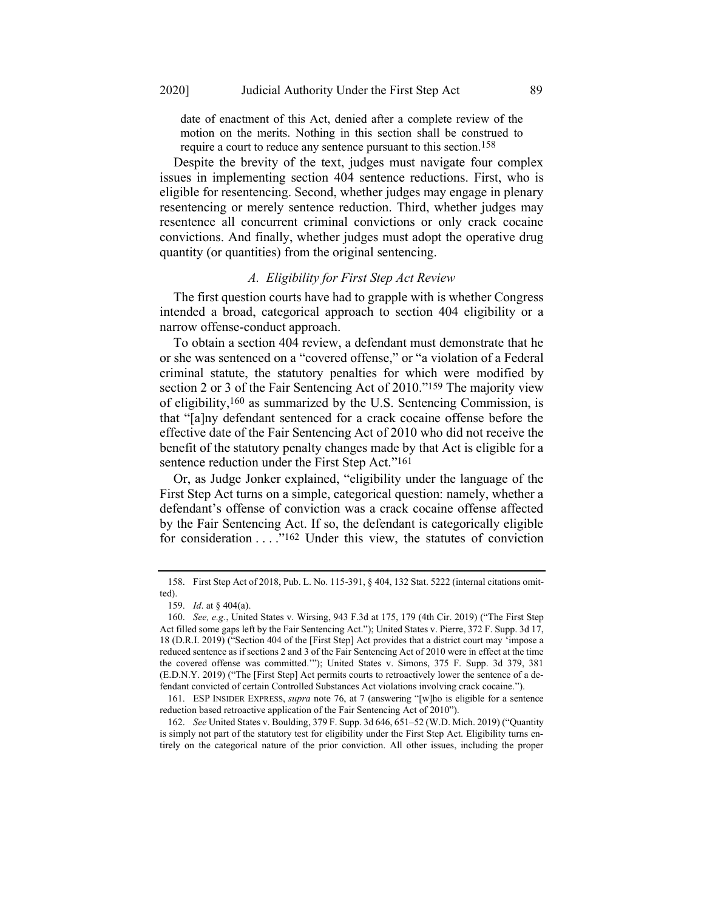date of enactment of this Act, denied after a complete review of the motion on the merits. Nothing in this section shall be construed to require a court to reduce any sentence pursuant to this section.[158]

Despite the brevity of the text, judges must navigate four complex issues in implementing section 404 sentence reductions. First, who is eligible for resentencing. Second, whether judges may engage in plenary resentencing or merely sentence reduction. Third, whether judges may resentence all concurrent criminal convictions or only crack cocaine convictions. And finally, whether judges must adopt the operative drug quantity (or quantities) from the original sentencing.

### *A. Eligibility for First Step Act Review*

The first question courts have had to grapple with is whether Congress intended a broad, categorical approach to section 404 eligibility or a narrow offense-conduct approach.

To obtain a section 404 review, a defendant must demonstrate that he or she was sentenced on a "covered offense," or "a violation of a Federal criminal statute, the statutory penalties for which were modified by section 2 or 3 of the Fair Sentencing Act of 2010."[159] The majority view of eligibility,[160] as summarized by the U.S. Sentencing Commission, is that "[a]ny defendant sentenced for a crack cocaine offense before the effective date of the Fair Sentencing Act of 2010 who did not receive the benefit of the statutory penalty changes made by that Act is eligible for a sentence reduction under the First Step Act."[161]

Or, as Judge Jonker explained, "eligibility under the language of the First Step Act turns on a simple, categorical question: namely, whether a defendant's offense of conviction was a crack cocaine offense affected by the Fair Sentencing Act. If so, the defendant is categorically eligible for consideration . . . ."[162] Under this view, the statutes of conviction

---

158. First Step Act of 2018, Pub. L. No. 115-391, § 404, 132 Stat. 5222 (internal citations omitted).

159. *Id*. at § 404(a).

160. *See, e.g.*, United States v. Wirsing, 943 F.3d at 175, 179 (4th Cir. 2019) ("The First Step Act filled some gaps left by the Fair Sentencing Act."); United States v. Pierre, 372 F. Supp. 3d 17, 18 (D.R.I. 2019) ("Section 404 of the [First Step] Act provides that a district court may 'impose a reduced sentence as if sections 2 and 3 of the Fair Sentencing Act of 2010 were in effect at the time the covered offense was committed.'"); United States v. Simons, 375 F. Supp. 3d 379, 381 (E.D.N.Y. 2019) ("The [First Step] Act permits courts to retroactively lower the sentence of a defendant convicted of certain Controlled Substances Act violations involving crack cocaine.").

161. ESP INSIDER EXPRESS, *supra* note 76, at 7 (answering "[w]ho is eligible for a sentence reduction based retroactive application of the Fair Sentencing Act of 2010").

162. *See* United States v. Boulding, 379 F. Supp. 3d 646, 651–52 (W.D. Mich. 2019) ("Quantity is simply not part of the statutory test for eligibility under the First Step Act. Eligibility turns entirely on the categorical nature of the prior conviction. All other issues, including the proper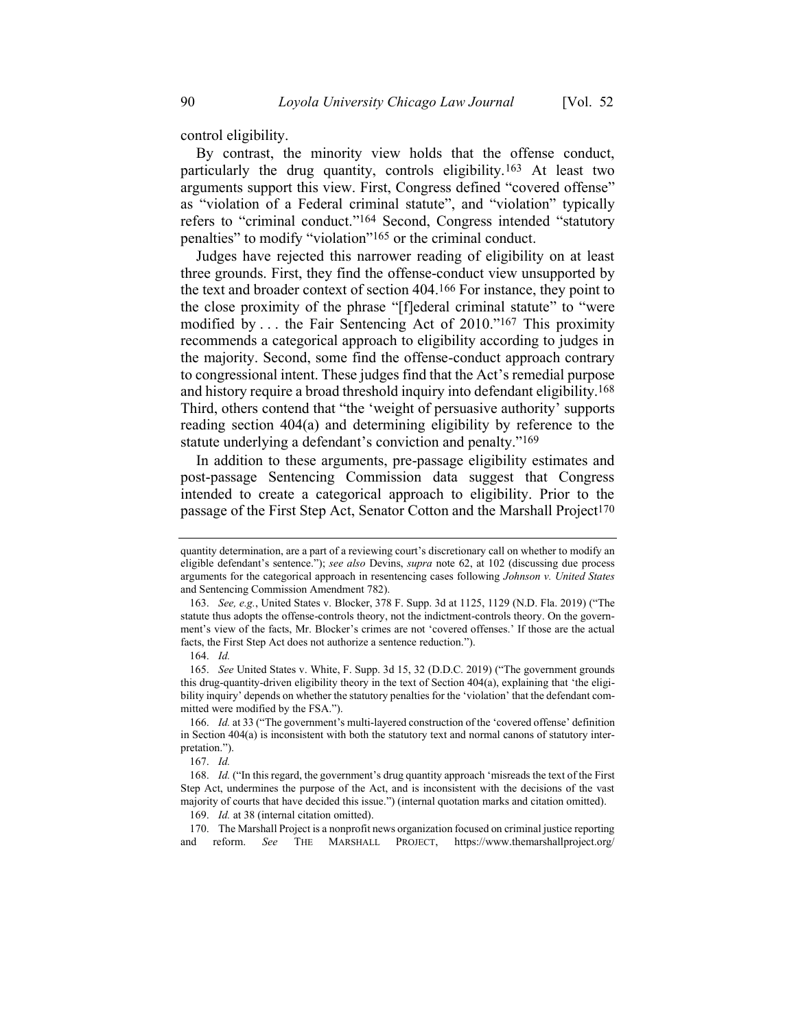control eligibility.

By contrast, the minority view holds that the offense conduct, particularly the drug quantity, controls eligibility.[163] At least two arguments support this view. First, Congress defined "covered offense" as "violation of a Federal criminal statute", and "violation" typically refers to "criminal conduct."[164] Second, Congress intended "statutory penalties" to modify "violation"[165] or the criminal conduct.

Judges have rejected this narrower reading of eligibility on at least three grounds. First, they find the offense-conduct view unsupported by the text and broader context of section 404.[166] For instance, they point to the close proximity of the phrase "[f]ederal criminal statute" to "were modified by . . . the Fair Sentencing Act of 2010."[167] This proximity recommends a categorical approach to eligibility according to judges in the majority. Second, some find the offense-conduct approach contrary to congressional intent. These judges find that the Act's remedial purpose and history require a broad threshold inquiry into defendant eligibility.[168] Third, others contend that "the 'weight of persuasive authority' supports reading section 404(a) and determining eligibility by reference to the statute underlying a defendant's conviction and penalty."[169]

In addition to these arguments, pre-passage eligibility estimates and post-passage Sentencing Commission data suggest that Congress intended to create a categorical approach to eligibility. Prior to the passage of the First Step Act, Senator Cotton and the Marshall Project[170]

---

quantity determination, are a part of a reviewing court's discretionary call on whether to modify an eligible defendant's sentence."); *see also* Devins, *supra* note 62, at 102 (discussing due process arguments for the categorical approach in resentencing cases following *Johnson v. United States* and Sentencing Commission Amendment 782).

163. *See, e.g.*, United States v. Blocker, 378 F. Supp. 3d at 1125, 1129 (N.D. Fla. 2019) ("The statute thus adopts the offense-controls theory, not the indictment-controls theory. On the government's view of the facts, Mr. Blocker's crimes are not 'covered offenses.' If those are the actual facts, the First Step Act does not authorize a sentence reduction.").

164. *Id.*

165. *See* United States v. White, F. Supp. 3d 15, 32 (D.D.C. 2019) ("The government grounds this drug-quantity-driven eligibility theory in the text of Section 404(a), explaining that 'the eligibility inquiry' depends on whether the statutory penalties for the 'violation' that the defendant committed were modified by the FSA.").

166. *Id.* at 33 ("The government's multi-layered construction of the 'covered offense' definition in Section 404(a) is inconsistent with both the statutory text and normal canons of statutory interpretation.").

167. *Id.*

168. *Id.* ("In this regard, the government's drug quantity approach 'misreads the text of the First Step Act, undermines the purpose of the Act, and is inconsistent with the decisions of the vast majority of courts that have decided this issue.") (internal quotation marks and citation omitted).

169. *Id.* at 38 (internal citation omitted).

170. The Marshall Project is a nonprofit news organization focused on criminal justice reporting and reform. *See* THE MARSHALL PROJECT, https://www.themarshallproject.org/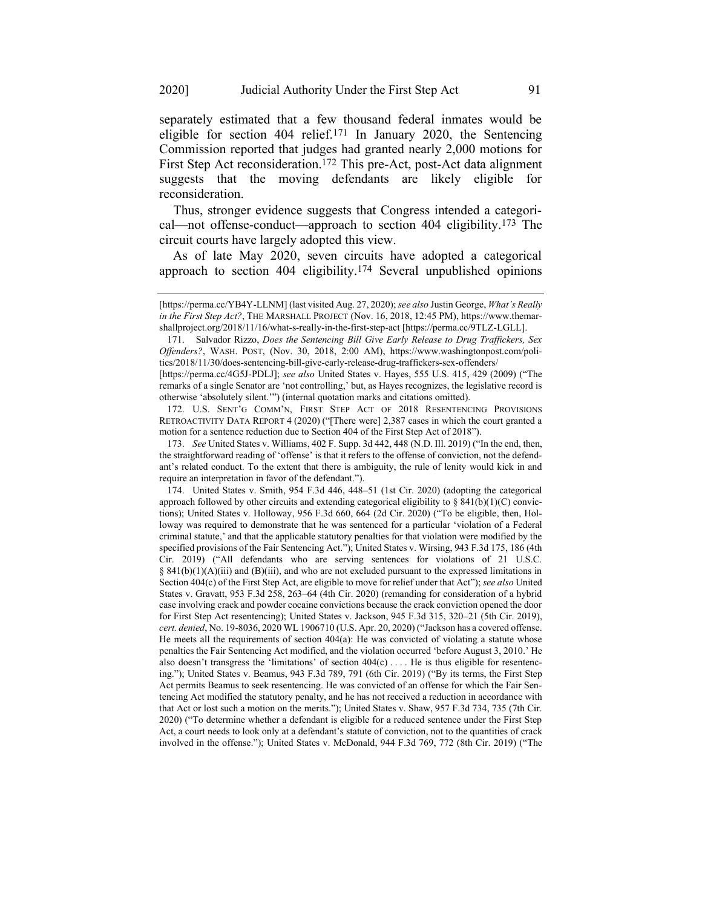separately estimated that a few thousand federal inmates would be eligible for section 404 relief.[171] In January 2020, the Sentencing Commission reported that judges had granted nearly 2,000 motions for First Step Act reconsideration.[172] This pre-Act, post-Act data alignment suggests that the moving defendants are likely eligible for reconsideration.

Thus, stronger evidence suggests that Congress intended a categorical—not offense-conduct—approach to section 404 eligibility.[173] The circuit courts have largely adopted this view.

As of late May 2020, seven circuits have adopted a categorical approach to section 404 eligibility.[174] Several unpublished opinions

---

[https://perma.cc/YB4Y-LLNM] (last visited Aug. 27, 2020); *see also* Justin George, *What's Really in the First Step Act?*, THE MARSHALL PROJECT (Nov. 16, 2018, 12:45 PM), https://www.themarshallproject.org/2018/11/16/what-s-really-in-the-first-step-act [https://perma.cc/9TLZ-LGLL].

171. Salvador Rizzo, *Does the Sentencing Bill Give Early Release to Drug Traffickers, Sex Offenders?*, WASH. POST, (Nov. 30, 2018, 2:00 AM), https://www.washingtonpost.com/politics/2018/11/30/does-sentencing-bill-give-early-release-drug-traffickers-sex-offenders/ [https://perma.cc/4G5J-PDLJ]; *see also* United States v. Hayes, 555 U.S. 415, 429 (2009) ("The remarks of a single Senator are 'not controlling,' but, as Hayes recognizes, the legislative record is otherwise 'absolutely silent.'") (internal quotation marks and citations omitted).

172. U.S. SENT'G COMM'N, FIRST STEP ACT OF 2018 RESENTENCING PROVISIONS RETROACTIVITY DATA REPORT 4 (2020) ("[There were] 2,387 cases in which the court granted a motion for a sentence reduction due to Section 404 of the First Step Act of 2018").

173. *See* United States v. Williams, 402 F. Supp. 3d 442, 448 (N.D. Ill. 2019) ("In the end, then, the straightforward reading of 'offense' is that it refers to the offense of conviction, not the defendant's related conduct. To the extent that there is ambiguity, the rule of lenity would kick in and require an interpretation in favor of the defendant.").

174. United States v. Smith, 954 F.3d 446, 448–51 (1st Cir. 2020) (adopting the categorical approach followed by other circuits and extending categorical eligibility to § 841(b)(1)(C) convictions); United States v. Holloway, 956 F.3d 660, 664 (2d Cir. 2020) ("To be eligible, then, Holloway was required to demonstrate that he was sentenced for a particular 'violation of a Federal criminal statute,' and that the applicable statutory penalties for that violation were modified by the specified provisions of the Fair Sentencing Act."); United States v. Wirsing, 943 F.3d 175, 186 (4th Cir. 2019) ("All defendants who are serving sentences for violations of 21 U.S.C. § 841(b)(1)(A)(iii) and (B)(iii), and who are not excluded pursuant to the expressed limitations in Section 404(c) of the First Step Act, are eligible to move for relief under that Act"); *see also* United States v. Gravatt, 953 F.3d 258, 263–64 (4th Cir. 2020) (remanding for consideration of a hybrid case involving crack and powder cocaine convictions because the crack conviction opened the door for First Step Act resentencing); United States v. Jackson, 945 F.3d 315, 320–21 (5th Cir. 2019), *cert. denied*, No. 19-8036, 2020 WL 1906710 (U.S. Apr. 20, 2020) ("Jackson has a covered offense. He meets all the requirements of section 404(a): He was convicted of violating a statute whose penalties the Fair Sentencing Act modified, and the violation occurred 'before August 3, 2010.' He also doesn't transgress the 'limitations' of section 404(c) . . . . He is thus eligible for resentencing."); United States v. Beamus, 943 F.3d 789, 791 (6th Cir. 2019) ("By its terms, the First Step Act permits Beamus to seek resentencing. He was convicted of an offense for which the Fair Sentencing Act modified the statutory penalty, and he has not received a reduction in accordance with that Act or lost such a motion on the merits."); United States v. Shaw, 957 F.3d 734, 735 (7th Cir. 2020) ("To determine whether a defendant is eligible for a reduced sentence under the First Step Act, a court needs to look only at a defendant's statute of conviction, not to the quantities of crack involved in the offense."); United States v. McDonald, 944 F.3d 769, 772 (8th Cir. 2019) ("The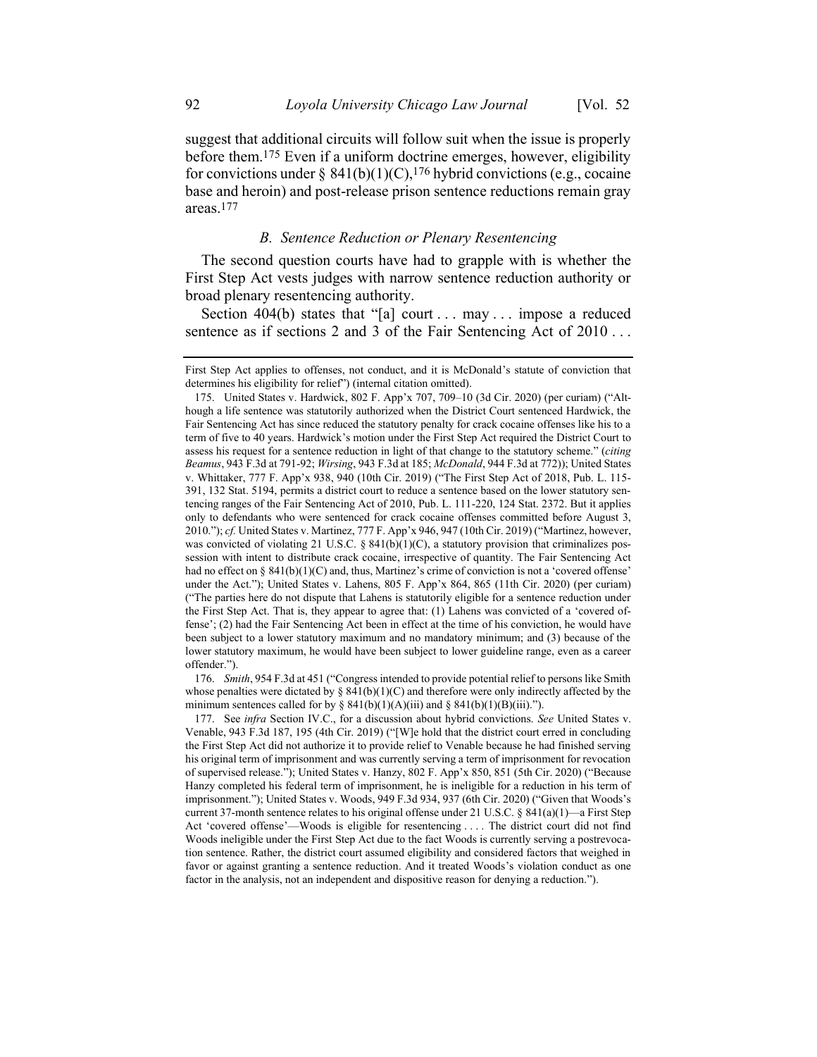suggest that additional circuits will follow suit when the issue is properly before them.[175] Even if a uniform doctrine emerges, however, eligibility for convictions under § 841(b)(1)(C),[176] hybrid convictions (e.g., cocaine base and heroin) and post-release prison sentence reductions remain gray areas.[177]

### *B. Sentence Reduction or Plenary Resentencing*

The second question courts have had to grapple with is whether the First Step Act vests judges with narrow sentence reduction authority or broad plenary resentencing authority.

Section 404(b) states that "[a] court . . . may . . . impose a reduced sentence as if sections 2 and 3 of the Fair Sentencing Act of 2010 . . .

---

First Step Act applies to offenses, not conduct, and it is McDonald's statute of conviction that determines his eligibility for relief") (internal citation omitted).

175. United States v. Hardwick, 802 F. App'x 707, 709–10 (3d Cir. 2020) (per curiam) ("Although a life sentence was statutorily authorized when the District Court sentenced Hardwick, the Fair Sentencing Act has since reduced the statutory penalty for crack cocaine offenses like his to a term of five to 40 years. Hardwick's motion under the First Step Act required the District Court to assess his request for a sentence reduction in light of that change to the statutory scheme." (*citing Beamus*, 943 F.3d at 791-92; *Wirsing*, 943 F.3d at 185; *McDonald*, 944 F.3d at 772)); United States v. Whittaker, 777 F. App'x 938, 940 (10th Cir. 2019) ("The First Step Act of 2018, Pub. L. 115-391, 132 Stat. 5194, permits a district court to reduce a sentence based on the lower statutory sentencing ranges of the Fair Sentencing Act of 2010, Pub. L. 111-220, 124 Stat. 2372. But it applies only to defendants who were sentenced for crack cocaine offenses committed before August 3, 2010."); *cf.* United States v. Martinez, 777 F. App'x 946, 947 (10th Cir. 2019) ("Martinez, however, was convicted of violating 21 U.S.C. § 841(b)(1)(C), a statutory provision that criminalizes possession with intent to distribute crack cocaine, irrespective of quantity. The Fair Sentencing Act had no effect on § 841(b)(1)(C) and, thus, Martinez's crime of conviction is not a 'covered offense' under the Act."); United States v. Lahens, 805 F. App'x 864, 865 (11th Cir. 2020) (per curiam) ("The parties here do not dispute that Lahens is statutorily eligible for a sentence reduction under the First Step Act. That is, they appear to agree that: (1) Lahens was convicted of a 'covered offense'; (2) had the Fair Sentencing Act been in effect at the time of his conviction, he would have been subject to a lower statutory maximum and no mandatory minimum; and (3) because of the lower statutory maximum, he would have been subject to lower guideline range, even as a career offender.").

176. *Smith*, 954 F.3d at 451 ("Congress intended to provide potential relief to persons like Smith whose penalties were dictated by § 841(b)(1)(C) and therefore were only indirectly affected by the minimum sentences called for by § 841(b)(1)(A)(iii) and § 841(b)(1)(B)(iii).").

177. See *infra* Section IV.C., for a discussion about hybrid convictions. *See* United States v. Venable, 943 F.3d 187, 195 (4th Cir. 2019) ("[W]e hold that the district court erred in concluding the First Step Act did not authorize it to provide relief to Venable because he had finished serving his original term of imprisonment and was currently serving a term of imprisonment for revocation of supervised release."); United States v. Hanzy, 802 F. App'x 850, 851 (5th Cir. 2020) ("Because Hanzy completed his federal term of imprisonment, he is ineligible for a reduction in his term of imprisonment."); United States v. Woods, 949 F.3d 934, 937 (6th Cir. 2020) ("Given that Woods's current 37-month sentence relates to his original offense under 21 U.S.C. § 841(a)(1)—a First Step Act 'covered offense'—Woods is eligible for resentencing . . . . The district court did not find Woods ineligible under the First Step Act due to the fact Woods is currently serving a postrevocation sentence. Rather, the district court assumed eligibility and considered factors that weighed in favor or against granting a sentence reduction. And it treated Woods's violation conduct as one factor in the analysis, not an independent and dispositive reason for denying a reduction.").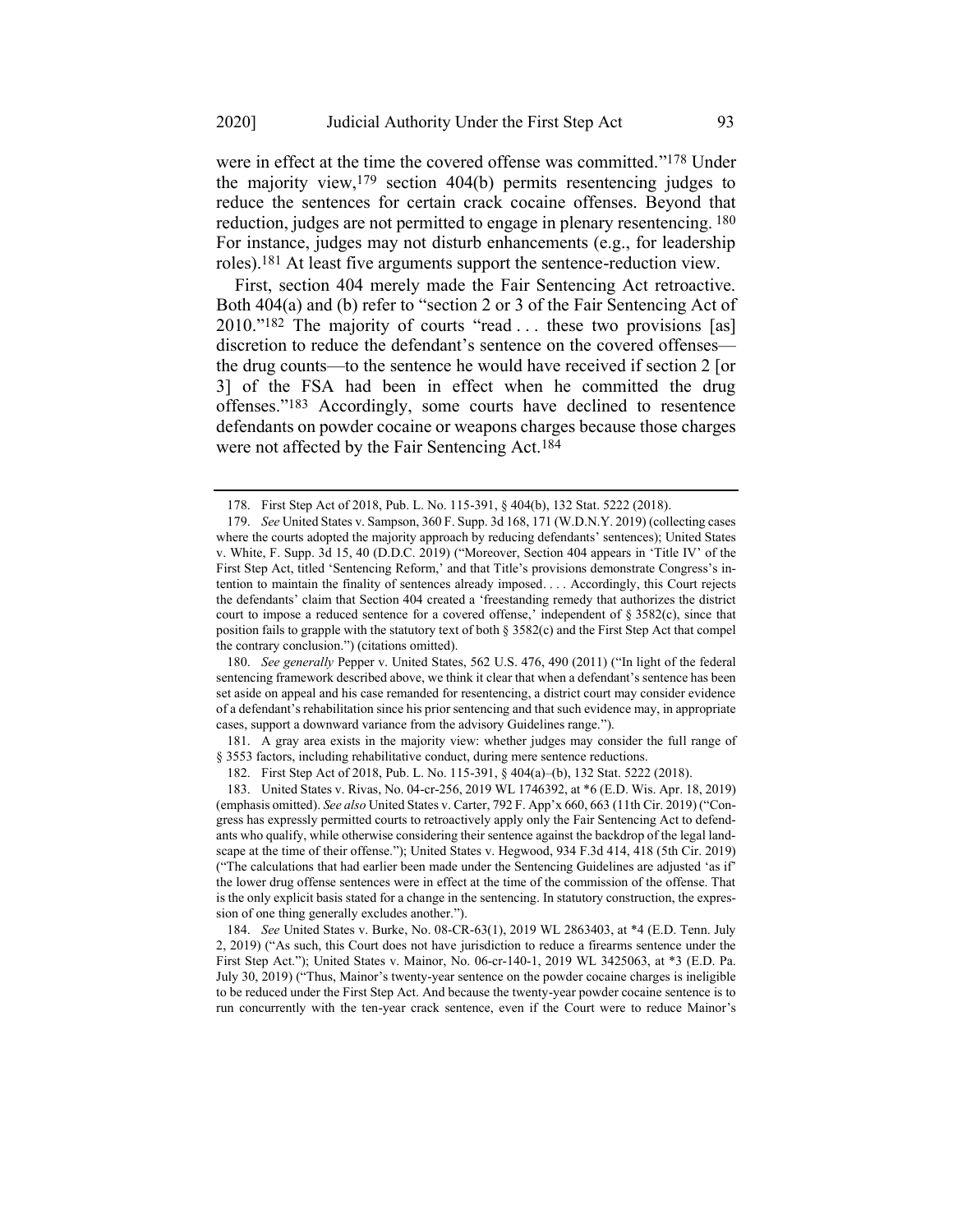were in effect at the time the covered offense was committed."[178] Under the majority view,[179] section 404(b) permits resentencing judges to reduce the sentences for certain crack cocaine offenses. Beyond that reduction, judges are not permitted to engage in plenary resentencing.[180] For instance, judges may not disturb enhancements (e.g., for leadership roles).[181] At least five arguments support the sentence-reduction view.

First, section 404 merely made the Fair Sentencing Act retroactive. Both 404(a) and (b) refer to "section 2 or 3 of the Fair Sentencing Act of 2010."[182] The majority of courts "read . . . these two provisions [as] discretion to reduce the defendant's sentence on the covered offenses—the drug counts—to the sentence he would have received if section 2 [or 3] of the FSA had been in effect when he committed the drug offenses."[183] Accordingly, some courts have declined to resentence defendants on powder cocaine or weapons charges because those charges were not affected by the Fair Sentencing Act.[184]

---

178. First Step Act of 2018, Pub. L. No. 115-391, § 404(b), 132 Stat. 5222 (2018).

179. *See* United States v. Sampson, 360 F. Supp. 3d 168, 171 (W.D.N.Y. 2019) (collecting cases where the courts adopted the majority approach by reducing defendants' sentences); United States v. White, F. Supp. 3d 15, 40 (D.D.C. 2019) ("Moreover, Section 404 appears in 'Title IV' of the First Step Act, titled 'Sentencing Reform,' and that Title's provisions demonstrate Congress's intention to maintain the finality of sentences already imposed. . . . Accordingly, this Court rejects the defendants' claim that Section 404 created a 'freestanding remedy that authorizes the district court to impose a reduced sentence for a covered offense,' independent of § 3582(c), since that position fails to grapple with the statutory text of both § 3582(c) and the First Step Act that compel the contrary conclusion.") (citations omitted).

180. *See generally* Pepper v. United States, 562 U.S. 476, 490 (2011) ("In light of the federal sentencing framework described above, we think it clear that when a defendant's sentence has been set aside on appeal and his case remanded for resentencing, a district court may consider evidence of a defendant's rehabilitation since his prior sentencing and that such evidence may, in appropriate cases, support a downward variance from the advisory Guidelines range.").

181. A gray area exists in the majority view: whether judges may consider the full range of § 3553 factors, including rehabilitative conduct, during mere sentence reductions.

182. First Step Act of 2018, Pub. L. No. 115-391, § 404(a)–(b), 132 Stat. 5222 (2018).

183. United States v. Rivas, No. 04-cr-256, 2019 WL 1746392, at *6 (E.D. Wis. Apr. 18, 2019) (emphasis omitted). *See also* United States v. Carter, 792 F. App'x 660, 663 (11th Cir. 2019) ("Congress has expressly permitted courts to retroactively apply only the Fair Sentencing Act to defendants who qualify, while otherwise considering their sentence against the backdrop of the legal landscape at the time of their offense."); United States v. Hegwood, 934 F.3d 414, 418 (5th Cir. 2019) ("The calculations that had earlier been made under the Sentencing Guidelines are adjusted 'as if' the lower drug offense sentences were in effect at the time of the commission of the offense. That is the only explicit basis stated for a change in the sentencing. In statutory construction, the expression of one thing generally excludes another.").

184. *See* United States v. Burke, No. 08-CR-63(1), 2019 WL 2863403, at *4 (E.D. Tenn. July 2, 2019) ("As such, this Court does not have jurisdiction to reduce a firearms sentence under the First Step Act."); United States v. Mainor, No. 06-cr-140-1, 2019 WL 3425063, at *3 (E.D. Pa. July 30, 2019) ("Thus, Mainor's twenty-year sentence on the powder cocaine charges is ineligible to be reduced under the First Step Act. And because the twenty-year powder cocaine sentence is to run concurrently with the ten-year crack sentence, even if the Court were to reduce Mainor's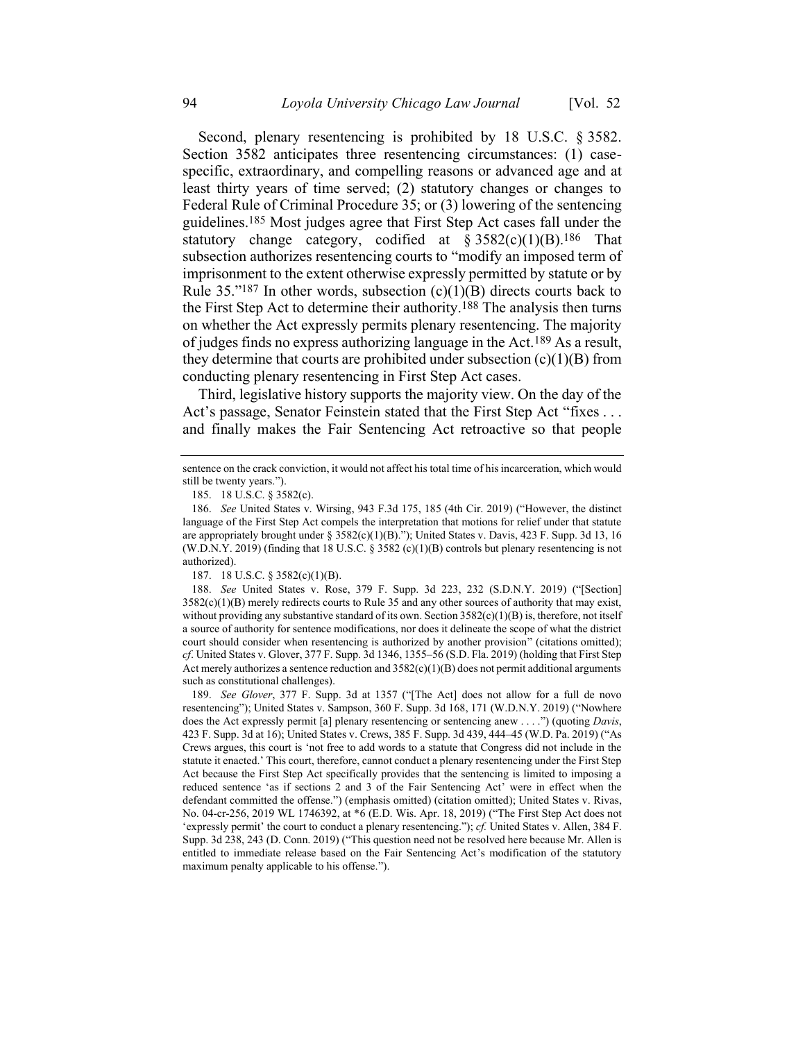Second, plenary resentencing is prohibited by 18 U.S.C. § 3582. Section 3582 anticipates three resentencing circumstances: (1) case-specific, extraordinary, and compelling reasons or advanced age and at least thirty years of time served; (2) statutory changes or changes to Federal Rule of Criminal Procedure 35; or (3) lowering of the sentencing guidelines.[185] Most judges agree that First Step Act cases fall under the statutory change category, codified at § 3582(c)(1)(B).[186] That subsection authorizes resentencing courts to "modify an imposed term of imprisonment to the extent otherwise expressly permitted by statute or by Rule 35."[187] In other words, subsection (c)(1)(B) directs courts back to the First Step Act to determine their authority.[188] The analysis then turns on whether the Act expressly permits plenary resentencing. The majority of judges finds no express authorizing language in the Act.[189] As a result, they determine that courts are prohibited under subsection (c)(1)(B) from conducting plenary resentencing in First Step Act cases.

Third, legislative history supports the majority view. On the day of the Act's passage, Senator Feinstein stated that the First Step Act "fixes . . . and finally makes the Fair Sentencing Act retroactive so that people

---

sentence on the crack conviction, it would not affect his total time of his incarceration, which would still be twenty years.").

185. 18 U.S.C. § 3582(c).

186. *See* United States v. Wirsing, 943 F.3d 175, 185 (4th Cir. 2019) ("However, the distinct language of the First Step Act compels the interpretation that motions for relief under that statute are appropriately brought under § 3582(c)(1)(B)."); United States v. Davis, 423 F. Supp. 3d 13, 16 (W.D.N.Y. 2019) (finding that 18 U.S.C. § 3582 (c)(1)(B) controls but plenary resentencing is not authorized).

187. 18 U.S.C. § 3582(c)(1)(B).

188. *See* United States v. Rose, 379 F. Supp. 3d 223, 232 (S.D.N.Y. 2019) ("[Section] 3582(c)(1)(B) merely redirects courts to Rule 35 and any other sources of authority that may exist, without providing any substantive standard of its own. Section 3582(c)(1)(B) is, therefore, not itself a source of authority for sentence modifications, nor does it delineate the scope of what the district court should consider when resentencing is authorized by another provision" (citations omitted); *cf*. United States v. Glover, 377 F. Supp. 3d 1346, 1355–56 (S.D. Fla. 2019) (holding that First Step Act merely authorizes a sentence reduction and 3582(c)(1)(B) does not permit additional arguments such as constitutional challenges).

189. *See Glover*, 377 F. Supp. 3d at 1357 ("[The Act] does not allow for a full de novo resentencing"); United States v. Sampson, 360 F. Supp. 3d 168, 171 (W.D.N.Y. 2019) ("Nowhere does the Act expressly permit [a] plenary resentencing or sentencing anew . . . .") (quoting *Davis*, 423 F. Supp. 3d at 16); United States v. Crews, 385 F. Supp. 3d 439, 444–45 (W.D. Pa. 2019) ("As Crews argues, this court is 'not free to add words to a statute that Congress did not include in the statute it enacted.' This court, therefore, cannot conduct a plenary resentencing under the First Step Act because the First Step Act specifically provides that the sentencing is limited to imposing a reduced sentence 'as if sections 2 and 3 of the Fair Sentencing Act' were in effect when the defendant committed the offense.") (emphasis omitted) (citation omitted); United States v. Rivas, No. 04-cr-256, 2019 WL 1746392, at *6 (E.D. Wis. Apr. 18, 2019) ("The First Step Act does not 'expressly permit' the court to conduct a plenary resentencing."); *cf.* United States v. Allen, 384 F. Supp. 3d 238, 243 (D. Conn. 2019) ("This question need not be resolved here because Mr. Allen is entitled to immediate release based on the Fair Sentencing Act's modification of the statutory maximum penalty applicable to his offense.").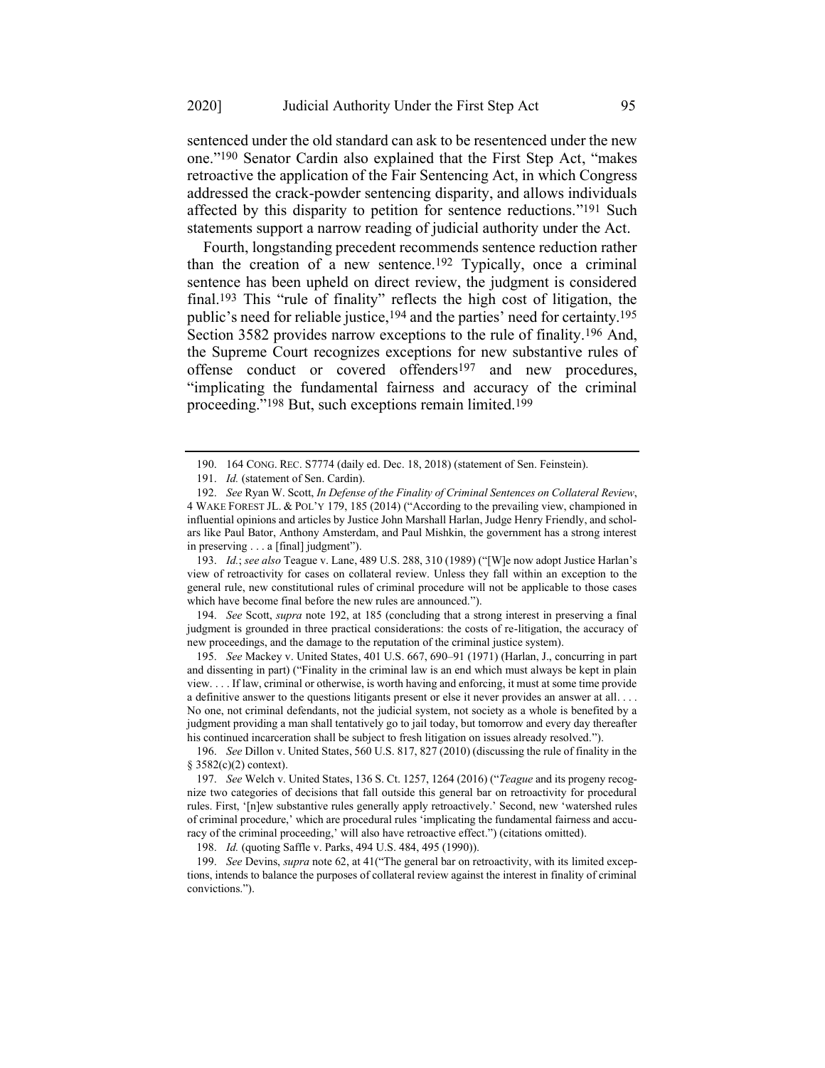sentenced under the old standard can ask to be resentenced under the new one."[190] Senator Cardin also explained that the First Step Act, "makes retroactive the application of the Fair Sentencing Act, in which Congress addressed the crack-powder sentencing disparity, and allows individuals affected by this disparity to petition for sentence reductions."[191] Such statements support a narrow reading of judicial authority under the Act.

Fourth, longstanding precedent recommends sentence reduction rather than the creation of a new sentence.[192] Typically, once a criminal sentence has been upheld on direct review, the judgment is considered final.[193] This "rule of finality" reflects the high cost of litigation, the public's need for reliable justice,[194] and the parties' need for certainty.[195] Section 3582 provides narrow exceptions to the rule of finality.[196] And, the Supreme Court recognizes exceptions for new substantive rules of offense conduct or covered offenders[197] and new procedures, "implicating the fundamental fairness and accuracy of the criminal proceeding."[198] But, such exceptions remain limited.[199]

---

190. 164 CONG. REC. S7774 (daily ed. Dec. 18, 2018) (statement of Sen. Feinstein).

191. *Id.* (statement of Sen. Cardin).

192. *See* Ryan W. Scott, *In Defense of the Finality of Criminal Sentences on Collateral Review*, 4 WAKE FOREST JL. & POL'Y 179, 185 (2014) ("According to the prevailing view, championed in influential opinions and articles by Justice John Marshall Harlan, Judge Henry Friendly, and scholars like Paul Bator, Anthony Amsterdam, and Paul Mishkin, the government has a strong interest in preserving . . . a [final] judgment").

193. *Id.*; *see also* Teague v. Lane, 489 U.S. 288, 310 (1989) ("[W]e now adopt Justice Harlan's view of retroactivity for cases on collateral review. Unless they fall within an exception to the general rule, new constitutional rules of criminal procedure will not be applicable to those cases which have become final before the new rules are announced.").

194. *See* Scott, *supra* note 192, at 185 (concluding that a strong interest in preserving a final judgment is grounded in three practical considerations: the costs of re-litigation, the accuracy of new proceedings, and the damage to the reputation of the criminal justice system).

195. *See* Mackey v. United States, 401 U.S. 667, 690–91 (1971) (Harlan, J., concurring in part and dissenting in part) ("Finality in the criminal law is an end which must always be kept in plain view. . . . If law, criminal or otherwise, is worth having and enforcing, it must at some time provide a definitive answer to the questions litigants present or else it never provides an answer at all. . . . No one, not criminal defendants, not the judicial system, not society as a whole is benefited by a judgment providing a man shall tentatively go to jail today, but tomorrow and every day thereafter his continued incarceration shall be subject to fresh litigation on issues already resolved.").

196. *See* Dillon v. United States, 560 U.S. 817, 827 (2010) (discussing the rule of finality in the § 3582(c)(2) context).

197. *See* Welch v. United States, 136 S. Ct. 1257, 1264 (2016) ("*Teague* and its progeny recognize two categories of decisions that fall outside this general bar on retroactivity for procedural rules. First, '[n]ew substantive rules generally apply retroactively.' Second, new 'watershed rules of criminal procedure,' which are procedural rules 'implicating the fundamental fairness and accuracy of the criminal proceeding,' will also have retroactive effect.") (citations omitted).

198. *Id.* (quoting Saffle v. Parks, 494 U.S. 484, 495 (1990)).

199. *See* Devins, *supra* note 62, at 41("The general bar on retroactivity, with its limited exceptions, intends to balance the purposes of collateral review against the interest in finality of criminal convictions.").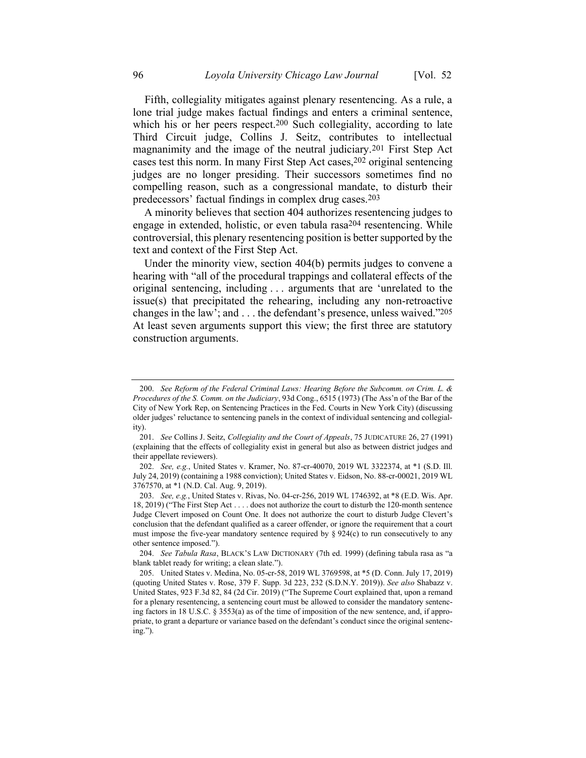Fifth, collegiality mitigates against plenary resentencing. As a rule, a lone trial judge makes factual findings and enters a criminal sentence, which his or her peers respect.[200] Such collegiality, according to late Third Circuit judge, Collins J. Seitz, contributes to intellectual magnanimity and the image of the neutral judiciary.[201] First Step Act cases test this norm. In many First Step Act cases,[202] original sentencing judges are no longer presiding. Their successors sometimes find no compelling reason, such as a congressional mandate, to disturb their predecessors' factual findings in complex drug cases.[203]

A minority believes that section 404 authorizes resentencing judges to engage in extended, holistic, or even tabula rasa[204] resentencing. While controversial, this plenary resentencing position is better supported by the text and context of the First Step Act.

Under the minority view, section 404(b) permits judges to convene a hearing with "all of the procedural trappings and collateral effects of the original sentencing, including . . . arguments that are 'unrelated to the issue(s) that precipitated the rehearing, including any non-retroactive changes in the law'; and . . . the defendant's presence, unless waived."[205] At least seven arguments support this view; the first three are statutory construction arguments.

---

200. *See Reform of the Federal Criminal Laws: Hearing Before the Subcomm. on Crim. L. & Procedures of the S. Comm. on the Judiciary*, 93d Cong., 6515 (1973) (The Ass'n of the Bar of the City of New York Rep, on Sentencing Practices in the Fed. Courts in New York City) (discussing older judges' reluctance to sentencing panels in the context of individual sentencing and collegiality).

201. *See* Collins J. Seitz, *Collegiality and the Court of Appeals*, 75 JUDICATURE 26, 27 (1991) (explaining that the effects of collegiality exist in general but also as between district judges and their appellate reviewers).

202. *See, e.g.*, United States v. Kramer, No. 87-cr-40070, 2019 WL 3322374, at *1 (S.D. Ill. July 24, 2019) (containing a 1988 conviction); United States v. Eidson, No. 88-cr-00021, 2019 WL 3767570, at *1 (N.D. Cal. Aug. 9, 2019).

203. *See, e.g.*, United States v. Rivas, No. 04-cr-256, 2019 WL 1746392, at *8 (E.D. Wis. Apr. 18, 2019) ("The First Step Act . . . . does not authorize the court to disturb the 120-month sentence Judge Clevert imposed on Count One. It does not authorize the court to disturb Judge Clevert's conclusion that the defendant qualified as a career offender, or ignore the requirement that a court must impose the five-year mandatory sentence required by § 924(c) to run consecutively to any other sentence imposed.").

204. *See Tabula Rasa*, BLACK'S LAW DICTIONARY (7th ed. 1999) (defining tabula rasa as "a blank tablet ready for writing; a clean slate.").

205. United States v. Medina, No. 05-cr-58, 2019 WL 3769598, at *5 (D. Conn. July 17, 2019) (quoting United States v. Rose, 379 F. Supp. 3d 223, 232 (S.D.N.Y. 2019)). *See also* Shabazz v. United States, 923 F.3d 82, 84 (2d Cir. 2019) ("The Supreme Court explained that, upon a remand for a plenary resentencing, a sentencing court must be allowed to consider the mandatory sentencing factors in 18 U.S.C. § 3553(a) as of the time of imposition of the new sentence, and, if appropriate, to grant a departure or variance based on the defendant's conduct since the original sentencing.").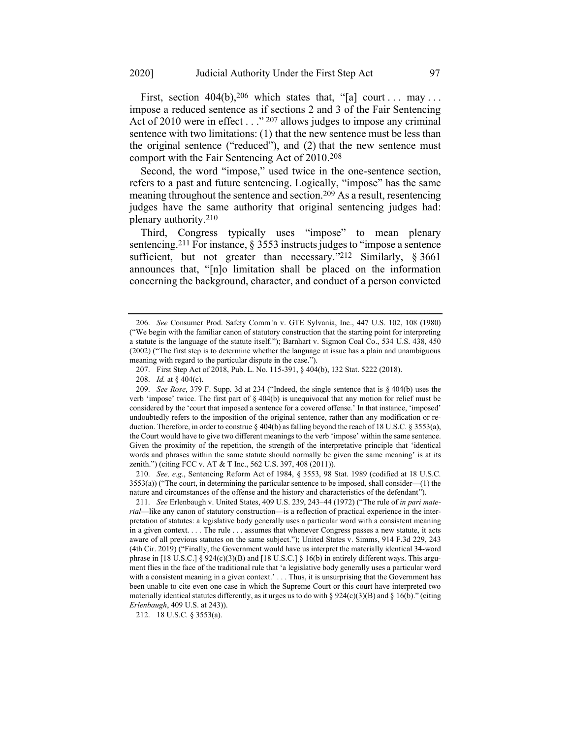First, section 404(b),[206] which states that, "[a] court . . . may . . . impose a reduced sentence as if sections 2 and 3 of the Fair Sentencing Act of 2010 were in effect . . ." [207] allows judges to impose any criminal sentence with two limitations: (1) that the new sentence must be less than the original sentence ("reduced"), and (2) that the new sentence must comport with the Fair Sentencing Act of 2010.[208]

Second, the word "impose," used twice in the one-sentence section, refers to a past and future sentencing. Logically, "impose" has the same meaning throughout the sentence and section.[209] As a result, resentencing judges have the same authority that original sentencing judges had: plenary authority.[210]

Third, Congress typically uses "impose" to mean plenary sentencing.[211] For instance, § 3553 instructs judges to "impose a sentence sufficient, but not greater than necessary."[212] Similarly, § 3661 announces that, "[n]o limitation shall be placed on the information concerning the background, character, and conduct of a person convicted

---

206. *See* Consumer Prod. Safety Comm'n v. GTE Sylvania, Inc., 447 U.S. 102, 108 (1980) ("We begin with the familiar canon of statutory construction that the starting point for interpreting a statute is the language of the statute itself."); Barnhart v. Sigmon Coal Co., 534 U.S. 438, 450 (2002) ("The first step is to determine whether the language at issue has a plain and unambiguous meaning with regard to the particular dispute in the case.").

207. First Step Act of 2018, Pub. L. No. 115-391, § 404(b), 132 Stat. 5222 (2018).

208. *Id.* at § 404(c).

209. *See Rose*, 379 F. Supp. 3d at 234 ("Indeed, the single sentence that is § 404(b) uses the verb 'impose' twice. The first part of § 404(b) is unequivocal that any motion for relief must be considered by the 'court that imposed a sentence for a covered offense.' In that instance, 'imposed' undoubtedly refers to the imposition of the original sentence, rather than any modification or reduction. Therefore, in order to construe § 404(b) as falling beyond the reach of 18 U.S.C. § 3553(a), the Court would have to give two different meanings to the verb 'impose' within the same sentence. Given the proximity of the repetition, the strength of the interpretative principle that 'identical words and phrases within the same statute should normally be given the same meaning' is at its zenith.") (citing FCC v. AT & T Inc., 562 U.S. 397, 408 (2011)).

210. *See, e.g.*, Sentencing Reform Act of 1984, § 3553, 98 Stat. 1989 (codified at 18 U.S.C. 3553(a)) ("The court, in determining the particular sentence to be imposed, shall consider—(1) the nature and circumstances of the offense and the history and characteristics of the defendant").

211. *See* Erlenbaugh v. United States, 409 U.S. 239, 243–44 (1972) ("The rule of *in pari materia*—like any canon of statutory construction—is a reflection of practical experience in the interpretation of statutes: a legislative body generally uses a particular word with a consistent meaning in a given context. . . . The rule . . . assumes that whenever Congress passes a new statute, it acts aware of all previous statutes on the same subject."); United States v. Simms, 914 F.3d 229, 243 (4th Cir. 2019) ("Finally, the Government would have us interpret the materially identical 34-word phrase in [18 U.S.C.] § 924(c)(3)(B) and [18 U.S.C.] § 16(b) in entirely different ways. This argument flies in the face of the traditional rule that 'a legislative body generally uses a particular word with a consistent meaning in a given context.' . . . Thus, it is unsurprising that the Government has been unable to cite even one case in which the Supreme Court or this court have interpreted two materially identical statutes differently, as it urges us to do with § 924(c)(3)(B) and § 16(b)." (citing *Erlenbaugh*, 409 U.S. at 243)).

212. 18 U.S.C. § 3553(a).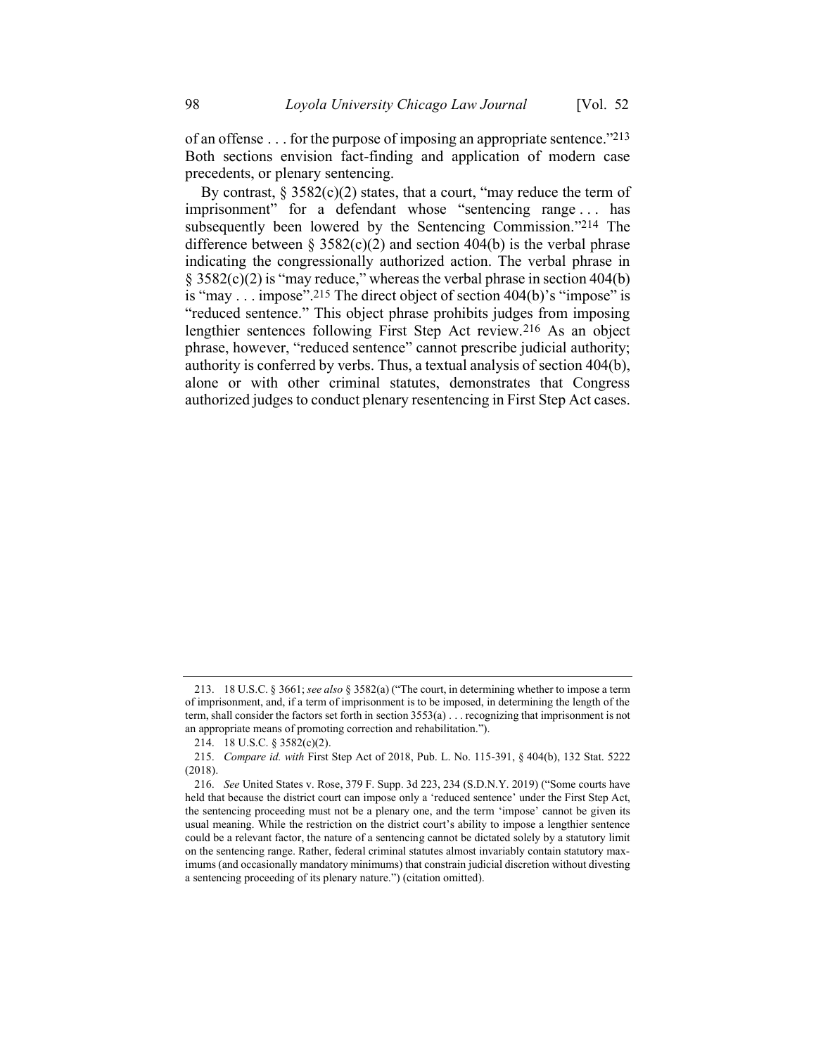of an offense . . . for the purpose of imposing an appropriate sentence."[213] Both sections envision fact-finding and application of modern case precedents, or plenary sentencing.

By contrast, § 3582(c)(2) states, that a court, "may reduce the term of imprisonment" for a defendant whose "sentencing range . . . has subsequently been lowered by the Sentencing Commission."[214] The difference between § 3582(c)(2) and section 404(b) is the verbal phrase indicating the congressionally authorized action. The verbal phrase in § 3582(c)(2) is "may reduce," whereas the verbal phrase in section 404(b) is "may . . . impose".[215] The direct object of section 404(b)'s "impose" is "reduced sentence." This object phrase prohibits judges from imposing lengthier sentences following First Step Act review.[216] As an object phrase, however, "reduced sentence" cannot prescribe judicial authority; authority is conferred by verbs. Thus, a textual analysis of section 404(b), alone or with other criminal statutes, demonstrates that Congress authorized judges to conduct plenary resentencing in First Step Act cases.

---

213. 18 U.S.C. § 3661; *see also* § 3582(a) ("The court, in determining whether to impose a term of imprisonment, and, if a term of imprisonment is to be imposed, in determining the length of the term, shall consider the factors set forth in section 3553(a) . . . recognizing that imprisonment is not an appropriate means of promoting correction and rehabilitation.").

214. 18 U.S.C. § 3582(c)(2).

215. *Compare id. with* First Step Act of 2018, Pub. L. No. 115-391, § 404(b), 132 Stat. 5222 (2018).

216. *See* United States v. Rose, 379 F. Supp. 3d 223, 234 (S.D.N.Y. 2019) ("Some courts have held that because the district court can impose only a 'reduced sentence' under the First Step Act, the sentencing proceeding must not be a plenary one, and the term 'impose' cannot be given its usual meaning. While the restriction on the district court's ability to impose a lengthier sentence could be a relevant factor, the nature of a sentencing cannot be dictated solely by a statutory limit on the sentencing range. Rather, federal criminal statutes almost invariably contain statutory maximums (and occasionally mandatory minimums) that constrain judicial discretion without divesting a sentencing proceeding of its plenary nature.") (citation omitted).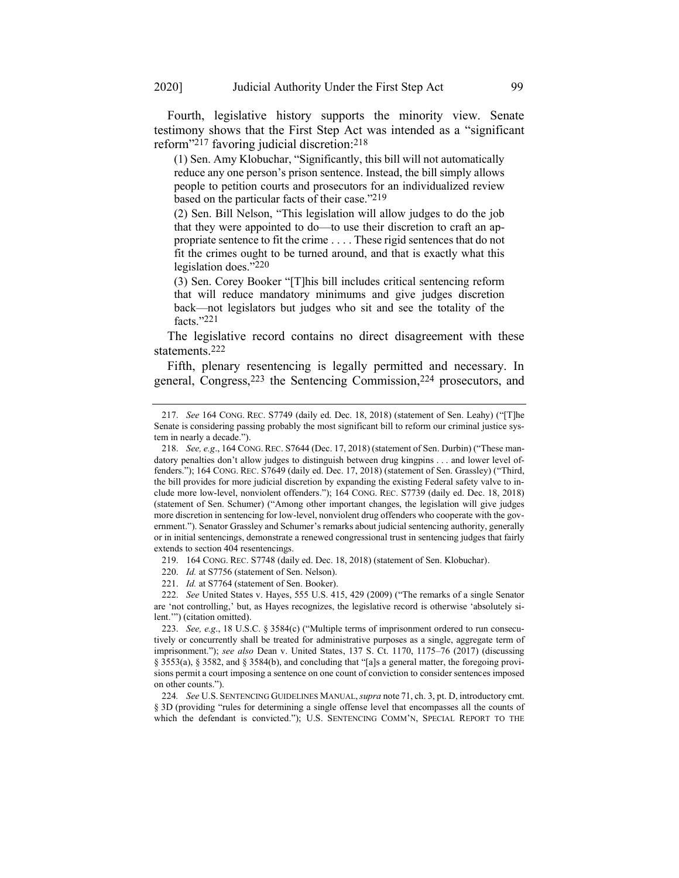Fourth, legislative history supports the minority view. Senate testimony shows that the First Step Act was intended as a "significant reform"[217] favoring judicial discretion:[218]

> (1) Sen. Amy Klobuchar, "Significantly, this bill will not automatically reduce any one person's prison sentence. Instead, the bill simply allows people to petition courts and prosecutors for an individualized review based on the particular facts of their case."[219]
>
> (2) Sen. Bill Nelson, "This legislation will allow judges to do the job that they were appointed to do—to use their discretion to craft an appropriate sentence to fit the crime . . . . These rigid sentences that do not fit the crimes ought to be turned around, and that is exactly what this legislation does."[220]
>
> (3) Sen. Corey Booker "[T]his bill includes critical sentencing reform that will reduce mandatory minimums and give judges discretion back—not legislators but judges who sit and see the totality of the facts."[221]

The legislative record contains no direct disagreement with these statements.[222]

Fifth, plenary resentencing is legally permitted and necessary. In general, Congress,[223] the Sentencing Commission,[224] prosecutors, and

---

217. *See* 164 CONG. REC. S7749 (daily ed. Dec. 18, 2018) (statement of Sen. Leahy) ("[T]he Senate is considering passing probably the most significant bill to reform our criminal justice system in nearly a decade.").

218. *See, e.g.*, 164 CONG. REC. S7644 (Dec. 17, 2018) (statement of Sen. Durbin) ("These mandatory penalties don't allow judges to distinguish between drug kingpins . . . and lower level offenders."); 164 CONG. REC. S7649 (daily ed. Dec. 17, 2018) (statement of Sen. Grassley) ("Third, the bill provides for more judicial discretion by expanding the existing Federal safety valve to include more low-level, nonviolent offenders."); 164 CONG. REC. S7739 (daily ed. Dec. 18, 2018) (statement of Sen. Schumer) ("Among other important changes, the legislation will give judges more discretion in sentencing for low-level, nonviolent drug offenders who cooperate with the government."). Senator Grassley and Schumer's remarks about judicial sentencing authority, generally or in initial sentencings, demonstrate a renewed congressional trust in sentencing judges that fairly extends to section 404 resentencings.

219. 164 CONG. REC. S7748 (daily ed. Dec. 18, 2018) (statement of Sen. Klobuchar).

220. *Id.* at S7756 (statement of Sen. Nelson).

221. *Id.* at S7764 (statement of Sen. Booker).

222. *See* United States v. Hayes, 555 U.S. 415, 429 (2009) ("The remarks of a single Senator are 'not controlling,' but, as Hayes recognizes, the legislative record is otherwise 'absolutely silent.'") (citation omitted).

223. *See, e.g.*, 18 U.S.C. § 3584(c) ("Multiple terms of imprisonment ordered to run consecutively or concurrently shall be treated for administrative purposes as a single, aggregate term of imprisonment."); *see also* Dean v. United States, 137 S. Ct. 1170, 1175–76 (2017) (discussing § 3553(a), § 3582, and § 3584(b), and concluding that "[a]s a general matter, the foregoing provisions permit a court imposing a sentence on one count of conviction to consider sentences imposed on other counts.").

224. *See* U.S. SENTENCING GUIDELINES MANUAL, *supra* note 71, ch. 3, pt. D, introductory cmt. § 3D (providing "rules for determining a single offense level that encompasses all the counts of which the defendant is convicted."); U.S. SENTENCING COMM'N, SPECIAL REPORT TO THE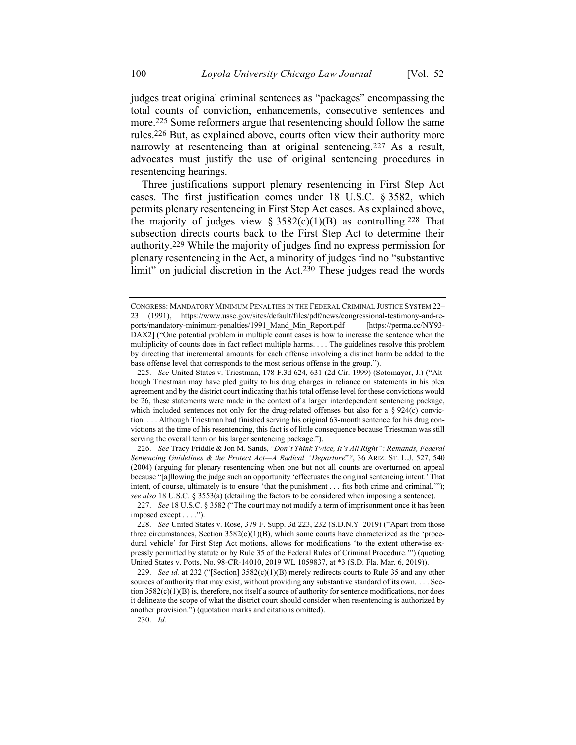judges treat original criminal sentences as "packages" encompassing the total counts of conviction, enhancements, consecutive sentences and more.[225] Some reformers argue that resentencing should follow the same rules.[226] But, as explained above, courts often view their authority more narrowly at resentencing than at original sentencing.[227] As a result, advocates must justify the use of original sentencing procedures in resentencing hearings.

Three justifications support plenary resentencing in First Step Act cases. The first justification comes under 18 U.S.C. § 3582, which permits plenary resentencing in First Step Act cases. As explained above, the majority of judges view § 3582(c)(1)(B) as controlling.[228] That subsection directs courts back to the First Step Act to determine their authority.[229] While the majority of judges find no express permission for plenary resentencing in the Act, a minority of judges find no "substantive limit" on judicial discretion in the Act.[230] These judges read the words

---

CONGRESS: MANDATORY MINIMUM PENALTIES IN THE FEDERAL CRIMINAL JUSTICE SYSTEM 22–23 (1991), https://www.ussc.gov/sites/default/files/pdf/news/congressional-testimony-and-reports/mandatory-minimum-penalties/1991_Mand_Min_Report.pdf [https://perma.cc/NY93-DAX2] ("One potential problem in multiple count cases is how to increase the sentence when the multiplicity of counts does in fact reflect multiple harms. . . . The guidelines resolve this problem by directing that incremental amounts for each offense involving a distinct harm be added to the base offense level that corresponds to the most serious offense in the group.").

225. *See* United States v. Triestman, 178 F.3d 624, 631 (2d Cir. 1999) (Sotomayor, J.) ("Although Triestman may have pled guilty to his drug charges in reliance on statements in his plea agreement and by the district court indicating that his total offense level for these convictions would be 26, these statements were made in the context of a larger interdependent sentencing package, which included sentences not only for the drug-related offenses but also for a § 924(c) conviction. . . . Although Triestman had finished serving his original 63-month sentence for his drug convictions at the time of his resentencing, this fact is of little consequence because Triestman was still serving the overall term on his larger sentencing package.").

226. *See* Tracy Friddle & Jon M. Sands, "*Don't Think Twice, It's All Right": Remands, Federal Sentencing Guidelines & the Protect Act—A Radical "Departure"?*, 36 ARIZ. ST. L.J. 527, 540 (2004) (arguing for plenary resentencing when one but not all counts are overturned on appeal because "[a]llowing the judge such an opportunity 'effectuates the original sentencing intent.' That intent, of course, ultimately is to ensure 'that the punishment . . . fits both crime and criminal.'"); *see also* 18 U.S.C. § 3553(a) (detailing the factors to be considered when imposing a sentence).

227. *See* 18 U.S.C. § 3582 ("The court may not modify a term of imprisonment once it has been imposed except . . . .").

228. *See* United States v. Rose, 379 F. Supp. 3d 223, 232 (S.D.N.Y. 2019) ("Apart from those three circumstances, Section 3582(c)(1)(B), which some courts have characterized as the 'procedural vehicle' for First Step Act motions, allows for modifications 'to the extent otherwise expressly permitted by statute or by Rule 35 of the Federal Rules of Criminal Procedure.'") (quoting United States v. Potts, No. 98-CR-14010, 2019 WL 1059837, at *3 (S.D. Fla. Mar. 6, 2019)).

229. *See id.* at 232 ("[Section] 3582(c)(1)(B) merely redirects courts to Rule 35 and any other sources of authority that may exist, without providing any substantive standard of its own. . . . Section 3582(c)(1)(B) is, therefore, not itself a source of authority for sentence modifications, nor does it delineate the scope of what the district court should consider when resentencing is authorized by another provision.") (quotation marks and citations omitted).

230. *Id.*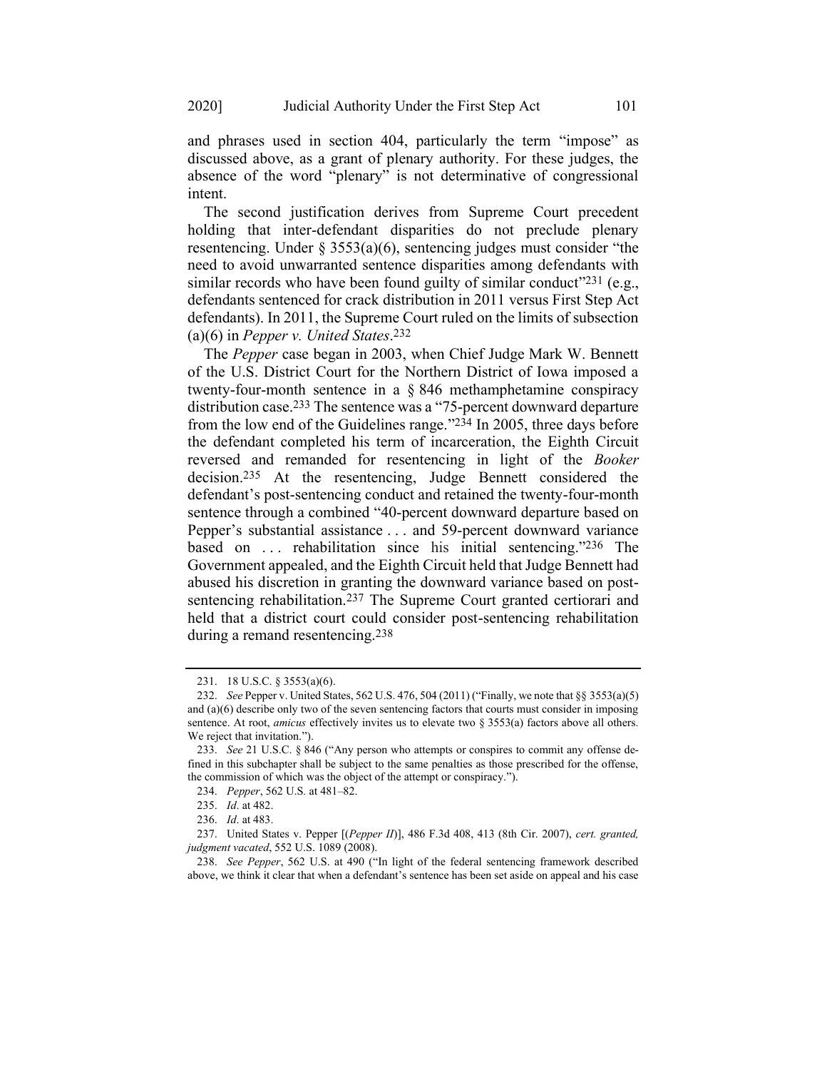and phrases used in section 404, particularly the term "impose" as discussed above, as a grant of plenary authority. For these judges, the absence of the word "plenary" is not determinative of congressional intent.

The second justification derives from Supreme Court precedent holding that inter-defendant disparities do not preclude plenary resentencing. Under § 3553(a)(6), sentencing judges must consider "the need to avoid unwarranted sentence disparities among defendants with similar records who have been found guilty of similar conduct"[231] (e.g., defendants sentenced for crack distribution in 2011 versus First Step Act defendants). In 2011, the Supreme Court ruled on the limits of subsection (a)(6) in *Pepper v. United States*.[232]

The *Pepper* case began in 2003, when Chief Judge Mark W. Bennett of the U.S. District Court for the Northern District of Iowa imposed a twenty-four-month sentence in a § 846 methamphetamine conspiracy distribution case.[233] The sentence was a "75-percent downward departure from the low end of the Guidelines range."[234] In 2005, three days before the defendant completed his term of incarceration, the Eighth Circuit reversed and remanded for resentencing in light of the *Booker* decision.[235] At the resentencing, Judge Bennett considered the defendant's post-sentencing conduct and retained the twenty-four-month sentence through a combined "40-percent downward departure based on Pepper's substantial assistance . . . and 59-percent downward variance based on . . . rehabilitation since his initial sentencing."[236] The Government appealed, and the Eighth Circuit held that Judge Bennett had abused his discretion in granting the downward variance based on post-sentencing rehabilitation.[237] The Supreme Court granted certiorari and held that a district court could consider post-sentencing rehabilitation during a remand resentencing.[238]

---

231. 18 U.S.C. § 3553(a)(6).

232. *See* Pepper v. United States, 562 U.S. 476, 504 (2011) ("Finally, we note that §§ 3553(a)(5) and (a)(6) describe only two of the seven sentencing factors that courts must consider in imposing sentence. At root, *amicus* effectively invites us to elevate two § 3553(a) factors above all others. We reject that invitation.").

233. *See* 21 U.S.C. § 846 ("Any person who attempts or conspires to commit any offense defined in this subchapter shall be subject to the same penalties as those prescribed for the offense, the commission of which was the object of the attempt or conspiracy.").

234. *Pepper*, 562 U.S. at 481–82.

235. *Id*. at 482.

236. *Id*. at 483.

237. United States v. Pepper [(*Pepper II*)], 486 F.3d 408, 413 (8th Cir. 2007), *cert. granted, judgment vacated*, 552 U.S. 1089 (2008).

238. *See Pepper*, 562 U.S. at 490 ("In light of the federal sentencing framework described above, we think it clear that when a defendant's sentence has been set aside on appeal and his case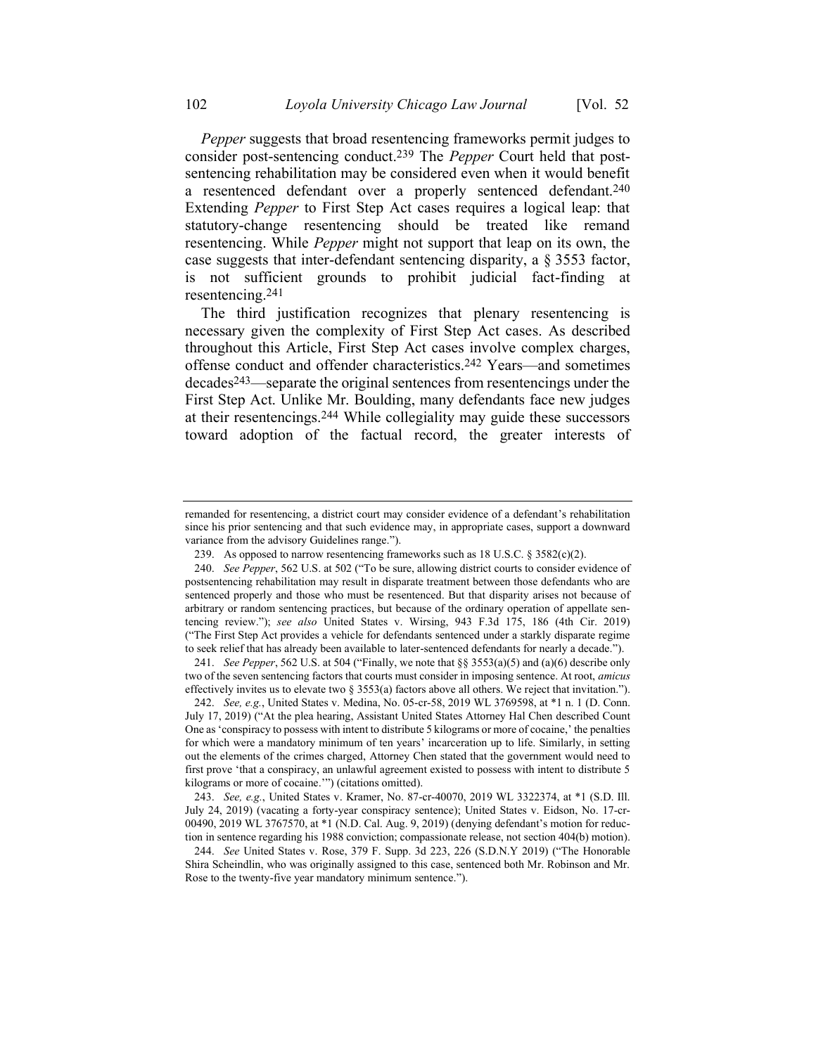*Pepper* suggests that broad resentencing frameworks permit judges to consider post-sentencing conduct.[239] The *Pepper* Court held that post-sentencing rehabilitation may be considered even when it would benefit a resentenced defendant over a properly sentenced defendant.[240] Extending *Pepper* to First Step Act cases requires a logical leap: that statutory-change resentencing should be treated like remand resentencing. While *Pepper* might not support that leap on its own, the case suggests that inter-defendant sentencing disparity, a § 3553 factor, is not sufficient grounds to prohibit judicial fact-finding at resentencing.[241]

The third justification recognizes that plenary resentencing is necessary given the complexity of First Step Act cases. As described throughout this Article, First Step Act cases involve complex charges, offense conduct and offender characteristics.[242] Years—and sometimes decades[243]—separate the original sentences from resentencings under the First Step Act. Unlike Mr. Boulding, many defendants face new judges at their resentencings.[244] While collegiality may guide these successors toward adoption of the factual record, the greater interests of

---

remanded for resentencing, a district court may consider evidence of a defendant's rehabilitation since his prior sentencing and that such evidence may, in appropriate cases, support a downward variance from the advisory Guidelines range.").

239. As opposed to narrow resentencing frameworks such as 18 U.S.C. § 3582(c)(2).

240. *See Pepper*, 562 U.S. at 502 ("To be sure, allowing district courts to consider evidence of postsentencing rehabilitation may result in disparate treatment between those defendants who are sentenced properly and those who must be resentenced. But that disparity arises not because of arbitrary or random sentencing practices, but because of the ordinary operation of appellate sentencing review."); *see also* United States v. Wirsing, 943 F.3d 175, 186 (4th Cir. 2019) ("The First Step Act provides a vehicle for defendants sentenced under a starkly disparate regime to seek relief that has already been available to later-sentenced defendants for nearly a decade.").

241. *See Pepper*, 562 U.S. at 504 ("Finally, we note that §§ 3553(a)(5) and (a)(6) describe only two of the seven sentencing factors that courts must consider in imposing sentence. At root, *amicus* effectively invites us to elevate two § 3553(a) factors above all others. We reject that invitation.").

242. *See, e.g.*, United States v. Medina, No. 05-cr-58, 2019 WL 3769598, at *1 n. 1 (D. Conn. July 17, 2019) ("At the plea hearing, Assistant United States Attorney Hal Chen described Count One as 'conspiracy to possess with intent to distribute 5 kilograms or more of cocaine,' the penalties for which were a mandatory minimum of ten years' incarceration up to life. Similarly, in setting out the elements of the crimes charged, Attorney Chen stated that the government would need to first prove 'that a conspiracy, an unlawful agreement existed to possess with intent to distribute 5 kilograms or more of cocaine.'") (citations omitted).

243. *See, e.g.*, United States v. Kramer, No. 87-cr-40070, 2019 WL 3322374, at *1 (S.D. Ill. July 24, 2019) (vacating a forty-year conspiracy sentence); United States v. Eidson, No. 17-cr-00490, 2019 WL 3767570, at *1 (N.D. Cal. Aug. 9, 2019) (denying defendant's motion for reduction in sentence regarding his 1988 conviction; compassionate release, not section 404(b) motion).

244. *See* United States v. Rose, 379 F. Supp. 3d 223, 226 (S.D.N.Y 2019) ("The Honorable Shira Scheindlin, who was originally assigned to this case, sentenced both Mr. Robinson and Mr. Rose to the twenty-five year mandatory minimum sentence.").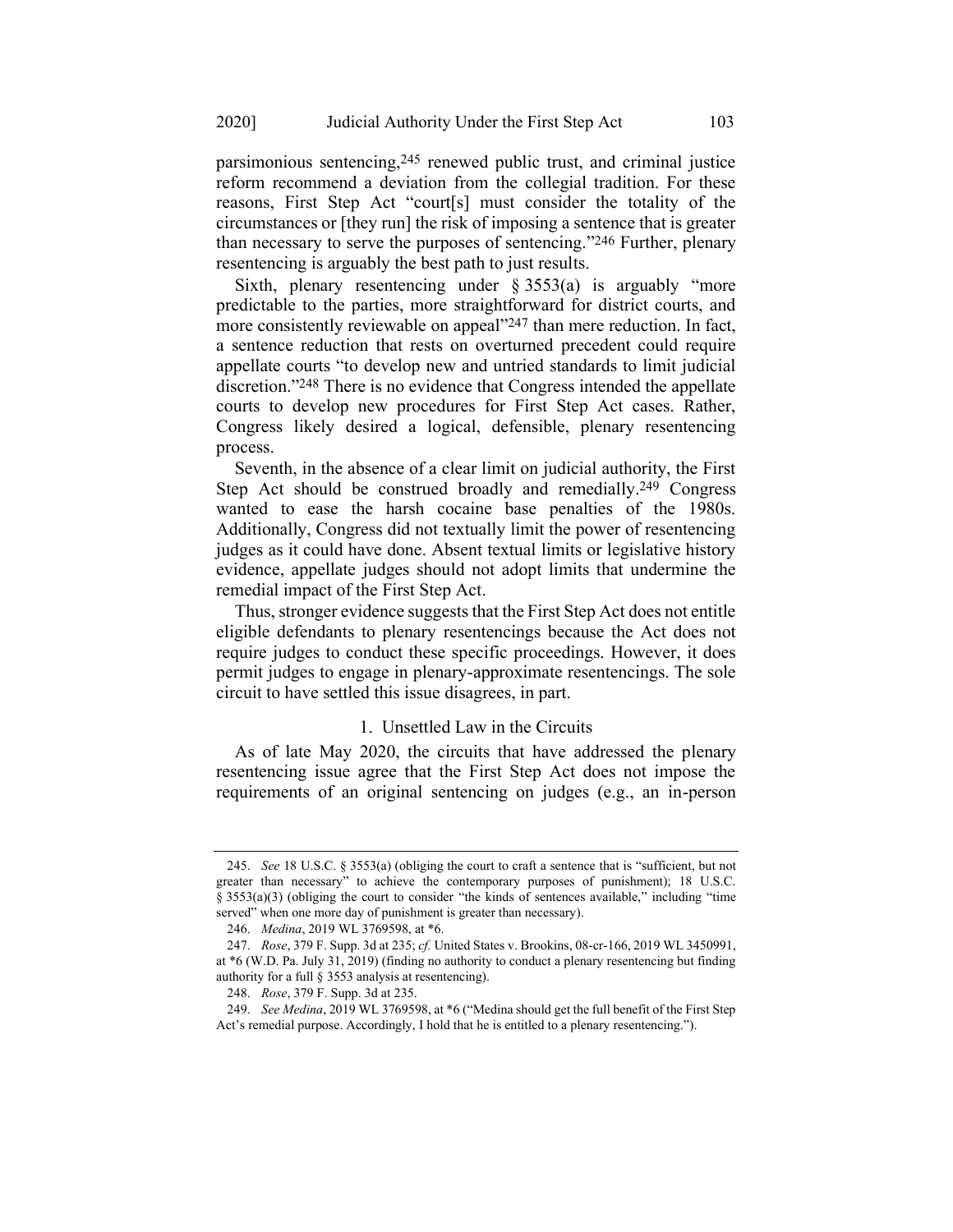parsimonious sentencing,[245] renewed public trust, and criminal justice reform recommend a deviation from the collegial tradition. For these reasons, First Step Act "court[s] must consider the totality of the circumstances or [they run] the risk of imposing a sentence that is greater than necessary to serve the purposes of sentencing."[246] Further, plenary resentencing is arguably the best path to just results.

Sixth, plenary resentencing under § 3553(a) is arguably "more predictable to the parties, more straightforward for district courts, and more consistently reviewable on appeal"[247] than mere reduction. In fact, a sentence reduction that rests on overturned precedent could require appellate courts "to develop new and untried standards to limit judicial discretion."[248] There is no evidence that Congress intended the appellate courts to develop new procedures for First Step Act cases. Rather, Congress likely desired a logical, defensible, plenary resentencing process.

Seventh, in the absence of a clear limit on judicial authority, the First Step Act should be construed broadly and remedially.[249] Congress wanted to ease the harsh cocaine base penalties of the 1980s. Additionally, Congress did not textually limit the power of resentencing judges as it could have done. Absent textual limits or legislative history evidence, appellate judges should not adopt limits that undermine the remedial impact of the First Step Act.

Thus, stronger evidence suggests that the First Step Act does not entitle eligible defendants to plenary resentencings because the Act does not require judges to conduct these specific proceedings. However, it does permit judges to engage in plenary-approximate resentencings. The sole circuit to have settled this issue disagrees, in part.

### 1. Unsettled Law in the Circuits

As of late May 2020, the circuits that have addressed the plenary resentencing issue agree that the First Step Act does not impose the requirements of an original sentencing on judges (e.g., an in-person

---

245. *See* 18 U.S.C. § 3553(a) (obliging the court to craft a sentence that is "sufficient, but not greater than necessary" to achieve the contemporary purposes of punishment); 18 U.S.C. § 3553(a)(3) (obliging the court to consider "the kinds of sentences available," including "time served" when one more day of punishment is greater than necessary).

246. *Medina*, 2019 WL 3769598, at *6.

247. *Rose*, 379 F. Supp. 3d at 235; *cf.* United States v. Brookins, 08-cr-166, 2019 WL 3450991, at *6 (W.D. Pa. July 31, 2019) (finding no authority to conduct a plenary resentencing but finding authority for a full § 3553 analysis at resentencing).

248. *Rose*, 379 F. Supp. 3d at 235.

249. *See Medina*, 2019 WL 3769598, at *6 ("Medina should get the full benefit of the First Step Act's remedial purpose. Accordingly, I hold that he is entitled to a plenary resentencing.").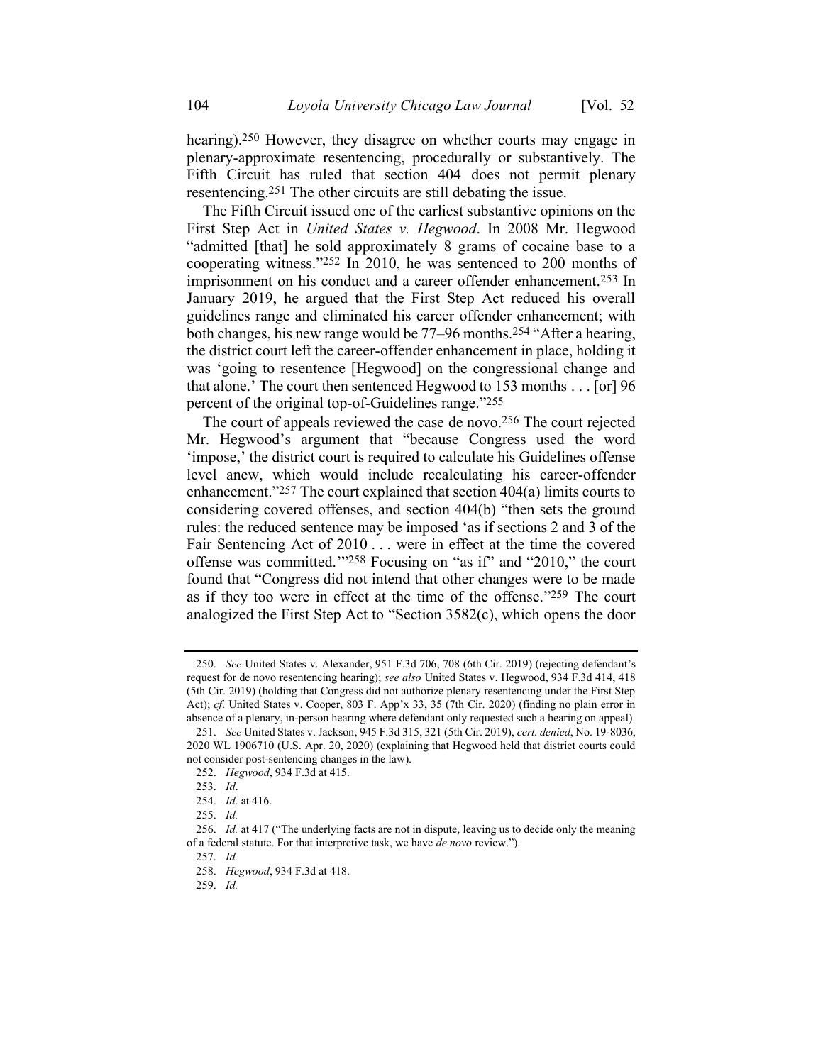hearing).[250] However, they disagree on whether courts may engage in plenary-approximate resentencing, procedurally or substantively. The Fifth Circuit has ruled that section 404 does not permit plenary resentencing.[251] The other circuits are still debating the issue.

The Fifth Circuit issued one of the earliest substantive opinions on the First Step Act in *United States v. Hegwood*. In 2008 Mr. Hegwood "admitted [that] he sold approximately 8 grams of cocaine base to a cooperating witness."[252] In 2010, he was sentenced to 200 months of imprisonment on his conduct and a career offender enhancement.[253] In January 2019, he argued that the First Step Act reduced his overall guidelines range and eliminated his career offender enhancement; with both changes, his new range would be 77–96 months.[254] "After a hearing, the district court left the career-offender enhancement in place, holding it was 'going to resentence [Hegwood] on the congressional change and that alone.' The court then sentenced Hegwood to 153 months . . . [or] 96 percent of the original top-of-Guidelines range."[255]

The court of appeals reviewed the case de novo.[256] The court rejected Mr. Hegwood's argument that "because Congress used the word 'impose,' the district court is required to calculate his Guidelines offense level anew, which would include recalculating his career-offender enhancement."[257] The court explained that section 404(a) limits courts to considering covered offenses, and section 404(b) "then sets the ground rules: the reduced sentence may be imposed 'as if sections 2 and 3 of the Fair Sentencing Act of 2010 . . . were in effect at the time the covered offense was committed.'"[258] Focusing on "as if" and "2010," the court found that "Congress did not intend that other changes were to be made as if they too were in effect at the time of the offense."[259] The court analogized the First Step Act to "Section 3582(c), which opens the door

---

250. *See* United States v. Alexander, 951 F.3d 706, 708 (6th Cir. 2019) (rejecting defendant's request for de novo resentencing hearing); *see also* United States v. Hegwood, 934 F.3d 414, 418 (5th Cir. 2019) (holding that Congress did not authorize plenary resentencing under the First Step Act); *cf*. United States v. Cooper, 803 F. App'x 33, 35 (7th Cir. 2020) (finding no plain error in absence of a plenary, in-person hearing where defendant only requested such a hearing on appeal).

251. *See* United States v. Jackson, 945 F.3d 315, 321 (5th Cir. 2019), *cert. denied*, No. 19-8036, 2020 WL 1906710 (U.S. Apr. 20, 2020) (explaining that Hegwood held that district courts could not consider post-sentencing changes in the law).

252. *Hegwood*, 934 F.3d at 415.

253. *Id*.

254. *Id*. at 416.

255. *Id.*

256. *Id.* at 417 ("The underlying facts are not in dispute, leaving us to decide only the meaning of a federal statute. For that interpretive task, we have *de novo* review.").

257. *Id.*

258. *Hegwood*, 934 F.3d at 418.

259. *Id.*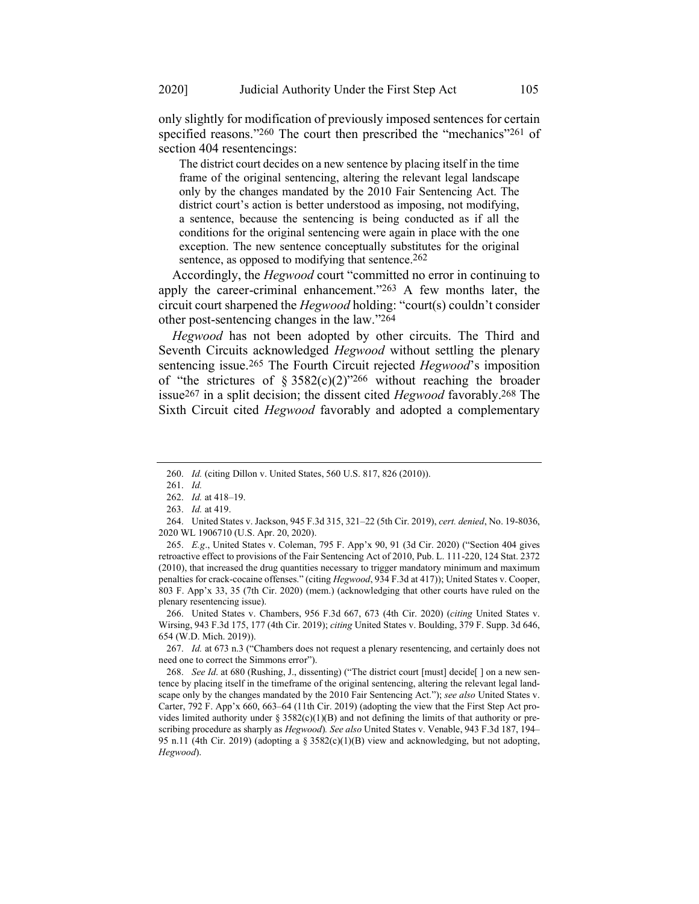only slightly for modification of previously imposed sentences for certain specified reasons."[260] The court then prescribed the "mechanics"[261] of section 404 resentencings:

> The district court decides on a new sentence by placing itself in the time frame of the original sentencing, altering the relevant legal landscape only by the changes mandated by the 2010 Fair Sentencing Act. The district court's action is better understood as imposing, not modifying, a sentence, because the sentencing is being conducted as if all the conditions for the original sentencing were again in place with the one exception. The new sentence conceptually substitutes for the original sentence, as opposed to modifying that sentence.[262]

Accordingly, the *Hegwood* court "committed no error in continuing to apply the career-criminal enhancement."[263] A few months later, the circuit court sharpened the *Hegwood* holding: "court(s) couldn't consider other post-sentencing changes in the law."[264]

*Hegwood* has not been adopted by other circuits. The Third and Seventh Circuits acknowledged *Hegwood* without settling the plenary sentencing issue.[265] The Fourth Circuit rejected *Hegwood*'s imposition of "the strictures of § 3582(c)(2)"[266] without reaching the broader issue[267] in a split decision; the dissent cited *Hegwood* favorably.[268] The Sixth Circuit cited *Hegwood* favorably and adopted a complementary

---

260. *Id.* (citing Dillon v. United States, 560 U.S. 817, 826 (2010)).

261. *Id.*

262. *Id.* at 418–19.

263. *Id.* at 419.

264. United States v. Jackson, 945 F.3d 315, 321–22 (5th Cir. 2019), *cert. denied*, No. 19-8036, 2020 WL 1906710 (U.S. Apr. 20, 2020).

265. *E.g.*, United States v. Coleman, 795 F. App'x 90, 91 (3d Cir. 2020) ("Section 404 gives retroactive effect to provisions of the Fair Sentencing Act of 2010, Pub. L. 111-220, 124 Stat. 2372 (2010), that increased the drug quantities necessary to trigger mandatory minimum and maximum penalties for crack-cocaine offenses." (citing *Hegwood*, 934 F.3d at 417)); United States v. Cooper, 803 F. App'x 33, 35 (7th Cir. 2020) (mem.) (acknowledging that other courts have ruled on the plenary resentencing issue).

266. United States v. Chambers, 956 F.3d 667, 673 (4th Cir. 2020) (*citing* United States v. Wirsing, 943 F.3d 175, 177 (4th Cir. 2019); *citing* United States v. Boulding, 379 F. Supp. 3d 646, 654 (W.D. Mich. 2019)).

267. *Id.* at 673 n.3 ("Chambers does not request a plenary resentencing, and certainly does not need one to correct the Simmons error").

268. *See Id.* at 680 (Rushing, J., dissenting) ("The district court [must] decide[ ] on a new sentence by placing itself in the timeframe of the original sentencing, altering the relevant legal landscape only by the changes mandated by the 2010 Fair Sentencing Act."); *see also* United States v. Carter, 792 F. App'x 660, 663–64 (11th Cir. 2019) (adopting the view that the First Step Act provides limited authority under § 3582(c)(1)(B) and not defining the limits of that authority or prescribing procedure as sharply as *Hegwood*). *See also* United States v. Venable, 943 F.3d 187, 194–95 n.11 (4th Cir. 2019) (adopting a § 3582(c)(1)(B) view and acknowledging, but not adopting, *Hegwood*).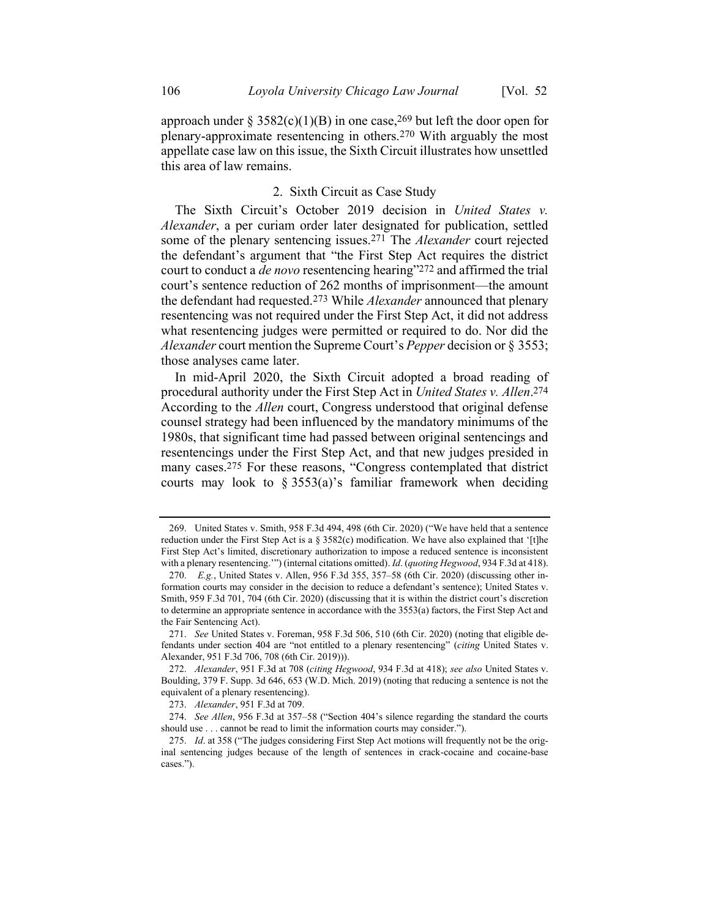approach under § 3582(c)(1)(B) in one case,[269] but left the door open for plenary-approximate resentencing in others.[270] With arguably the most appellate case law on this issue, the Sixth Circuit illustrates how unsettled this area of law remains.

### 2. Sixth Circuit as Case Study

The Sixth Circuit's October 2019 decision in *United States v. Alexander*, a per curiam order later designated for publication, settled some of the plenary sentencing issues.[271] The *Alexander* court rejected the defendant's argument that "the First Step Act requires the district court to conduct a *de novo* resentencing hearing"[272] and affirmed the trial court's sentence reduction of 262 months of imprisonment—the amount the defendant had requested.[273] While *Alexander* announced that plenary resentencing was not required under the First Step Act, it did not address what resentencing judges were permitted or required to do. Nor did the *Alexander* court mention the Supreme Court's *Pepper* decision or § 3553; those analyses came later.

In mid-April 2020, the Sixth Circuit adopted a broad reading of procedural authority under the First Step Act in *United States v. Allen*.[274] According to the *Allen* court, Congress understood that original defense counsel strategy had been influenced by the mandatory minimums of the 1980s, that significant time had passed between original sentencings and resentencings under the First Step Act, and that new judges presided in many cases.[275] For these reasons, "Congress contemplated that district courts may look to § 3553(a)'s familiar framework when deciding

---

269. United States v. Smith, 958 F.3d 494, 498 (6th Cir. 2020) ("We have held that a sentence reduction under the First Step Act is a § 3582(c) modification. We have also explained that '[t]he First Step Act's limited, discretionary authorization to impose a reduced sentence is inconsistent with a plenary resentencing.'") (internal citations omitted). *Id*. (*quoting Hegwood*, 934 F.3d at 418).

270. *E.g.*, United States v. Allen, 956 F.3d 355, 357–58 (6th Cir. 2020) (discussing other information courts may consider in the decision to reduce a defendant's sentence); United States v. Smith, 959 F.3d 701, 704 (6th Cir. 2020) (discussing that it is within the district court's discretion to determine an appropriate sentence in accordance with the 3553(a) factors, the First Step Act and the Fair Sentencing Act).

271. *See* United States v. Foreman, 958 F.3d 506, 510 (6th Cir. 2020) (noting that eligible defendants under section 404 are "not entitled to a plenary resentencing" (*citing* United States v. Alexander, 951 F.3d 706, 708 (6th Cir. 2019))).

272. *Alexander*, 951 F.3d at 708 (*citing Hegwood*, 934 F.3d at 418); *see also* United States v. Boulding, 379 F. Supp. 3d 646, 653 (W.D. Mich. 2019) (noting that reducing a sentence is not the equivalent of a plenary resentencing).

273. *Alexander*, 951 F.3d at 709.

274. *See Allen*, 956 F.3d at 357–58 ("Section 404's silence regarding the standard the courts should use . . . cannot be read to limit the information courts may consider.").

275. *Id*. at 358 ("The judges considering First Step Act motions will frequently not be the original sentencing judges because of the length of sentences in crack-cocaine and cocaine-base cases.").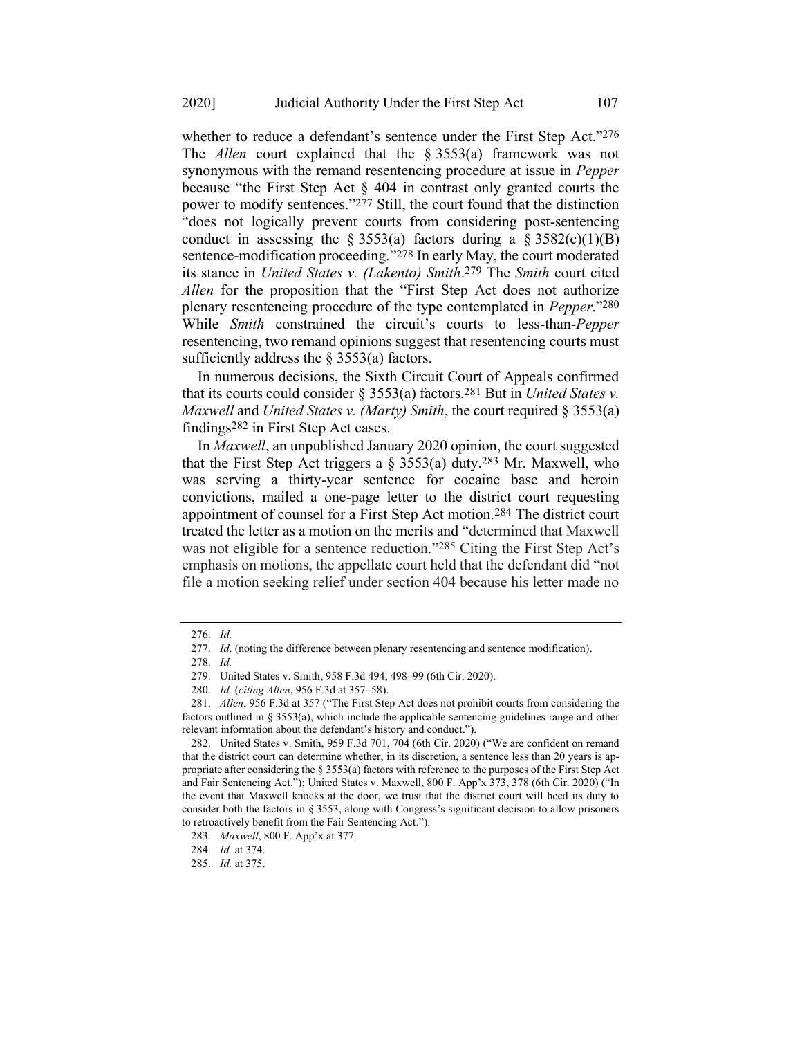whether to reduce a defendant's sentence under the First Step Act."[276] The *Allen* court explained that the § 3553(a) framework was not synonymous with the remand resentencing procedure at issue in *Pepper* because "the First Step Act § 404 in contrast only granted courts the power to modify sentences."[277] Still, the court found that the distinction "does not logically prevent courts from considering post-sentencing conduct in assessing the § 3553(a) factors during a § 3582(c)(1)(B) sentence-modification proceeding."[278] In early May, the court moderated its stance in *United States v. (Lakento) Smith*.[279] The *Smith* court cited *Allen* for the proposition that the "First Step Act does not authorize plenary resentencing procedure of the type contemplated in *Pepper*."[280] While *Smith* constrained the circuit's courts to less-than-*Pepper* resentencing, two remand opinions suggest that resentencing courts must sufficiently address the § 3553(a) factors.

In numerous decisions, the Sixth Circuit Court of Appeals confirmed that its courts could consider § 3553(a) factors.[281] But in *United States v. Maxwell* and *United States v. (Marty) Smith*, the court required § 3553(a) findings[282] in First Step Act cases.

In *Maxwell*, an unpublished January 2020 opinion, the court suggested that the First Step Act triggers a § 3553(a) duty.[283] Mr. Maxwell, who was serving a thirty-year sentence for cocaine base and heroin convictions, mailed a one-page letter to the district court requesting appointment of counsel for a First Step Act motion.[284] The district court treated the letter as a motion on the merits and "determined that Maxwell was not eligible for a sentence reduction."[285] Citing the First Step Act's emphasis on motions, the appellate court held that the defendant did "not file a motion seeking relief under section 404 because his letter made no

---

276. *Id.*

277. *Id*. (noting the difference between plenary resentencing and sentence modification).

278. *Id.*

279. United States v. Smith, 958 F.3d 494, 498–99 (6th Cir. 2020).

280. *Id.* (*citing Allen*, 956 F.3d at 357–58).

281. *Allen*, 956 F.3d at 357 ("The First Step Act does not prohibit courts from considering the factors outlined in § 3553(a), which include the applicable sentencing guidelines range and other relevant information about the defendant's history and conduct.").

282. United States v. Smith, 959 F.3d 701, 704 (6th Cir. 2020) ("We are confident on remand that the district court can determine whether, in its discretion, a sentence less than 20 years is appropriate after considering the § 3553(a) factors with reference to the purposes of the First Step Act and Fair Sentencing Act."); United States v. Maxwell, 800 F. App'x 373, 378 (6th Cir. 2020) ("In the event that Maxwell knocks at the door, we trust that the district court will heed its duty to consider both the factors in § 3553, along with Congress's significant decision to allow prisoners to retroactively benefit from the Fair Sentencing Act.").

283. *Maxwell*, 800 F. App'x at 377.

284. *Id.* at 374.

285. *Id.* at 375.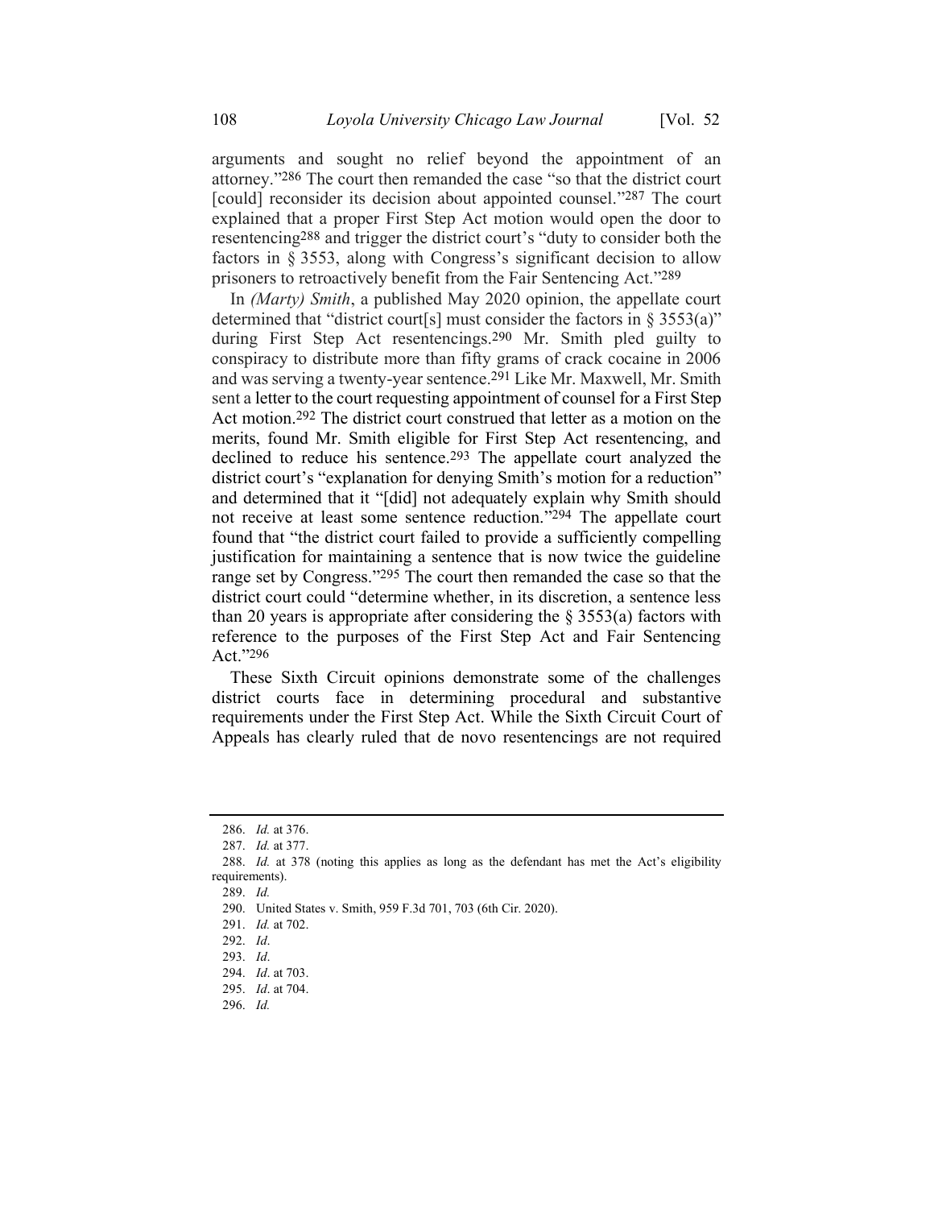arguments and sought no relief beyond the appointment of an attorney."[286] The court then remanded the case "so that the district court [could] reconsider its decision about appointed counsel."[287] The court explained that a proper First Step Act motion would open the door to resentencing[288] and trigger the district court's "duty to consider both the factors in § 3553, along with Congress's significant decision to allow prisoners to retroactively benefit from the Fair Sentencing Act."[289]

In *(Marty) Smith*, a published May 2020 opinion, the appellate court determined that "district court[s] must consider the factors in § 3553(a)" during First Step Act resentencings.[290] Mr. Smith pled guilty to conspiracy to distribute more than fifty grams of crack cocaine in 2006 and was serving a twenty-year sentence.[291] Like Mr. Maxwell, Mr. Smith sent a letter to the court requesting appointment of counsel for a First Step Act motion.[292] The district court construed that letter as a motion on the merits, found Mr. Smith eligible for First Step Act resentencing, and declined to reduce his sentence.[293] The appellate court analyzed the district court's "explanation for denying Smith's motion for a reduction" and determined that it "[did] not adequately explain why Smith should not receive at least some sentence reduction."[294] The appellate court found that "the district court failed to provide a sufficiently compelling justification for maintaining a sentence that is now twice the guideline range set by Congress."[295] The court then remanded the case so that the district court could "determine whether, in its discretion, a sentence less than 20 years is appropriate after considering the § 3553(a) factors with reference to the purposes of the First Step Act and Fair Sentencing Act."[296]

These Sixth Circuit opinions demonstrate some of the challenges district courts face in determining procedural and substantive requirements under the First Step Act. While the Sixth Circuit Court of Appeals has clearly ruled that de novo resentencings are not required

---

286. *Id.* at 376.

287. *Id.* at 377.

288. *Id.* at 378 (noting this applies as long as the defendant has met the Act's eligibility requirements).

289. *Id.*

290. United States v. Smith, 959 F.3d 701, 703 (6th Cir. 2020).

291. *Id.* at 702.

292. *Id*.

293. *Id*.

294. *Id*. at 703.

295. *Id*. at 704.

296. *Id.*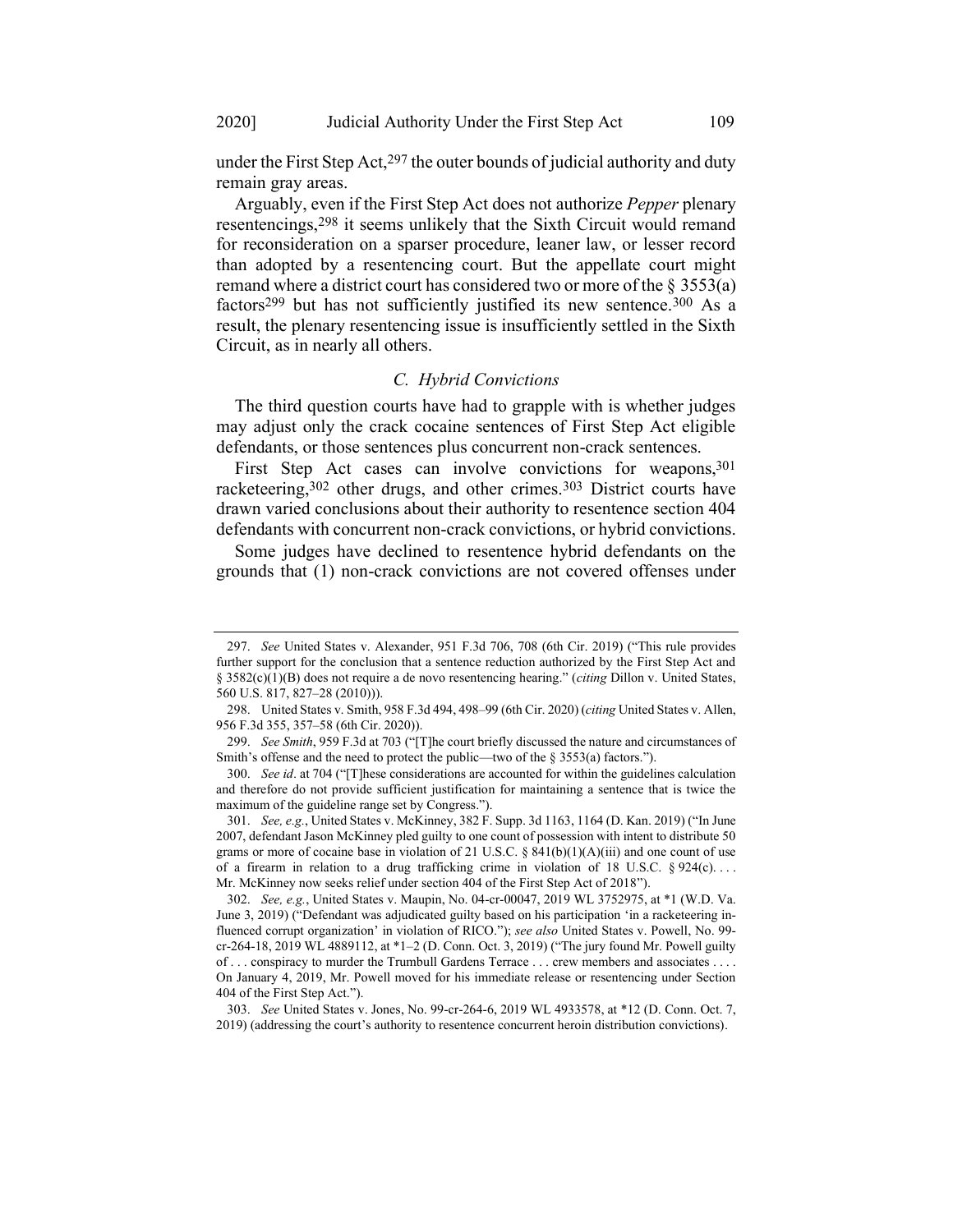under the First Step Act,[297] the outer bounds of judicial authority and duty remain gray areas.

Arguably, even if the First Step Act does not authorize *Pepper* plenary resentencings,[298] it seems unlikely that the Sixth Circuit would remand for reconsideration on a sparser procedure, leaner law, or lesser record than adopted by a resentencing court. But the appellate court might remand where a district court has considered two or more of the § 3553(a) factors[299] but has not sufficiently justified its new sentence.[300] As a result, the plenary resentencing issue is insufficiently settled in the Sixth Circuit, as in nearly all others.

### *C. Hybrid Convictions*

The third question courts have had to grapple with is whether judges may adjust only the crack cocaine sentences of First Step Act eligible defendants, or those sentences plus concurrent non-crack sentences.

First Step Act cases can involve convictions for weapons,[301] racketeering,[302] other drugs, and other crimes.[303] District courts have drawn varied conclusions about their authority to resentence section 404 defendants with concurrent non-crack convictions, or hybrid convictions.

Some judges have declined to resentence hybrid defendants on the grounds that (1) non-crack convictions are not covered offenses under

---

297. *See* United States v. Alexander, 951 F.3d 706, 708 (6th Cir. 2019) ("This rule provides further support for the conclusion that a sentence reduction authorized by the First Step Act and § 3582(c)(1)(B) does not require a de novo resentencing hearing." (*citing* Dillon v. United States, 560 U.S. 817, 827–28 (2010))).

298. United States v. Smith, 958 F.3d 494, 498–99 (6th Cir. 2020) (*citing* United States v. Allen, 956 F.3d 355, 357–58 (6th Cir. 2020)).

299. *See Smith*, 959 F.3d at 703 ("[T]he court briefly discussed the nature and circumstances of Smith's offense and the need to protect the public—two of the § 3553(a) factors.").

300. *See id*. at 704 ("[T]hese considerations are accounted for within the guidelines calculation and therefore do not provide sufficient justification for maintaining a sentence that is twice the maximum of the guideline range set by Congress.").

301. *See, e.g.*, United States v. McKinney, 382 F. Supp. 3d 1163, 1164 (D. Kan. 2019) ("In June 2007, defendant Jason McKinney pled guilty to one count of possession with intent to distribute 50 grams or more of cocaine base in violation of 21 U.S.C. § 841(b)(1)(A)(iii) and one count of use of a firearm in relation to a drug trafficking crime in violation of 18 U.S.C. § 924(c). . . . Mr. McKinney now seeks relief under section 404 of the First Step Act of 2018").

302. *See, e.g.*, United States v. Maupin, No. 04-cr-00047, 2019 WL 3752975, at *1 (W.D. Va. June 3, 2019) ("Defendant was adjudicated guilty based on his participation 'in a racketeering influenced corrupt organization' in violation of RICO."); *see also* United States v. Powell, No. 99-cr-264-18, 2019 WL 4889112, at *1–2 (D. Conn. Oct. 3, 2019) ("The jury found Mr. Powell guilty of . . . conspiracy to murder the Trumbull Gardens Terrace . . . crew members and associates . . . . On January 4, 2019, Mr. Powell moved for his immediate release or resentencing under Section 404 of the First Step Act.").

303. *See* United States v. Jones, No. 99-cr-264-6, 2019 WL 4933578, at *12 (D. Conn. Oct. 7, 2019) (addressing the court's authority to resentence concurrent heroin distribution convictions).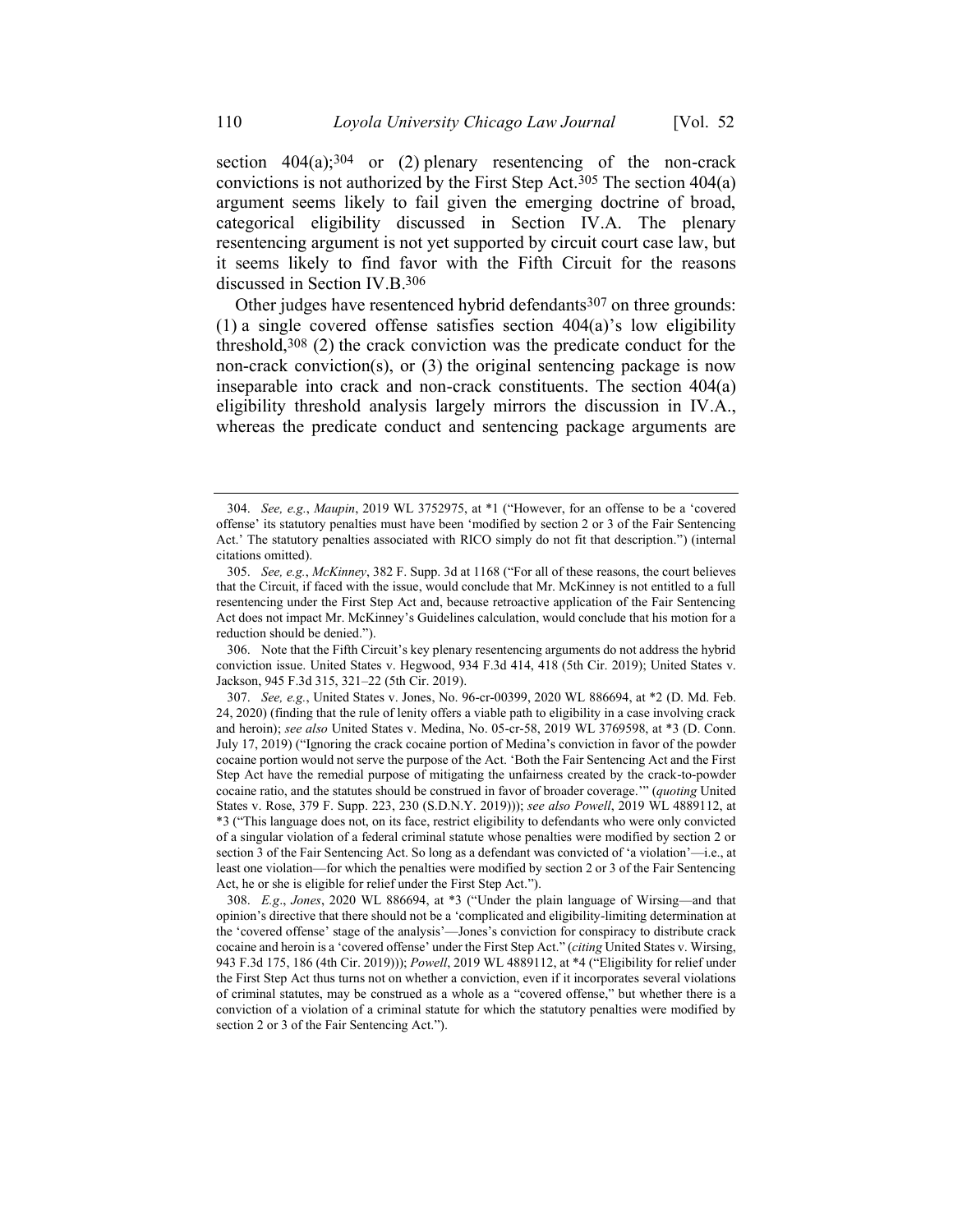section 404(a);[304] or (2) plenary resentencing of the non-crack convictions is not authorized by the First Step Act.[305] The section 404(a) argument seems likely to fail given the emerging doctrine of broad, categorical eligibility discussed in Section IV.A. The plenary resentencing argument is not yet supported by circuit court case law, but it seems likely to find favor with the Fifth Circuit for the reasons discussed in Section IV.B.[306]

Other judges have resentenced hybrid defendants[307] on three grounds: (1) a single covered offense satisfies section 404(a)'s low eligibility threshold,[308] (2) the crack conviction was the predicate conduct for the non-crack conviction(s), or (3) the original sentencing package is now inseparable into crack and non-crack constituents. The section 404(a) eligibility threshold analysis largely mirrors the discussion in IV.A., whereas the predicate conduct and sentencing package arguments are

---

304. *See, e.g.*, *Maupin*, 2019 WL 3752975, at *1 ("However, for an offense to be a 'covered offense' its statutory penalties must have been 'modified by section 2 or 3 of the Fair Sentencing Act.' The statutory penalties associated with RICO simply do not fit that description.") (internal citations omitted).

305. *See, e.g.*, *McKinney*, 382 F. Supp. 3d at 1168 ("For all of these reasons, the court believes that the Circuit, if faced with the issue, would conclude that Mr. McKinney is not entitled to a full resentencing under the First Step Act and, because retroactive application of the Fair Sentencing Act does not impact Mr. McKinney's Guidelines calculation, would conclude that his motion for a reduction should be denied.").

306. Note that the Fifth Circuit's key plenary resentencing arguments do not address the hybrid conviction issue. United States v. Hegwood, 934 F.3d 414, 418 (5th Cir. 2019); United States v. Jackson, 945 F.3d 315, 321–22 (5th Cir. 2019).

307. *See, e.g.*, United States v. Jones, No. 96-cr-00399, 2020 WL 886694, at *2 (D. Md. Feb. 24, 2020) (finding that the rule of lenity offers a viable path to eligibility in a case involving crack and heroin); *see also* United States v. Medina, No. 05-cr-58, 2019 WL 3769598, at *3 (D. Conn. July 17, 2019) ("Ignoring the crack cocaine portion of Medina's conviction in favor of the powder cocaine portion would not serve the purpose of the Act. 'Both the Fair Sentencing Act and the First Step Act have the remedial purpose of mitigating the unfairness created by the crack-to-powder cocaine ratio, and the statutes should be construed in favor of broader coverage.'" (*quoting* United States v. Rose, 379 F. Supp. 223, 230 (S.D.N.Y. 2019))); *see also Powell*, 2019 WL 4889112, at *3 ("This language does not, on its face, restrict eligibility to defendants who were only convicted of a singular violation of a federal criminal statute whose penalties were modified by section 2 or section 3 of the Fair Sentencing Act. So long as a defendant was convicted of 'a violation'—i.e., at least one violation—for which the penalties were modified by section 2 or 3 of the Fair Sentencing Act, he or she is eligible for relief under the First Step Act.").

308. *E.g.*, *Jones*, 2020 WL 886694, at *3 ("Under the plain language of Wirsing—and that opinion's directive that there should not be a 'complicated and eligibility-limiting determination at the 'covered offense' stage of the analysis'—Jones's conviction for conspiracy to distribute crack cocaine and heroin is a 'covered offense' under the First Step Act." (*citing* United States v. Wirsing, 943 F.3d 175, 186 (4th Cir. 2019))); *Powell*, 2019 WL 4889112, at *4 ("Eligibility for relief under the First Step Act thus turns not on whether a conviction, even if it incorporates several violations of criminal statutes, may be construed as a whole as a "covered offense," but whether there is a conviction of a violation of a criminal statute for which the statutory penalties were modified by section 2 or 3 of the Fair Sentencing Act.").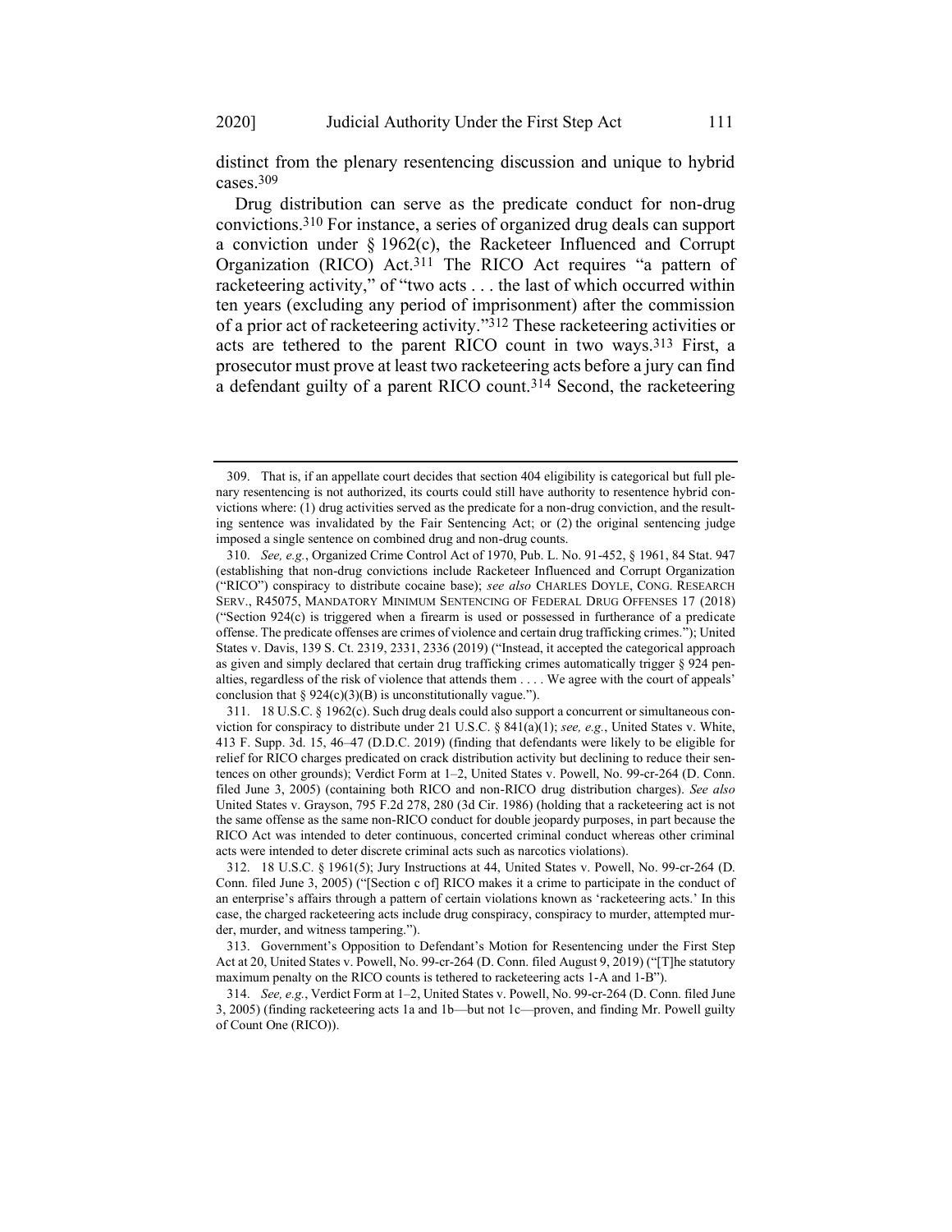distinct from the plenary resentencing discussion and unique to hybrid cases.[309]

Drug distribution can serve as the predicate conduct for non-drug convictions.[310] For instance, a series of organized drug deals can support a conviction under § 1962(c), the Racketeer Influenced and Corrupt Organization (RICO) Act.[311] The RICO Act requires "a pattern of racketeering activity," of "two acts . . . the last of which occurred within ten years (excluding any period of imprisonment) after the commission of a prior act of racketeering activity."[312] These racketeering activities or acts are tethered to the parent RICO count in two ways.[313] First, a prosecutor must prove at least two racketeering acts before a jury can find a defendant guilty of a parent RICO count.[314] Second, the racketeering

---

309. That is, if an appellate court decides that section 404 eligibility is categorical but full plenary resentencing is not authorized, its courts could still have authority to resentence hybrid convictions where: (1) drug activities served as the predicate for a non-drug conviction, and the resulting sentence was invalidated by the Fair Sentencing Act; or (2) the original sentencing judge imposed a single sentence on combined drug and non-drug counts.

310. *See, e.g.*, Organized Crime Control Act of 1970, Pub. L. No. 91-452, § 1961, 84 Stat. 947 (establishing that non-drug convictions include Racketeer Influenced and Corrupt Organization ("RICO") conspiracy to distribute cocaine base); *see also* CHARLES DOYLE, CONG. RESEARCH SERV., R45075, MANDATORY MINIMUM SENTENCING OF FEDERAL DRUG OFFENSES 17 (2018) ("Section 924(c) is triggered when a firearm is used or possessed in furtherance of a predicate offense. The predicate offenses are crimes of violence and certain drug trafficking crimes."); United States v. Davis, 139 S. Ct. 2319, 2331, 2336 (2019) ("Instead, it accepted the categorical approach as given and simply declared that certain drug trafficking crimes automatically trigger § 924 penalties, regardless of the risk of violence that attends them . . . . We agree with the court of appeals' conclusion that § 924(c)(3)(B) is unconstitutionally vague.").

311. 18 U.S.C. § 1962(c). Such drug deals could also support a concurrent or simultaneous conviction for conspiracy to distribute under 21 U.S.C. § 841(a)(1); *see, e.g.*, United States v. White, 413 F. Supp. 3d. 15, 46–47 (D.D.C. 2019) (finding that defendants were likely to be eligible for relief for RICO charges predicated on crack distribution activity but declining to reduce their sentences on other grounds); Verdict Form at 1–2, United States v. Powell, No. 99-cr-264 (D. Conn. filed June 3, 2005) (containing both RICO and non-RICO drug distribution charges). *See also* United States v. Grayson, 795 F.2d 278, 280 (3d Cir. 1986) (holding that a racketeering act is not the same offense as the same non-RICO conduct for double jeopardy purposes, in part because the RICO Act was intended to deter continuous, concerted criminal conduct whereas other criminal acts were intended to deter discrete criminal acts such as narcotics violations).

312. 18 U.S.C. § 1961(5); Jury Instructions at 44, United States v. Powell, No. 99-cr-264 (D. Conn. filed June 3, 2005) ("[Section c of] RICO makes it a crime to participate in the conduct of an enterprise's affairs through a pattern of certain violations known as 'racketeering acts.' In this case, the charged racketeering acts include drug conspiracy, conspiracy to murder, attempted murder, murder, and witness tampering.").

313. Government's Opposition to Defendant's Motion for Resentencing under the First Step Act at 20, United States v. Powell, No. 99-cr-264 (D. Conn. filed August 9, 2019) ("[T]he statutory maximum penalty on the RICO counts is tethered to racketeering acts 1-A and 1-B").

314. *See, e.g.*, Verdict Form at 1–2, United States v. Powell, No. 99-cr-264 (D. Conn. filed June 3, 2005) (finding racketeering acts 1a and 1b—but not 1c—proven, and finding Mr. Powell guilty of Count One (RICO)).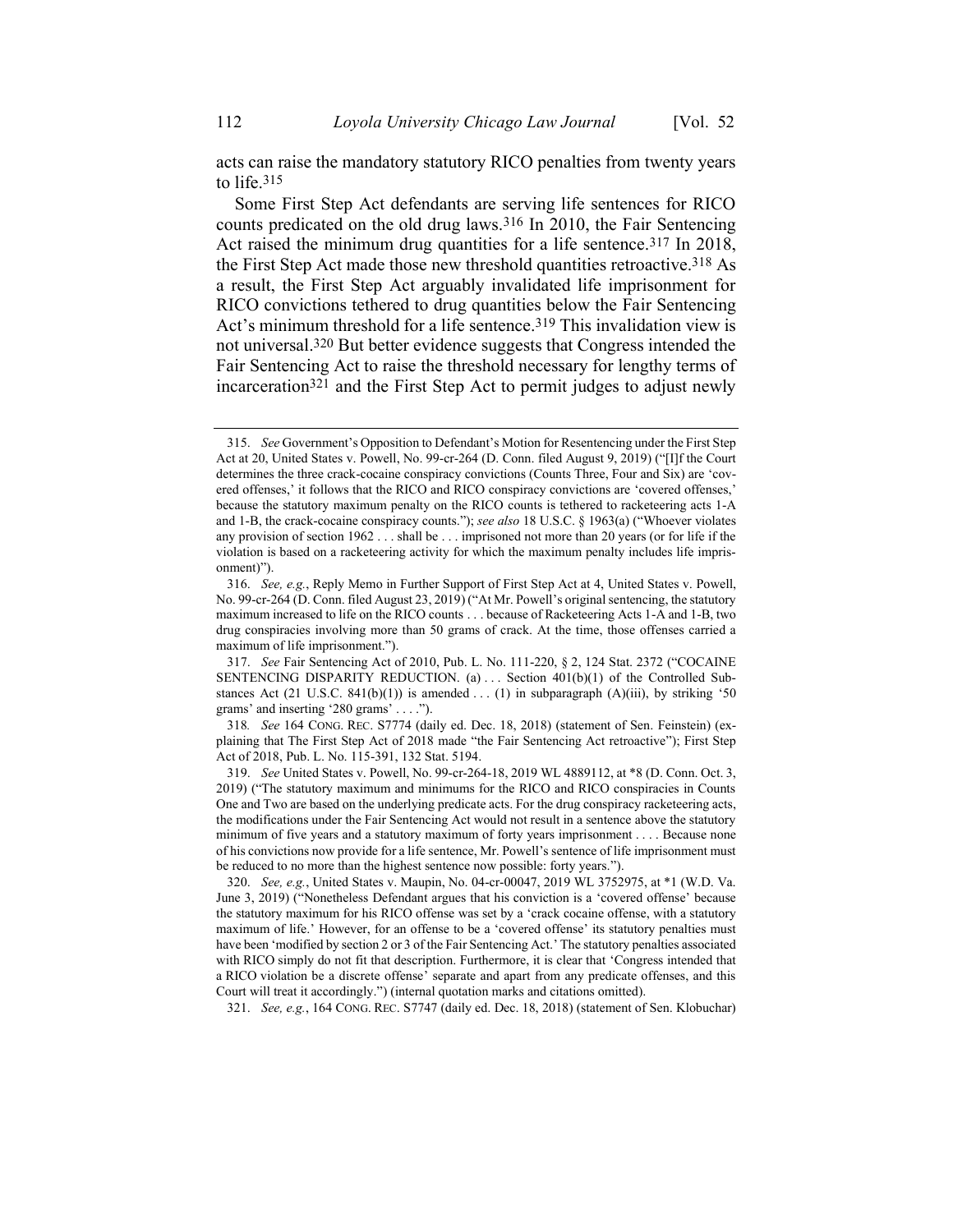acts can raise the mandatory statutory RICO penalties from twenty years to life.[315]

Some First Step Act defendants are serving life sentences for RICO counts predicated on the old drug laws.[316] In 2010, the Fair Sentencing Act raised the minimum drug quantities for a life sentence.[317] In 2018, the First Step Act made those new threshold quantities retroactive.[318] As a result, the First Step Act arguably invalidated life imprisonment for RICO convictions tethered to drug quantities below the Fair Sentencing Act's minimum threshold for a life sentence.[319] This invalidation view is not universal.[320] But better evidence suggests that Congress intended the Fair Sentencing Act to raise the threshold necessary for lengthy terms of incarceration[321] and the First Step Act to permit judges to adjust newly

---

315. *See* Government's Opposition to Defendant's Motion for Resentencing under the First Step Act at 20, United States v. Powell, No. 99-cr-264 (D. Conn. filed August 9, 2019) ("[I]f the Court determines the three crack-cocaine conspiracy convictions (Counts Three, Four and Six) are 'covered offenses,' it follows that the RICO and RICO conspiracy convictions are 'covered offenses,' because the statutory maximum penalty on the RICO counts is tethered to racketeering acts 1-A and 1-B, the crack-cocaine conspiracy counts."); *see also* 18 U.S.C. § 1963(a) ("Whoever violates any provision of section 1962 . . . shall be . . . imprisoned not more than 20 years (or for life if the violation is based on a racketeering activity for which the maximum penalty includes life imprisonment)").

316. *See, e.g.*, Reply Memo in Further Support of First Step Act at 4, United States v. Powell, No. 99-cr-264 (D. Conn. filed August 23, 2019) ("At Mr. Powell's original sentencing, the statutory maximum increased to life on the RICO counts . . . because of Racketeering Acts 1-A and 1-B, two drug conspiracies involving more than 50 grams of crack. At the time, those offenses carried a maximum of life imprisonment.").

317. *See* Fair Sentencing Act of 2010, Pub. L. No. 111-220, § 2, 124 Stat. 2372 ("COCAINE SENTENCING DISPARITY REDUCTION. (a) . . . Section 401(b)(1) of the Controlled Substances Act (21 U.S.C. 841(b)(1)) is amended . . . (1) in subparagraph (A)(iii), by striking '50 grams' and inserting '280 grams' . . . .").

318. *See* 164 CONG. REC. S7774 (daily ed. Dec. 18, 2018) (statement of Sen. Feinstein) (explaining that The First Step Act of 2018 made "the Fair Sentencing Act retroactive"); First Step Act of 2018, Pub. L. No. 115-391, 132 Stat. 5194.

319. *See* United States v. Powell, No. 99-cr-264-18, 2019 WL 4889112, at *8 (D. Conn. Oct. 3, 2019) ("The statutory maximum and minimums for the RICO and RICO conspiracies in Counts One and Two are based on the underlying predicate acts. For the drug conspiracy racketeering acts, the modifications under the Fair Sentencing Act would not result in a sentence above the statutory minimum of five years and a statutory maximum of forty years imprisonment . . . . Because none of his convictions now provide for a life sentence, Mr. Powell's sentence of life imprisonment must be reduced to no more than the highest sentence now possible: forty years.").

320. *See, e.g.*, United States v. Maupin, No. 04-cr-00047, 2019 WL 3752975, at *1 (W.D. Va. June 3, 2019) ("Nonetheless Defendant argues that his conviction is a 'covered offense' because the statutory maximum for his RICO offense was set by a 'crack cocaine offense, with a statutory maximum of life.' However, for an offense to be a 'covered offense' its statutory penalties must have been 'modified by section 2 or 3 of the Fair Sentencing Act.' The statutory penalties associated with RICO simply do not fit that description. Furthermore, it is clear that 'Congress intended that a RICO violation be a discrete offense' separate and apart from any predicate offenses, and this Court will treat it accordingly.") (internal quotation marks and citations omitted).

321. *See, e.g.*, 164 CONG. REC. S7747 (daily ed. Dec. 18, 2018) (statement of Sen. Klobuchar)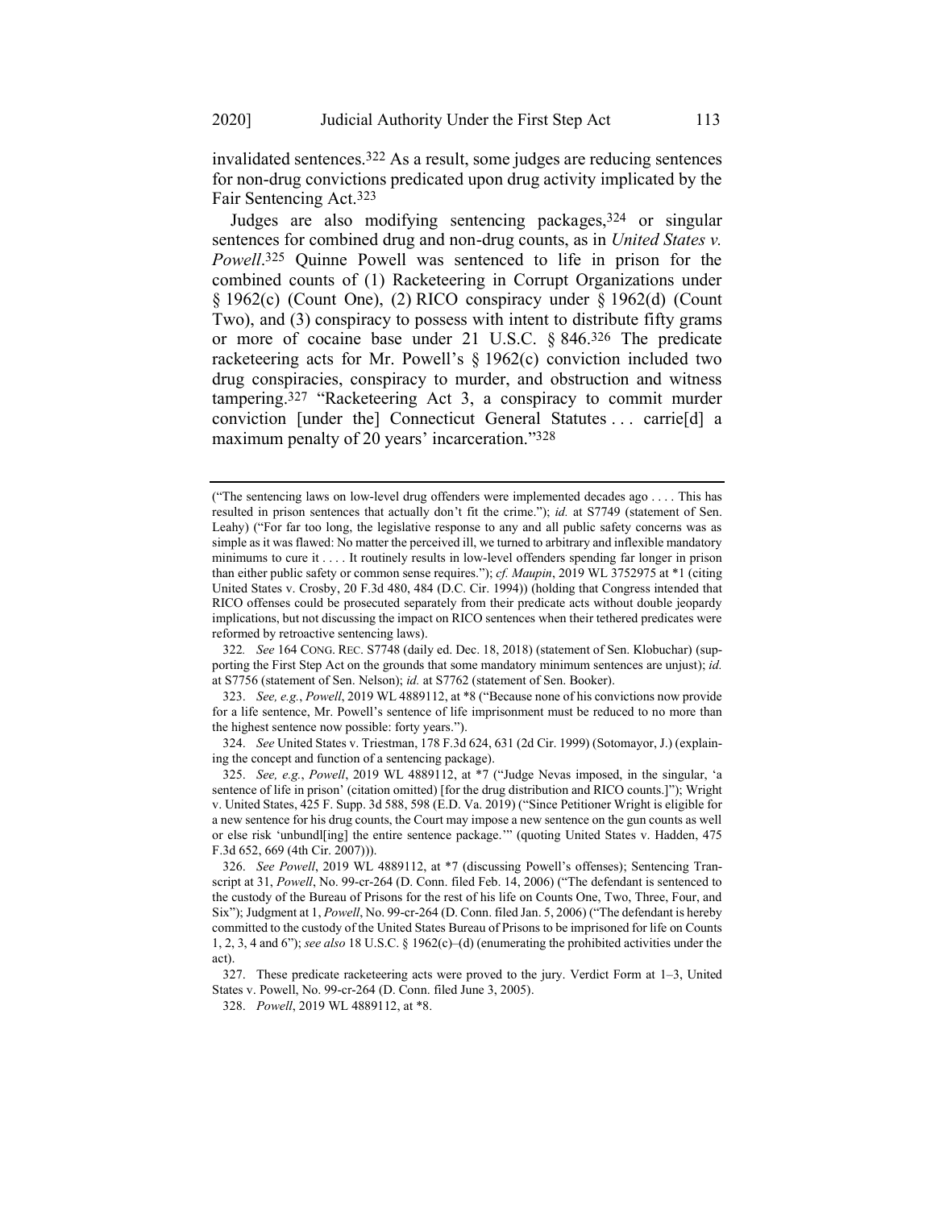invalidated sentences.[322] As a result, some judges are reducing sentences for non-drug convictions predicated upon drug activity implicated by the Fair Sentencing Act.[323]

Judges are also modifying sentencing packages,[324] or singular sentences for combined drug and non-drug counts, as in *United States v. Powell*.[325] Quinne Powell was sentenced to life in prison for the combined counts of (1) Racketeering in Corrupt Organizations under § 1962(c) (Count One), (2) RICO conspiracy under § 1962(d) (Count Two), and (3) conspiracy to possess with intent to distribute fifty grams or more of cocaine base under 21 U.S.C. § 846.[326] The predicate racketeering acts for Mr. Powell's § 1962(c) conviction included two drug conspiracies, conspiracy to murder, and obstruction and witness tampering.[327] "Racketeering Act 3, a conspiracy to commit murder conviction [under the] Connecticut General Statutes . . . carrie[d] a maximum penalty of 20 years' incarceration."[328]

---

("The sentencing laws on low-level drug offenders were implemented decades ago . . . . This has resulted in prison sentences that actually don't fit the crime."); *id.* at S7749 (statement of Sen. Leahy) ("For far too long, the legislative response to any and all public safety concerns was as simple as it was flawed: No matter the perceived ill, we turned to arbitrary and inflexible mandatory minimums to cure it . . . . It routinely results in low-level offenders spending far longer in prison than either public safety or common sense requires."); *cf. Maupin*, 2019 WL 3752975 at *1 (citing United States v. Crosby, 20 F.3d 480, 484 (D.C. Cir. 1994)) (holding that Congress intended that RICO offenses could be prosecuted separately from their predicate acts without double jeopardy implications, but not discussing the impact on RICO sentences when their tethered predicates were reformed by retroactive sentencing laws).

322. *See* 164 CONG. REC. S7748 (daily ed. Dec. 18, 2018) (statement of Sen. Klobuchar) (supporting the First Step Act on the grounds that some mandatory minimum sentences are unjust); *id.* at S7756 (statement of Sen. Nelson); *id.* at S7762 (statement of Sen. Booker).

323. *See, e.g.*, *Powell*, 2019 WL 4889112, at *8 ("Because none of his convictions now provide for a life sentence, Mr. Powell's sentence of life imprisonment must be reduced to no more than the highest sentence now possible: forty years.").

324. *See* United States v. Triestman, 178 F.3d 624, 631 (2d Cir. 1999) (Sotomayor, J.) (explaining the concept and function of a sentencing package).

325. *See, e.g.*, *Powell*, 2019 WL 4889112, at *7 ("Judge Nevas imposed, in the singular, 'a sentence of life in prison' (citation omitted) [for the drug distribution and RICO counts.]"); Wright v. United States, 425 F. Supp. 3d 588, 598 (E.D. Va. 2019) ("Since Petitioner Wright is eligible for a new sentence for his drug counts, the Court may impose a new sentence on the gun counts as well or else risk 'unbundl[ing] the entire sentence package.'" (quoting United States v. Hadden, 475 F.3d 652, 669 (4th Cir. 2007))).

326. *See Powell*, 2019 WL 4889112, at *7 (discussing Powell's offenses); Sentencing Transcript at 31, *Powell*, No. 99-cr-264 (D. Conn. filed Feb. 14, 2006) ("The defendant is sentenced to the custody of the Bureau of Prisons for the rest of his life on Counts One, Two, Three, Four, and Six"); Judgment at 1, *Powell*, No. 99-cr-264 (D. Conn. filed Jan. 5, 2006) ("The defendant is hereby committed to the custody of the United States Bureau of Prisons to be imprisoned for life on Counts 1, 2, 3, 4 and 6"); *see also* 18 U.S.C. § 1962(c)–(d) (enumerating the prohibited activities under the act).

327. These predicate racketeering acts were proved to the jury. Verdict Form at 1–3, United States v. Powell, No. 99-cr-264 (D. Conn. filed June 3, 2005).

328. *Powell*, 2019 WL 4889112, at *8.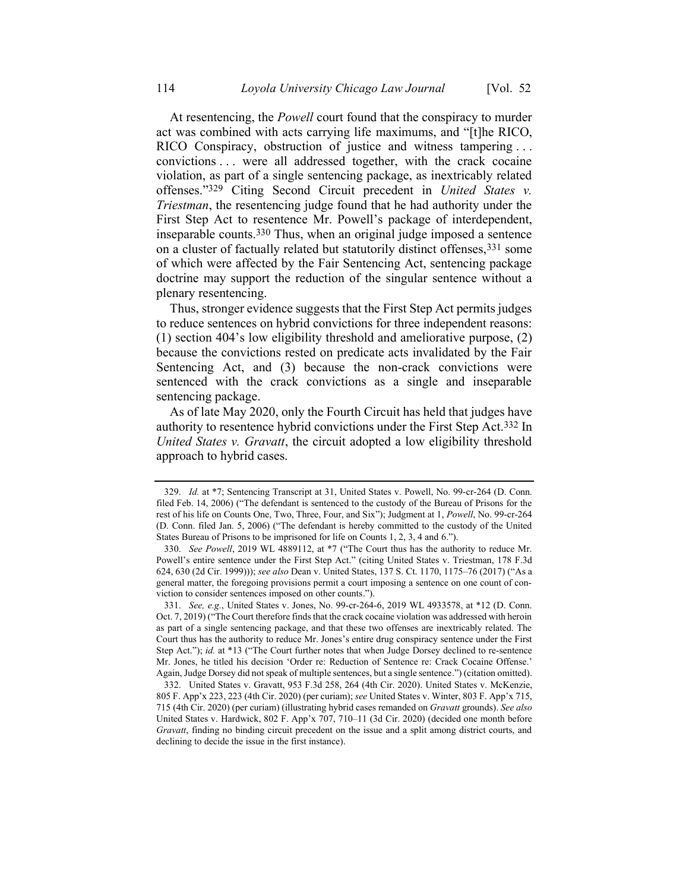At resentencing, the *Powell* court found that the conspiracy to murder act was combined with acts carrying life maximums, and "[t]he RICO, RICO Conspiracy, obstruction of justice and witness tampering . . . convictions . . . were all addressed together, with the crack cocaine violation, as part of a single sentencing package, as inextricably related offenses."[329] Citing Second Circuit precedent in *United States v. Triestman*, the resentencing judge found that he had authority under the First Step Act to resentence Mr. Powell's package of interdependent, inseparable counts.[330] Thus, when an original judge imposed a sentence on a cluster of factually related but statutorily distinct offenses,[331] some of which were affected by the Fair Sentencing Act, sentencing package doctrine may support the reduction of the singular sentence without a plenary resentencing.

Thus, stronger evidence suggests that the First Step Act permits judges to reduce sentences on hybrid convictions for three independent reasons: (1) section 404's low eligibility threshold and ameliorative purpose, (2) because the convictions rested on predicate acts invalidated by the Fair Sentencing Act, and (3) because the non-crack convictions were sentenced with the crack convictions as a single and inseparable sentencing package.

As of late May 2020, only the Fourth Circuit has held that judges have authority to resentence hybrid convictions under the First Step Act.[332] In *United States v. Gravatt*, the circuit adopted a low eligibility threshold approach to hybrid cases.

---

329. *Id.* at \*7; Sentencing Transcript at 31, United States v. Powell, No. 99-cr-264 (D. Conn. filed Feb. 14, 2006) ("The defendant is sentenced to the custody of the Bureau of Prisons for the rest of his life on Counts One, Two, Three, Four, and Six"); Judgment at 1, *Powell*, No. 99-cr-264 (D. Conn. filed Jan. 5, 2006) ("The defendant is hereby committed to the custody of the United States Bureau of Prisons to be imprisoned for life on Counts 1, 2, 3, 4 and 6.").

330. *See Powell*, 2019 WL 4889112, at \*7 ("The Court thus has the authority to reduce Mr. Powell's entire sentence under the First Step Act." (citing United States v. Triestman, 178 F.3d 624, 630 (2d Cir. 1999))); *see also* Dean v. United States, 137 S. Ct. 1170, 1175–76 (2017) ("As a general matter, the foregoing provisions permit a court imposing a sentence on one count of conviction to consider sentences imposed on other counts.").

331. *See, e.g.*, United States v. Jones, No. 99-cr-264-6, 2019 WL 4933578, at \*12 (D. Conn. Oct. 7, 2019) ("The Court therefore finds that the crack cocaine violation was addressed with heroin as part of a single sentencing package, and that these two offenses are inextricably related. The Court thus has the authority to reduce Mr. Jones's entire drug conspiracy sentence under the First Step Act."); *id.* at \*13 ("The Court further notes that when Judge Dorsey declined to re-sentence Mr. Jones, he titled his decision 'Order re: Reduction of Sentence re: Crack Cocaine Offense.' Again, Judge Dorsey did not speak of multiple sentences, but a single sentence.") (citation omitted).

332. United States v. Gravatt, 953 F.3d 258, 264 (4th Cir. 2020). United States v. McKenzie, 805 F. App'x 223, 223 (4th Cir. 2020) (per curiam); *see* United States v. Winter, 803 F. App'x 715, 715 (4th Cir. 2020) (per curiam) (illustrating hybrid cases remanded on *Gravatt* grounds). *See also* United States v. Hardwick, 802 F. App'x 707, 710–11 (3d Cir. 2020) (decided one month before *Gravatt*, finding no binding circuit precedent on the issue and a split among district courts, and declining to decide the issue in the first instance).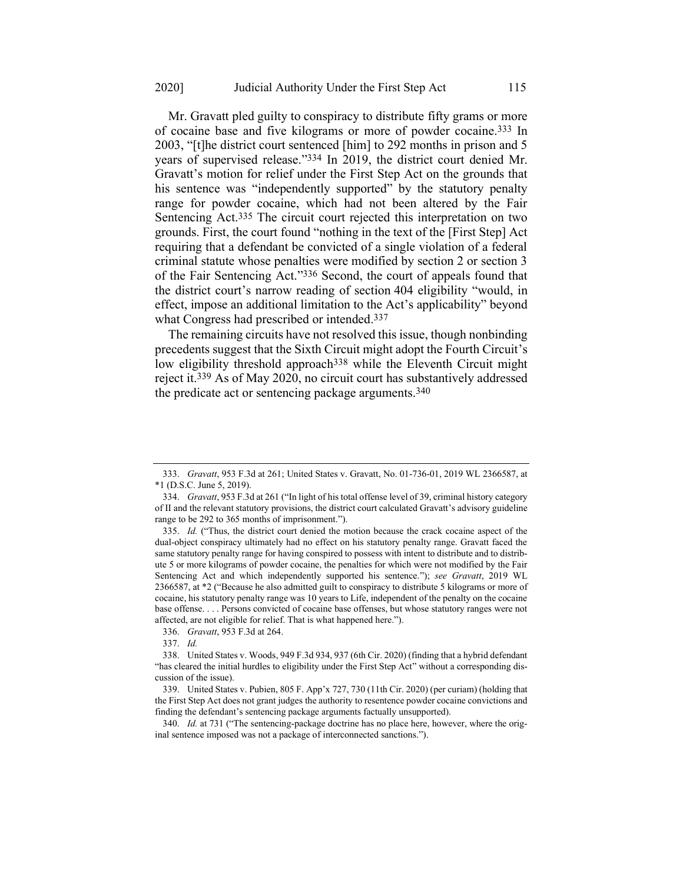Mr. Gravatt pled guilty to conspiracy to distribute fifty grams or more of cocaine base and five kilograms or more of powder cocaine.[333] In 2003, "[t]he district court sentenced [him] to 292 months in prison and 5 years of supervised release."[334] In 2019, the district court denied Mr. Gravatt's motion for relief under the First Step Act on the grounds that his sentence was "independently supported" by the statutory penalty range for powder cocaine, which had not been altered by the Fair Sentencing Act.[335] The circuit court rejected this interpretation on two grounds. First, the court found "nothing in the text of the [First Step] Act requiring that a defendant be convicted of a single violation of a federal criminal statute whose penalties were modified by section 2 or section 3 of the Fair Sentencing Act."[336] Second, the court of appeals found that the district court's narrow reading of section 404 eligibility "would, in effect, impose an additional limitation to the Act's applicability" beyond what Congress had prescribed or intended.[337]

The remaining circuits have not resolved this issue, though nonbinding precedents suggest that the Sixth Circuit might adopt the Fourth Circuit's low eligibility threshold approach[338] while the Eleventh Circuit might reject it.[339] As of May 2020, no circuit court has substantively addressed the predicate act or sentencing package arguments.[340]

---

333. *Gravatt*, 953 F.3d at 261; United States v. Gravatt, No. 01-736-01, 2019 WL 2366587, at *1 (D.S.C. June 5, 2019).

334. *Gravatt*, 953 F.3d at 261 ("In light of his total offense level of 39, criminal history category of II and the relevant statutory provisions, the district court calculated Gravatt's advisory guideline range to be 292 to 365 months of imprisonment.").

335. *Id.* ("Thus, the district court denied the motion because the crack cocaine aspect of the dual-object conspiracy ultimately had no effect on his statutory penalty range. Gravatt faced the same statutory penalty range for having conspired to possess with intent to distribute and to distribute 5 or more kilograms of powder cocaine, the penalties for which were not modified by the Fair Sentencing Act and which independently supported his sentence."); *see Gravatt*, 2019 WL 2366587, at *2 ("Because he also admitted guilt to conspiracy to distribute 5 kilograms or more of cocaine, his statutory penalty range was 10 years to Life, independent of the penalty on the cocaine base offense. . . . Persons convicted of cocaine base offenses, but whose statutory ranges were not affected, are not eligible for relief. That is what happened here.").

336. *Gravatt*, 953 F.3d at 264.

337. *Id.*

338. United States v. Woods, 949 F.3d 934, 937 (6th Cir. 2020) (finding that a hybrid defendant "has cleared the initial hurdles to eligibility under the First Step Act" without a corresponding discussion of the issue).

339. United States v. Pubien, 805 F. App'x 727, 730 (11th Cir. 2020) (per curiam) (holding that the First Step Act does not grant judges the authority to resentence powder cocaine convictions and finding the defendant's sentencing package arguments factually unsupported).

340. *Id.* at 731 ("The sentencing-package doctrine has no place here, however, where the original sentence imposed was not a package of interconnected sanctions.").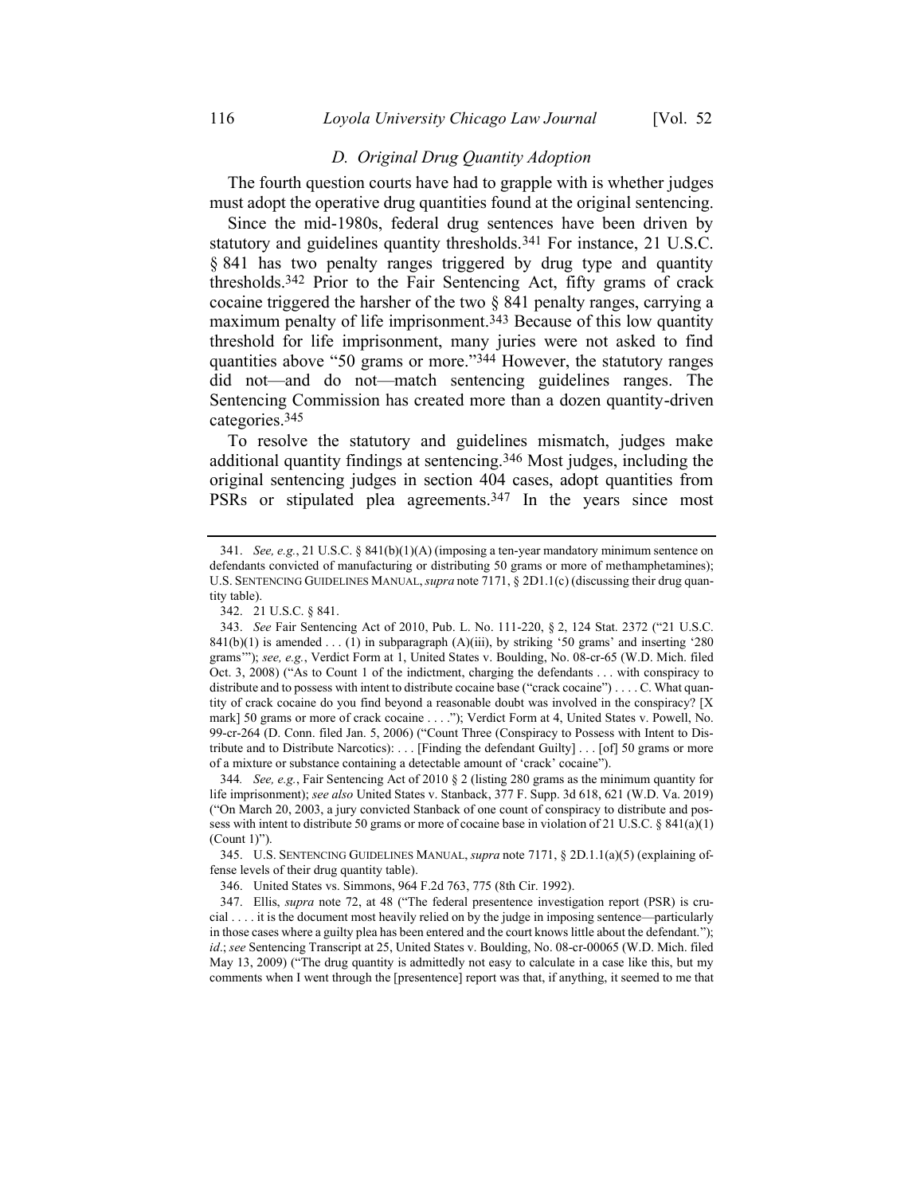### *D. Original Drug Quantity Adoption*

The fourth question courts have had to grapple with is whether judges must adopt the operative drug quantities found at the original sentencing.

Since the mid-1980s, federal drug sentences have been driven by statutory and guidelines quantity thresholds.[341] For instance, 21 U.S.C. § 841 has two penalty ranges triggered by drug type and quantity thresholds.[342] Prior to the Fair Sentencing Act, fifty grams of crack cocaine triggered the harsher of the two § 841 penalty ranges, carrying a maximum penalty of life imprisonment.[343] Because of this low quantity threshold for life imprisonment, many juries were not asked to find quantities above "50 grams or more."[344] However, the statutory ranges did not—and do not—match sentencing guidelines ranges. The Sentencing Commission has created more than a dozen quantity-driven categories.[345]

To resolve the statutory and guidelines mismatch, judges make additional quantity findings at sentencing.[346] Most judges, including the original sentencing judges in section 404 cases, adopt quantities from PSRs or stipulated plea agreements.[347] In the years since most

---

341. *See, e.g.*, 21 U.S.C. § 841(b)(1)(A) (imposing a ten-year mandatory minimum sentence on defendants convicted of manufacturing or distributing 50 grams or more of methamphetamines); U.S. SENTENCING GUIDELINES MANUAL, *supra* note 7171, § 2D1.1(c) (discussing their drug quantity table).

342. 21 U.S.C. § 841.

343. *See* Fair Sentencing Act of 2010, Pub. L. No. 111-220, § 2, 124 Stat. 2372 ("21 U.S.C. 841(b)(1) is amended . . . (1) in subparagraph (A)(iii), by striking '50 grams' and inserting '280 grams'"); *see, e.g.*, Verdict Form at 1, United States v. Boulding, No. 08-cr-65 (W.D. Mich. filed Oct. 3, 2008) ("As to Count 1 of the indictment, charging the defendants . . . with conspiracy to distribute and to possess with intent to distribute cocaine base ("crack cocaine") . . . . C. What quantity of crack cocaine do you find beyond a reasonable doubt was involved in the conspiracy? [X mark] 50 grams or more of crack cocaine . . . ."); Verdict Form at 4, United States v. Powell, No. 99-cr-264 (D. Conn. filed Jan. 5, 2006) ("Count Three (Conspiracy to Possess with Intent to Distribute and to Distribute Narcotics): . . . [Finding the defendant Guilty] . . . [of] 50 grams or more of a mixture or substance containing a detectable amount of 'crack' cocaine").

344. *See, e.g.*, Fair Sentencing Act of 2010 § 2 (listing 280 grams as the minimum quantity for life imprisonment); *see also* United States v. Stanback, 377 F. Supp. 3d 618, 621 (W.D. Va. 2019) ("On March 20, 2003, a jury convicted Stanback of one count of conspiracy to distribute and possess with intent to distribute 50 grams or more of cocaine base in violation of 21 U.S.C. § 841(a)(1) (Count 1)").

345. U.S. SENTENCING GUIDELINES MANUAL, *supra* note 7171, § 2D.1.1(a)(5) (explaining offense levels of their drug quantity table).

346. United States vs. Simmons, 964 F.2d 763, 775 (8th Cir. 1992).

347. Ellis, *supra* note 72, at 48 ("The federal presentence investigation report (PSR) is crucial . . . . it is the document most heavily relied on by the judge in imposing sentence—particularly in those cases where a guilty plea has been entered and the court knows little about the defendant."); *id*.; *see* Sentencing Transcript at 25, United States v. Boulding, No. 08-cr-00065 (W.D. Mich. filed May 13, 2009) ("The drug quantity is admittedly not easy to calculate in a case like this, but my comments when I went through the [presentence] report was that, if anything, it seemed to me that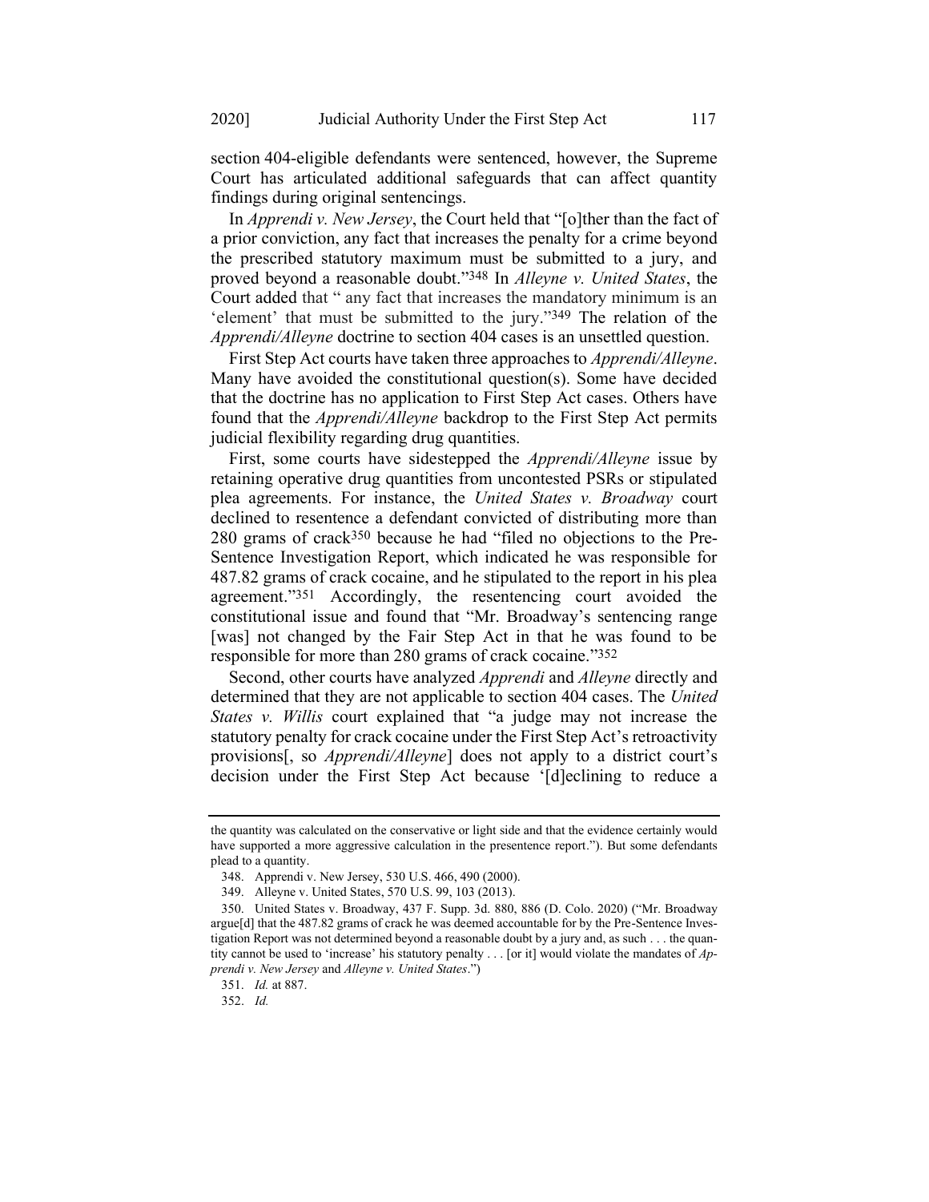section 404-eligible defendants were sentenced, however, the Supreme Court has articulated additional safeguards that can affect quantity findings during original sentencings.

In *Apprendi v. New Jersey*, the Court held that "[o]ther than the fact of a prior conviction, any fact that increases the penalty for a crime beyond the prescribed statutory maximum must be submitted to a jury, and proved beyond a reasonable doubt."[348] In *Alleyne v. United States*, the Court added that " any fact that increases the mandatory minimum is an 'element' that must be submitted to the jury."[349] The relation of the *Apprendi/Alleyne* doctrine to section 404 cases is an unsettled question.

First Step Act courts have taken three approaches to *Apprendi/Alleyne*. Many have avoided the constitutional question(s). Some have decided that the doctrine has no application to First Step Act cases. Others have found that the *Apprendi/Alleyne* backdrop to the First Step Act permits judicial flexibility regarding drug quantities.

First, some courts have sidestepped the *Apprendi/Alleyne* issue by retaining operative drug quantities from uncontested PSRs or stipulated plea agreements. For instance, the *United States v. Broadway* court declined to resentence a defendant convicted of distributing more than 280 grams of crack[350] because he had "filed no objections to the Pre-Sentence Investigation Report, which indicated he was responsible for 487.82 grams of crack cocaine, and he stipulated to the report in his plea agreement."[351] Accordingly, the resentencing court avoided the constitutional issue and found that "Mr. Broadway's sentencing range [was] not changed by the Fair Step Act in that he was found to be responsible for more than 280 grams of crack cocaine."[352]

Second, other courts have analyzed *Apprendi* and *Alleyne* directly and determined that they are not applicable to section 404 cases. The *United States v. Willis* court explained that "a judge may not increase the statutory penalty for crack cocaine under the First Step Act's retroactivity provisions[, so *Apprendi/Alleyne*] does not apply to a district court's decision under the First Step Act because '[d]eclining to reduce a

---

the quantity was calculated on the conservative or light side and that the evidence certainly would have supported a more aggressive calculation in the presentence report."). But some defendants plead to a quantity.

348. Apprendi v. New Jersey, 530 U.S. 466, 490 (2000).

349. Alleyne v. United States, 570 U.S. 99, 103 (2013).

350. United States v. Broadway, 437 F. Supp. 3d. 880, 886 (D. Colo. 2020) ("Mr. Broadway argue[d] that the 487.82 grams of crack he was deemed accountable for by the Pre-Sentence Investigation Report was not determined beyond a reasonable doubt by a jury and, as such . . . the quantity cannot be used to 'increase' his statutory penalty . . . [or it] would violate the mandates of *Apprendi v. New Jersey* and *Alleyne v. United States*.")

351. *Id.* at 887.

352. *Id.*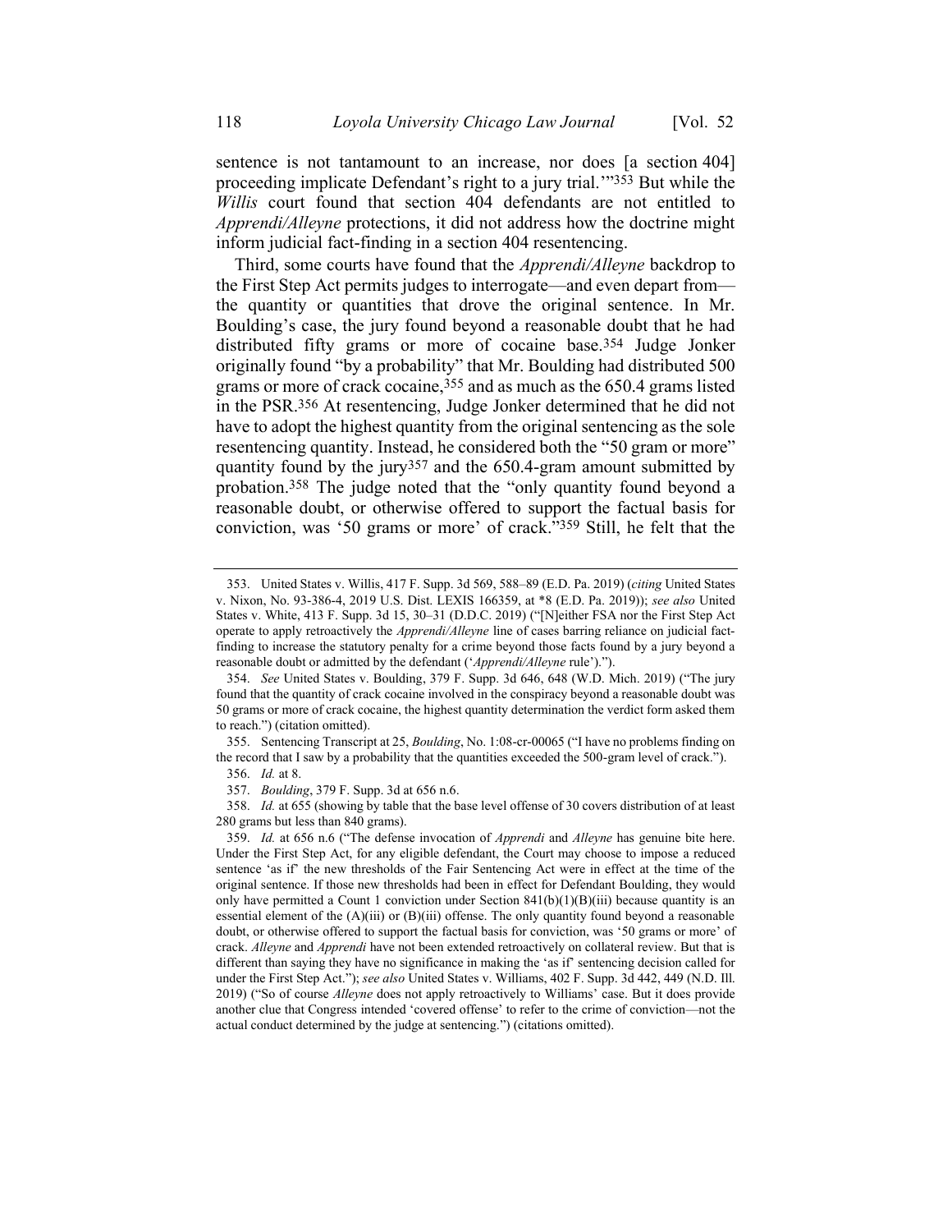sentence is not tantamount to an increase, nor does [a section 404] proceeding implicate Defendant's right to a jury trial.'"[353] But while the *Willis* court found that section 404 defendants are not entitled to *Apprendi/Alleyne* protections, it did not address how the doctrine might inform judicial fact-finding in a section 404 resentencing.

Third, some courts have found that the *Apprendi/Alleyne* backdrop to the First Step Act permits judges to interrogate—and even depart from—the quantity or quantities that drove the original sentence. In Mr. Boulding's case, the jury found beyond a reasonable doubt that he had distributed fifty grams or more of cocaine base.[354] Judge Jonker originally found "by a probability" that Mr. Boulding had distributed 500 grams or more of crack cocaine,[355] and as much as the 650.4 grams listed in the PSR.[356] At resentencing, Judge Jonker determined that he did not have to adopt the highest quantity from the original sentencing as the sole resentencing quantity. Instead, he considered both the "50 gram or more" quantity found by the jury[357] and the 650.4-gram amount submitted by probation.[358] The judge noted that the "only quantity found beyond a reasonable doubt, or otherwise offered to support the factual basis for conviction, was '50 grams or more' of crack."[359] Still, he felt that the

---

353. United States v. Willis, 417 F. Supp. 3d 569, 588–89 (E.D. Pa. 2019) (*citing* United States v. Nixon, No. 93-386-4, 2019 U.S. Dist. LEXIS 166359, at *8 (E.D. Pa. 2019)); *see also* United States v. White, 413 F. Supp. 3d 15, 30–31 (D.D.C. 2019) ("[N]either FSA nor the First Step Act operate to apply retroactively the *Apprendi/Alleyne* line of cases barring reliance on judicial fact-finding to increase the statutory penalty for a crime beyond those facts found by a jury beyond a reasonable doubt or admitted by the defendant ('*Apprendi/Alleyne* rule').").

354. *See* United States v. Boulding, 379 F. Supp. 3d 646, 648 (W.D. Mich. 2019) ("The jury found that the quantity of crack cocaine involved in the conspiracy beyond a reasonable doubt was 50 grams or more of crack cocaine, the highest quantity determination the verdict form asked them to reach.") (citation omitted).

355. Sentencing Transcript at 25, *Boulding*, No. 1:08-cr-00065 ("I have no problems finding on the record that I saw by a probability that the quantities exceeded the 500-gram level of crack.").

356. *Id.* at 8.

357. *Boulding*, 379 F. Supp. 3d at 656 n.6.

358. *Id.* at 655 (showing by table that the base level offense of 30 covers distribution of at least 280 grams but less than 840 grams).

359. *Id.* at 656 n.6 ("The defense invocation of *Apprendi* and *Alleyne* has genuine bite here. Under the First Step Act, for any eligible defendant, the Court may choose to impose a reduced sentence 'as if' the new thresholds of the Fair Sentencing Act were in effect at the time of the original sentence. If those new thresholds had been in effect for Defendant Boulding, they would only have permitted a Count 1 conviction under Section 841(b)(1)(B)(iii) because quantity is an essential element of the (A)(iii) or (B)(iii) offense. The only quantity found beyond a reasonable doubt, or otherwise offered to support the factual basis for conviction, was '50 grams or more' of crack. *Alleyne* and *Apprendi* have not been extended retroactively on collateral review. But that is different than saying they have no significance in making the 'as if' sentencing decision called for under the First Step Act."); *see also* United States v. Williams, 402 F. Supp. 3d 442, 449 (N.D. Ill. 2019) ("So of course *Alleyne* does not apply retroactively to Williams' case. But it does provide another clue that Congress intended 'covered offense' to refer to the crime of conviction—not the actual conduct determined by the judge at sentencing.") (citations omitted).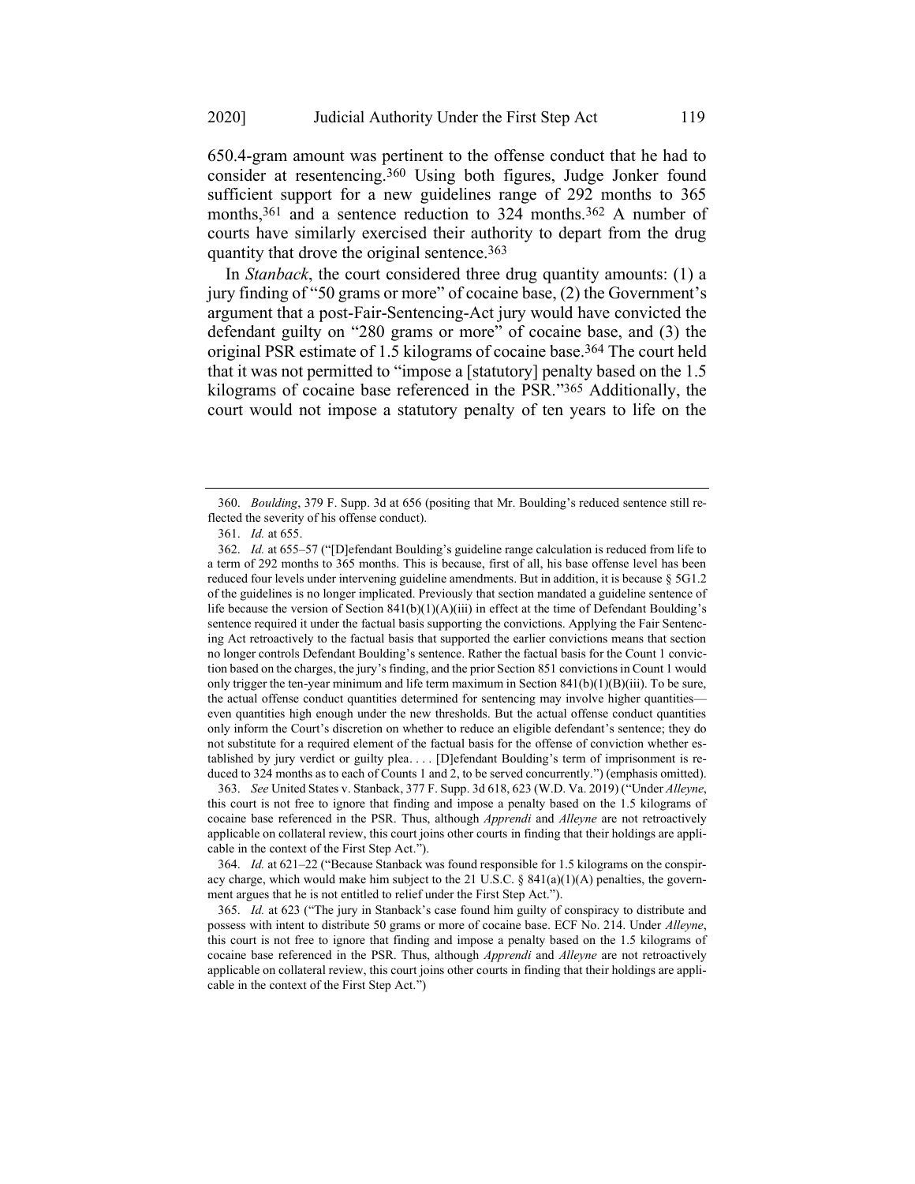650.4-gram amount was pertinent to the offense conduct that he had to consider at resentencing.[360] Using both figures, Judge Jonker found sufficient support for a new guidelines range of 292 months to 365 months,[361] and a sentence reduction to 324 months.[362] A number of courts have similarly exercised their authority to depart from the drug quantity that drove the original sentence.[363]

In *Stanback*, the court considered three drug quantity amounts: (1) a jury finding of "50 grams or more" of cocaine base, (2) the Government's argument that a post-Fair-Sentencing-Act jury would have convicted the defendant guilty on "280 grams or more" of cocaine base, and (3) the original PSR estimate of 1.5 kilograms of cocaine base.[364] The court held that it was not permitted to "impose a [statutory] penalty based on the 1.5 kilograms of cocaine base referenced in the PSR."[365] Additionally, the court would not impose a statutory penalty of ten years to life on the

---

360. *Boulding*, 379 F. Supp. 3d at 656 (positing that Mr. Boulding's reduced sentence still reflected the severity of his offense conduct).

361. *Id.* at 655.

362. *Id.* at 655–57 ("[D]efendant Boulding's guideline range calculation is reduced from life to a term of 292 months to 365 months. This is because, first of all, his base offense level has been reduced four levels under intervening guideline amendments. But in addition, it is because § 5G1.2 of the guidelines is no longer implicated. Previously that section mandated a guideline sentence of life because the version of Section 841(b)(1)(A)(iii) in effect at the time of Defendant Boulding's sentence required it under the factual basis supporting the convictions. Applying the Fair Sentencing Act retroactively to the factual basis that supported the earlier convictions means that section no longer controls Defendant Boulding's sentence. Rather the factual basis for the Count 1 conviction based on the charges, the jury's finding, and the prior Section 851 convictions in Count 1 would only trigger the ten-year minimum and life term maximum in Section 841(b)(1)(B)(iii). To be sure, the actual offense conduct quantities determined for sentencing may involve higher quantities—even quantities high enough under the new thresholds. But the actual offense conduct quantities only inform the Court's discretion on whether to reduce an eligible defendant's sentence; they do not substitute for a required element of the factual basis for the offense of conviction whether established by jury verdict or guilty plea. . . . [D]efendant Boulding's term of imprisonment is reduced to 324 months as to each of Counts 1 and 2, to be served concurrently.") (emphasis omitted).

363. *See* United States v. Stanback, 377 F. Supp. 3d 618, 623 (W.D. Va. 2019) ("Under *Alleyne*, this court is not free to ignore that finding and impose a penalty based on the 1.5 kilograms of cocaine base referenced in the PSR. Thus, although *Apprendi* and *Alleyne* are not retroactively applicable on collateral review, this court joins other courts in finding that their holdings are applicable in the context of the First Step Act.").

364. *Id.* at 621–22 ("Because Stanback was found responsible for 1.5 kilograms on the conspiracy charge, which would make him subject to the 21 U.S.C. § 841(a)(1)(A) penalties, the government argues that he is not entitled to relief under the First Step Act.").

365. *Id.* at 623 ("The jury in Stanback's case found him guilty of conspiracy to distribute and possess with intent to distribute 50 grams or more of cocaine base. ECF No. 214. Under *Alleyne*, this court is not free to ignore that finding and impose a penalty based on the 1.5 kilograms of cocaine base referenced in the PSR. Thus, although *Apprendi* and *Alleyne* are not retroactively applicable on collateral review, this court joins other courts in finding that their holdings are applicable in the context of the First Step Act.")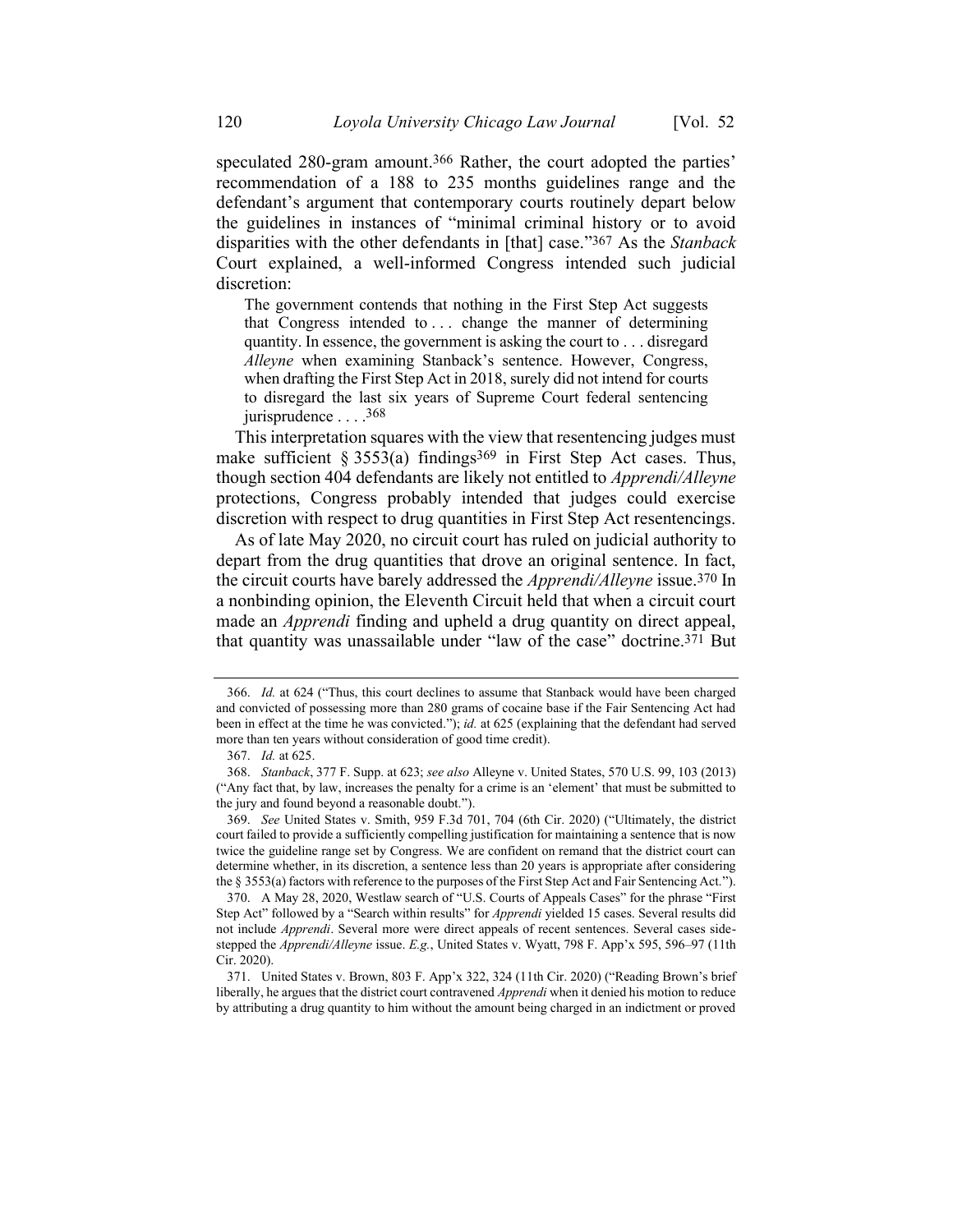speculated 280-gram amount.[366] Rather, the court adopted the parties' recommendation of a 188 to 235 months guidelines range and the defendant's argument that contemporary courts routinely depart below the guidelines in instances of "minimal criminal history or to avoid disparities with the other defendants in [that] case."[367] As the *Stanback* Court explained, a well-informed Congress intended such judicial discretion:

> The government contends that nothing in the First Step Act suggests that Congress intended to . . . change the manner of determining quantity. In essence, the government is asking the court to . . . disregard *Alleyne* when examining Stanback's sentence. However, Congress, when drafting the First Step Act in 2018, surely did not intend for courts to disregard the last six years of Supreme Court federal sentencing jurisprudence . . . .[368]

This interpretation squares with the view that resentencing judges must make sufficient § 3553(a) findings[369] in First Step Act cases. Thus, though section 404 defendants are likely not entitled to *Apprendi/Alleyne* protections, Congress probably intended that judges could exercise discretion with respect to drug quantities in First Step Act resentencings.

As of late May 2020, no circuit court has ruled on judicial authority to depart from the drug quantities that drove an original sentence. In fact, the circuit courts have barely addressed the *Apprendi/Alleyne* issue.[370] In a nonbinding opinion, the Eleventh Circuit held that when a circuit court made an *Apprendi* finding and upheld a drug quantity on direct appeal, that quantity was unassailable under "law of the case" doctrine.[371] But

---

366. *Id.* at 624 ("Thus, this court declines to assume that Stanback would have been charged and convicted of possessing more than 280 grams of cocaine base if the Fair Sentencing Act had been in effect at the time he was convicted."); *id.* at 625 (explaining that the defendant had served more than ten years without consideration of good time credit).

367. *Id.* at 625.

368. *Stanback*, 377 F. Supp. at 623; *see also* Alleyne v. United States, 570 U.S. 99, 103 (2013) ("Any fact that, by law, increases the penalty for a crime is an 'element' that must be submitted to the jury and found beyond a reasonable doubt.").

369. *See* United States v. Smith, 959 F.3d 701, 704 (6th Cir. 2020) ("Ultimately, the district court failed to provide a sufficiently compelling justification for maintaining a sentence that is now twice the guideline range set by Congress. We are confident on remand that the district court can determine whether, in its discretion, a sentence less than 20 years is appropriate after considering the § 3553(a) factors with reference to the purposes of the First Step Act and Fair Sentencing Act.").

370. A May 28, 2020, Westlaw search of "U.S. Courts of Appeals Cases" for the phrase "First Step Act" followed by a "Search within results" for *Apprendi* yielded 15 cases. Several results did not include *Apprendi*. Several more were direct appeals of recent sentences. Several cases side-stepped the *Apprendi/Alleyne* issue. *E.g.*, United States v. Wyatt, 798 F. App'x 595, 596–97 (11th Cir. 2020).

371. United States v. Brown, 803 F. App'x 322, 324 (11th Cir. 2020) ("Reading Brown's brief liberally, he argues that the district court contravened *Apprendi* when it denied his motion to reduce by attributing a drug quantity to him without the amount being charged in an indictment or proved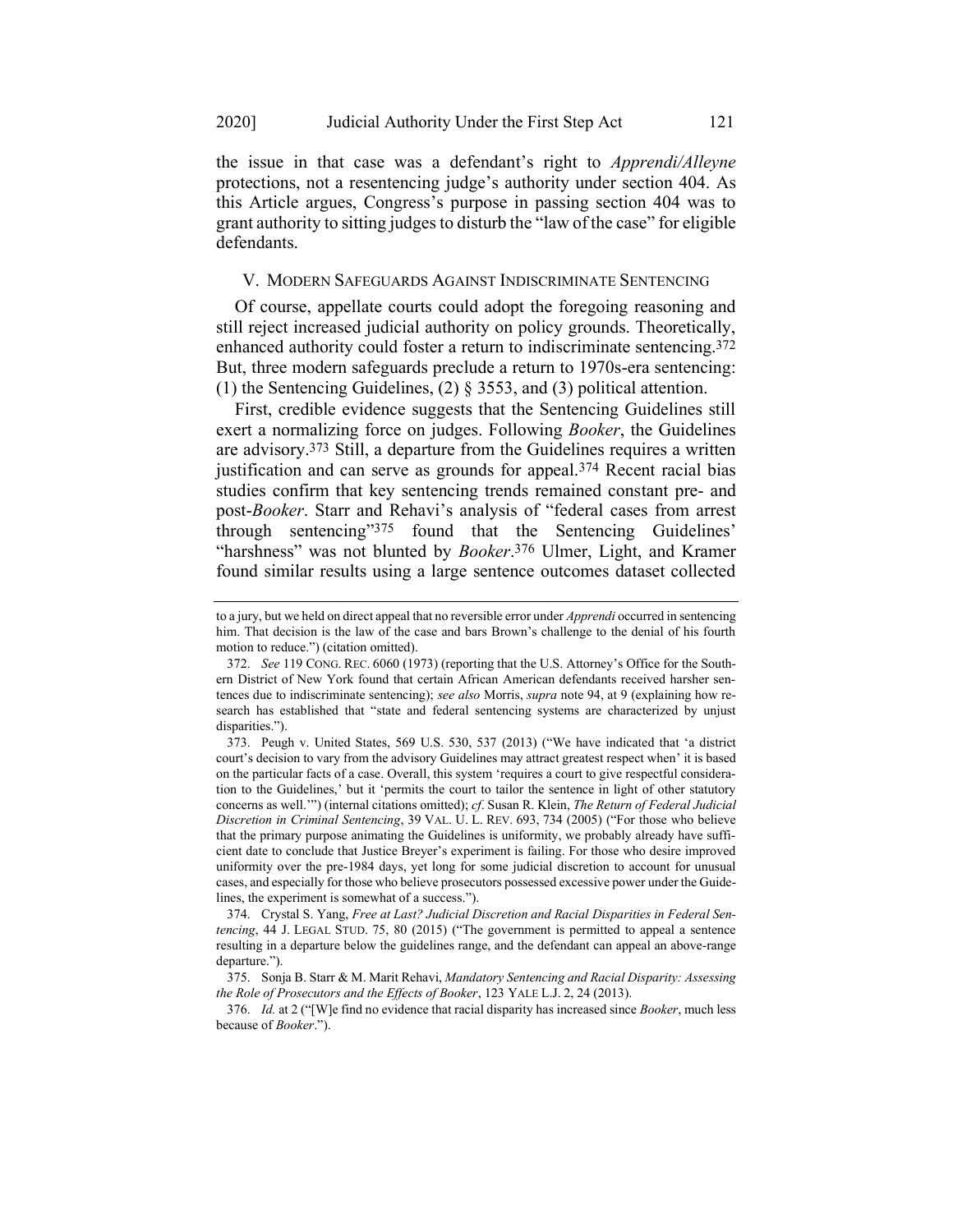the issue in that case was a defendant's right to *Apprendi/Alleyne* protections, not a resentencing judge's authority under section 404. As this Article argues, Congress's purpose in passing section 404 was to grant authority to sitting judges to disturb the "law of the case" for eligible defendants.

## V. MODERN SAFEGUARDS AGAINST INDISCRIMINATE SENTENCING

Of course, appellate courts could adopt the foregoing reasoning and still reject increased judicial authority on policy grounds. Theoretically, enhanced authority could foster a return to indiscriminate sentencing.[372] But, three modern safeguards preclude a return to 1970s-era sentencing: (1) the Sentencing Guidelines, (2) § 3553, and (3) political attention.

First, credible evidence suggests that the Sentencing Guidelines still exert a normalizing force on judges. Following *Booker*, the Guidelines are advisory.[373] Still, a departure from the Guidelines requires a written justification and can serve as grounds for appeal.[374] Recent racial bias studies confirm that key sentencing trends remained constant pre- and post-*Booker*. Starr and Rehavi's analysis of "federal cases from arrest through sentencing"[375] found that the Sentencing Guidelines' "harshness" was not blunted by *Booker*.[376] Ulmer, Light, and Kramer found similar results using a large sentence outcomes dataset collected

---

to a jury, but we held on direct appeal that no reversible error under *Apprendi* occurred in sentencing him. That decision is the law of the case and bars Brown's challenge to the denial of his fourth motion to reduce.") (citation omitted).

372. *See* 119 CONG. REC. 6060 (1973) (reporting that the U.S. Attorney's Office for the Southern District of New York found that certain African American defendants received harsher sentences due to indiscriminate sentencing); *see also* Morris, *supra* note 94, at 9 (explaining how research has established that "state and federal sentencing systems are characterized by unjust disparities.").

373. Peugh v. United States, 569 U.S. 530, 537 (2013) ("We have indicated that 'a district court's decision to vary from the advisory Guidelines may attract greatest respect when' it is based on the particular facts of a case. Overall, this system 'requires a court to give respectful consideration to the Guidelines,' but it 'permits the court to tailor the sentence in light of other statutory concerns as well.'") (internal citations omitted); *cf*. Susan R. Klein, *The Return of Federal Judicial Discretion in Criminal Sentencing*, 39 VAL. U. L. REV. 693, 734 (2005) ("For those who believe that the primary purpose animating the Guidelines is uniformity, we probably already have sufficient date to conclude that Justice Breyer's experiment is failing. For those who desire improved uniformity over the pre-1984 days, yet long for some judicial discretion to account for unusual cases, and especially for those who believe prosecutors possessed excessive power under the Guidelines, the experiment is somewhat of a success.").

374. Crystal S. Yang, *Free at Last? Judicial Discretion and Racial Disparities in Federal Sentencing*, 44 J. LEGAL STUD. 75, 80 (2015) ("The government is permitted to appeal a sentence resulting in a departure below the guidelines range, and the defendant can appeal an above-range departure.").

375. Sonja B. Starr & M. Marit Rehavi, *Mandatory Sentencing and Racial Disparity: Assessing the Role of Prosecutors and the Effects of Booker*, 123 YALE L.J. 2, 24 (2013).

376. *Id.* at 2 ("[W]e find no evidence that racial disparity has increased since *Booker*, much less because of *Booker*.").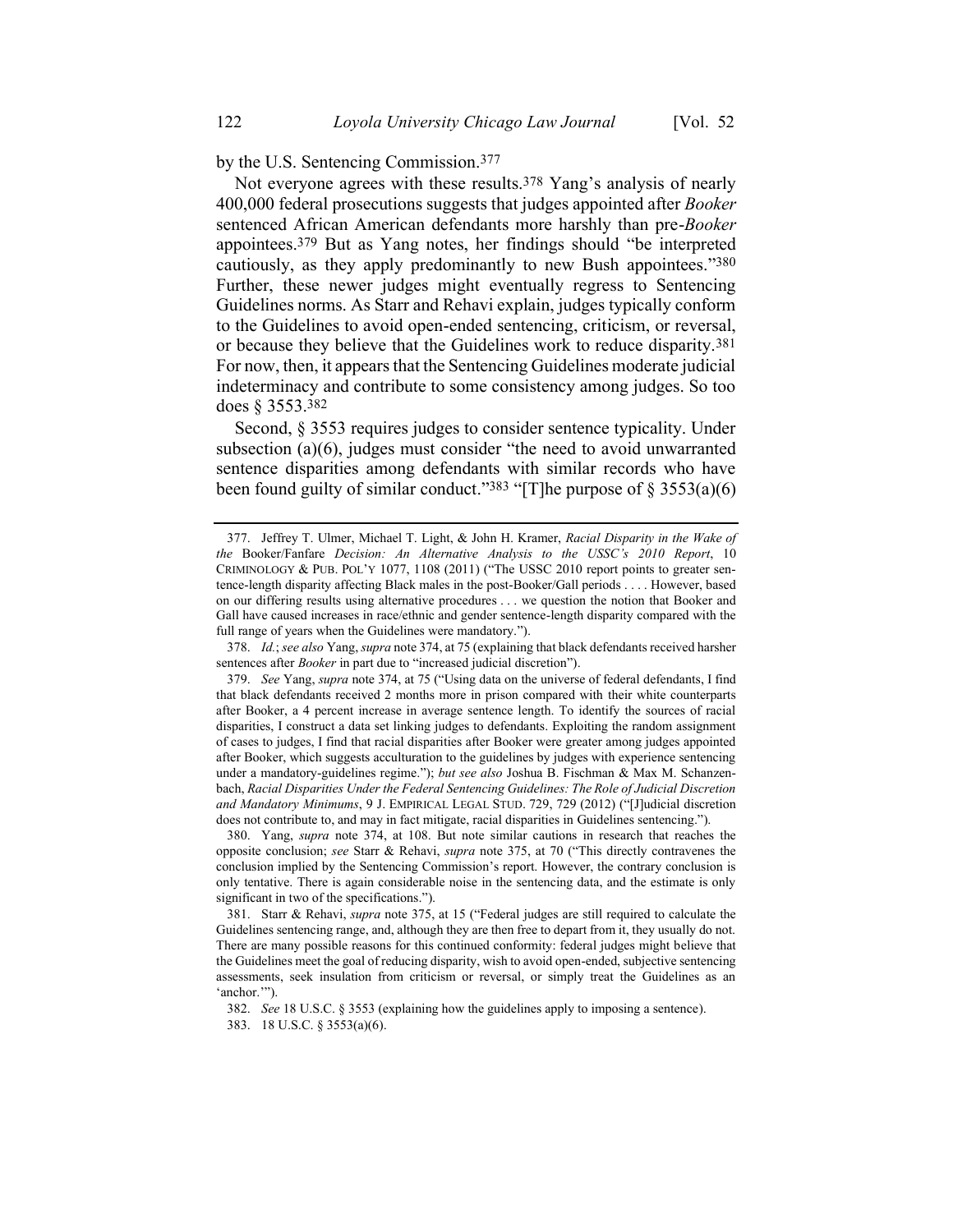by the U.S. Sentencing Commission.[377]

Not everyone agrees with these results.[378] Yang's analysis of nearly 400,000 federal prosecutions suggests that judges appointed after *Booker* sentenced African American defendants more harshly than pre-*Booker* appointees.[379] But as Yang notes, her findings should "be interpreted cautiously, as they apply predominantly to new Bush appointees."[380] Further, these newer judges might eventually regress to Sentencing Guidelines norms. As Starr and Rehavi explain, judges typically conform to the Guidelines to avoid open-ended sentencing, criticism, or reversal, or because they believe that the Guidelines work to reduce disparity.[381] For now, then, it appears that the Sentencing Guidelines moderate judicial indeterminacy and contribute to some consistency among judges. So too does § 3553.[382]

Second, § 3553 requires judges to consider sentence typicality. Under subsection (a)(6), judges must consider "the need to avoid unwarranted sentence disparities among defendants with similar records who have been found guilty of similar conduct."[383] "[T]he purpose of § 3553(a)(6)

---

377. Jeffrey T. Ulmer, Michael T. Light, & John H. Kramer, *Racial Disparity in the Wake of the* Booker/Fanfare *Decision: An Alternative Analysis to the USSC's 2010 Report*, 10 CRIMINOLOGY & PUB. POL'Y 1077, 1108 (2011) ("The USSC 2010 report points to greater sentence-length disparity affecting Black males in the post-Booker/Gall periods . . . . However, based on our differing results using alternative procedures . . . we question the notion that Booker and Gall have caused increases in race/ethnic and gender sentence-length disparity compared with the full range of years when the Guidelines were mandatory.").

378. *Id.*; *see also* Yang, *supra* note 374, at 75 (explaining that black defendants received harsher sentences after *Booker* in part due to "increased judicial discretion").

379. *See* Yang, *supra* note 374, at 75 ("Using data on the universe of federal defendants, I find that black defendants received 2 months more in prison compared with their white counterparts after Booker, a 4 percent increase in average sentence length. To identify the sources of racial disparities, I construct a data set linking judges to defendants. Exploiting the random assignment of cases to judges, I find that racial disparities after Booker were greater among judges appointed after Booker, which suggests acculturation to the guidelines by judges with experience sentencing under a mandatory-guidelines regime."); *but see also* Joshua B. Fischman & Max M. Schanzenbach, *Racial Disparities Under the Federal Sentencing Guidelines: The Role of Judicial Discretion and Mandatory Minimums*, 9 J. EMPIRICAL LEGAL STUD. 729, 729 (2012) ("[J]udicial discretion does not contribute to, and may in fact mitigate, racial disparities in Guidelines sentencing.").

380. Yang, *supra* note 374, at 108. But note similar cautions in research that reaches the opposite conclusion; *see* Starr & Rehavi, *supra* note 375, at 70 ("This directly contravenes the conclusion implied by the Sentencing Commission's report. However, the contrary conclusion is only tentative. There is again considerable noise in the sentencing data, and the estimate is only significant in two of the specifications.").

381. Starr & Rehavi, *supra* note 375, at 15 ("Federal judges are still required to calculate the Guidelines sentencing range, and, although they are then free to depart from it, they usually do not. There are many possible reasons for this continued conformity: federal judges might believe that the Guidelines meet the goal of reducing disparity, wish to avoid open-ended, subjective sentencing assessments, seek insulation from criticism or reversal, or simply treat the Guidelines as an 'anchor.'").

382. *See* 18 U.S.C. § 3553 (explaining how the guidelines apply to imposing a sentence).

383. 18 U.S.C. § 3553(a)(6).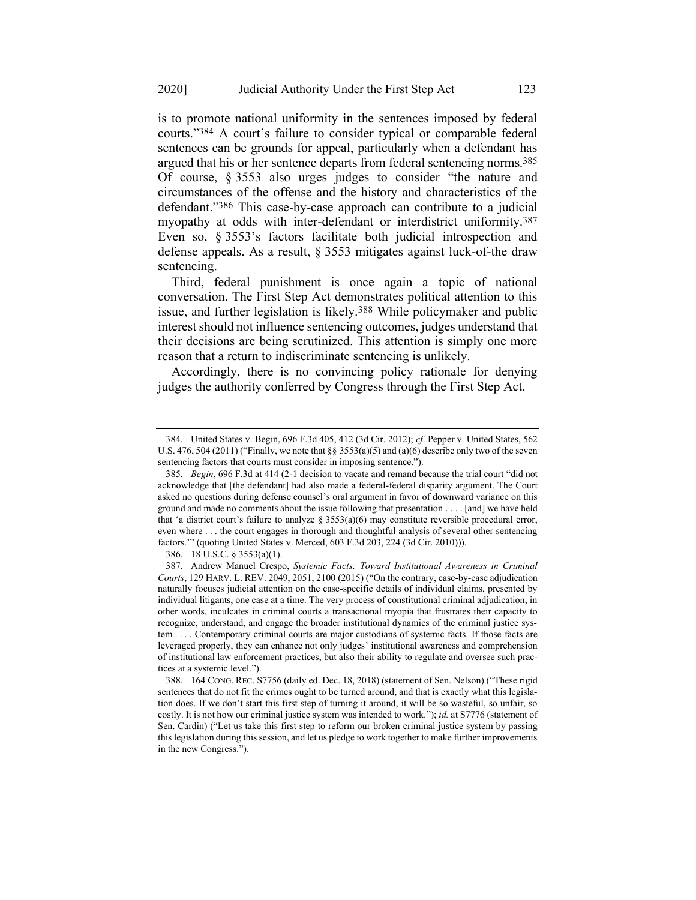is to promote national uniformity in the sentences imposed by federal courts."[384] A court's failure to consider typical or comparable federal sentences can be grounds for appeal, particularly when a defendant has argued that his or her sentence departs from federal sentencing norms.[385] Of course, § 3553 also urges judges to consider "the nature and circumstances of the offense and the history and characteristics of the defendant."[386] This case-by-case approach can contribute to a judicial myopathy at odds with inter-defendant or interdistrict uniformity.[387] Even so, § 3553's factors facilitate both judicial introspection and defense appeals. As a result, § 3553 mitigates against luck-of-the draw sentencing.

Third, federal punishment is once again a topic of national conversation. The First Step Act demonstrates political attention to this issue, and further legislation is likely.[388] While policymaker and public interest should not influence sentencing outcomes, judges understand that their decisions are being scrutinized. This attention is simply one more reason that a return to indiscriminate sentencing is unlikely.

Accordingly, there is no convincing policy rationale for denying judges the authority conferred by Congress through the First Step Act.

---

384. United States v. Begin, 696 F.3d 405, 412 (3d Cir. 2012); *cf*. Pepper v. United States, 562 U.S. 476, 504 (2011) ("Finally, we note that §§ 3553(a)(5) and (a)(6) describe only two of the seven sentencing factors that courts must consider in imposing sentence.").

385. *Begin*, 696 F.3d at 414 (2-1 decision to vacate and remand because the trial court "did not acknowledge that [the defendant] had also made a federal-federal disparity argument. The Court asked no questions during defense counsel's oral argument in favor of downward variance on this ground and made no comments about the issue following that presentation . . . . [and] we have held that 'a district court's failure to analyze § 3553(a)(6) may constitute reversible procedural error, even where . . . the court engages in thorough and thoughtful analysis of several other sentencing factors.'" (quoting United States v. Merced, 603 F.3d 203, 224 (3d Cir. 2010))).

386. 18 U.S.C. § 3553(a)(1).

387. Andrew Manuel Crespo, *Systemic Facts: Toward Institutional Awareness in Criminal Courts*, 129 HARV. L. REV. 2049, 2051, 2100 (2015) ("On the contrary, case-by-case adjudication naturally focuses judicial attention on the case-specific details of individual claims, presented by individual litigants, one case at a time. The very process of constitutional criminal adjudication, in other words, inculcates in criminal courts a transactional myopia that frustrates their capacity to recognize, understand, and engage the broader institutional dynamics of the criminal justice system . . . . Contemporary criminal courts are major custodians of systemic facts. If those facts are leveraged properly, they can enhance not only judges' institutional awareness and comprehension of institutional law enforcement practices, but also their ability to regulate and oversee such practices at a systemic level.").

388. 164 CONG. REC. S7756 (daily ed. Dec. 18, 2018) (statement of Sen. Nelson) ("These rigid sentences that do not fit the crimes ought to be turned around, and that is exactly what this legislation does. If we don't start this first step of turning it around, it will be so wasteful, so unfair, so costly. It is not how our criminal justice system was intended to work."); *id.* at S7776 (statement of Sen. Cardin) ("Let us take this first step to reform our broken criminal justice system by passing this legislation during this session, and let us pledge to work together to make further improvements in the new Congress.").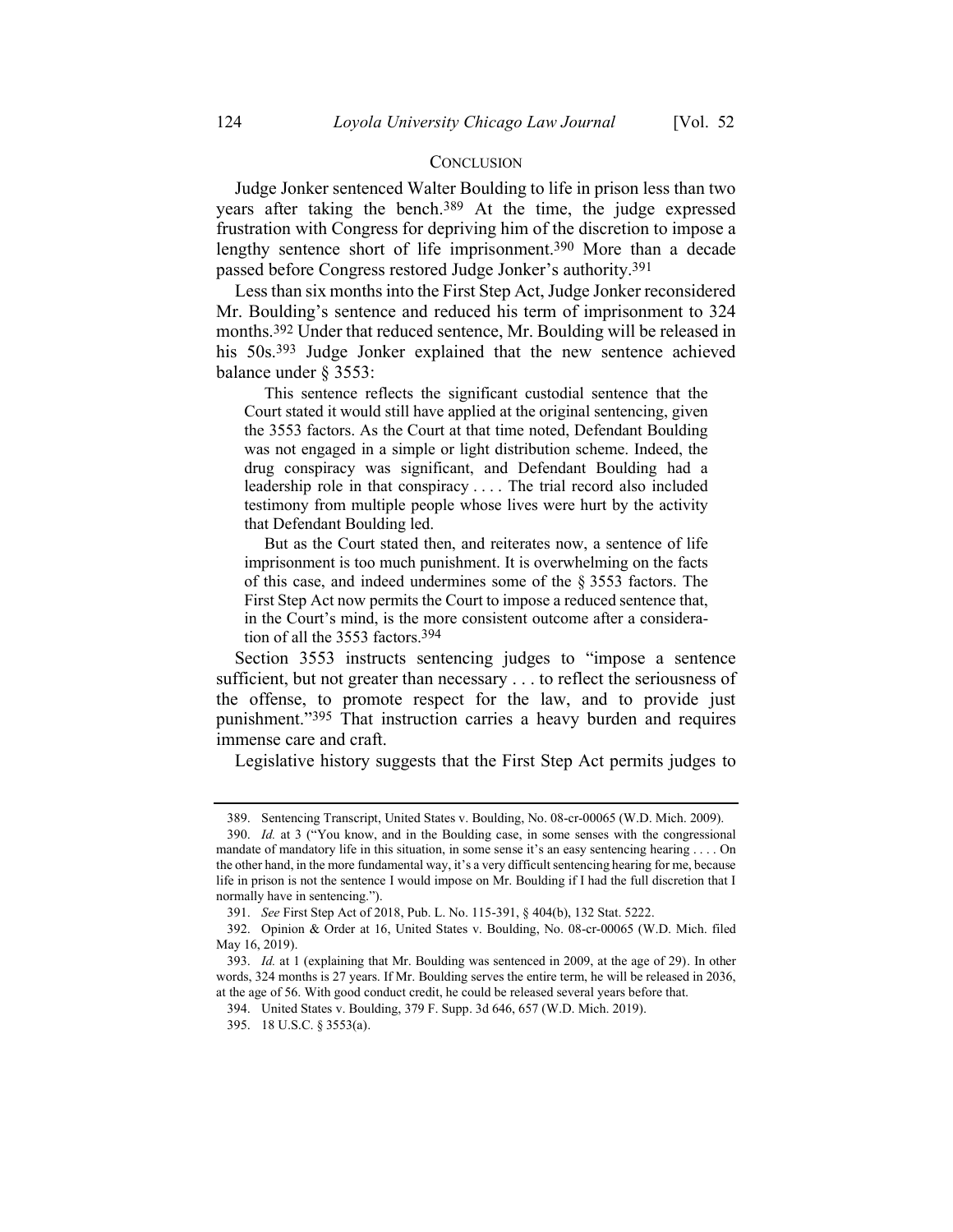## CONCLUSION

Judge Jonker sentenced Walter Boulding to life in prison less than two years after taking the bench.[389] At the time, the judge expressed frustration with Congress for depriving him of the discretion to impose a lengthy sentence short of life imprisonment.[390] More than a decade passed before Congress restored Judge Jonker's authority.[391]

Less than six months into the First Step Act, Judge Jonker reconsidered Mr. Boulding's sentence and reduced his term of imprisonment to 324 months.[392] Under that reduced sentence, Mr. Boulding will be released in his 50s.[393] Judge Jonker explained that the new sentence achieved balance under § 3553:

> This sentence reflects the significant custodial sentence that the Court stated it would still have applied at the original sentencing, given the 3553 factors. As the Court at that time noted, Defendant Boulding was not engaged in a simple or light distribution scheme. Indeed, the drug conspiracy was significant, and Defendant Boulding had a leadership role in that conspiracy . . . . The trial record also included testimony from multiple people whose lives were hurt by the activity that Defendant Boulding led.
>
> But as the Court stated then, and reiterates now, a sentence of life imprisonment is too much punishment. It is overwhelming on the facts of this case, and indeed undermines some of the § 3553 factors. The First Step Act now permits the Court to impose a reduced sentence that, in the Court's mind, is the more consistent outcome after a consideration of all the 3553 factors.[394]

Section 3553 instructs sentencing judges to "impose a sentence sufficient, but not greater than necessary . . . to reflect the seriousness of the offense, to promote respect for the law, and to provide just punishment."[395] That instruction carries a heavy burden and requires immense care and craft.

Legislative history suggests that the First Step Act permits judges to

---

389. Sentencing Transcript, United States v. Boulding, No. 08-cr-00065 (W.D. Mich. 2009).

390. *Id.* at 3 ("You know, and in the Boulding case, in some senses with the congressional mandate of mandatory life in this situation, in some sense it's an easy sentencing hearing . . . . On the other hand, in the more fundamental way, it's a very difficult sentencing hearing for me, because life in prison is not the sentence I would impose on Mr. Boulding if I had the full discretion that I normally have in sentencing.").

391. *See* First Step Act of 2018, Pub. L. No. 115-391, § 404(b), 132 Stat. 5222.

392. Opinion & Order at 16, United States v. Boulding, No. 08-cr-00065 (W.D. Mich. filed May 16, 2019).

393. *Id.* at 1 (explaining that Mr. Boulding was sentenced in 2009, at the age of 29). In other words, 324 months is 27 years. If Mr. Boulding serves the entire term, he will be released in 2036, at the age of 56. With good conduct credit, he could be released several years before that.

394. United States v. Boulding, 379 F. Supp. 3d 646, 657 (W.D. Mich. 2019).

395. 18 U.S.C. § 3553(a).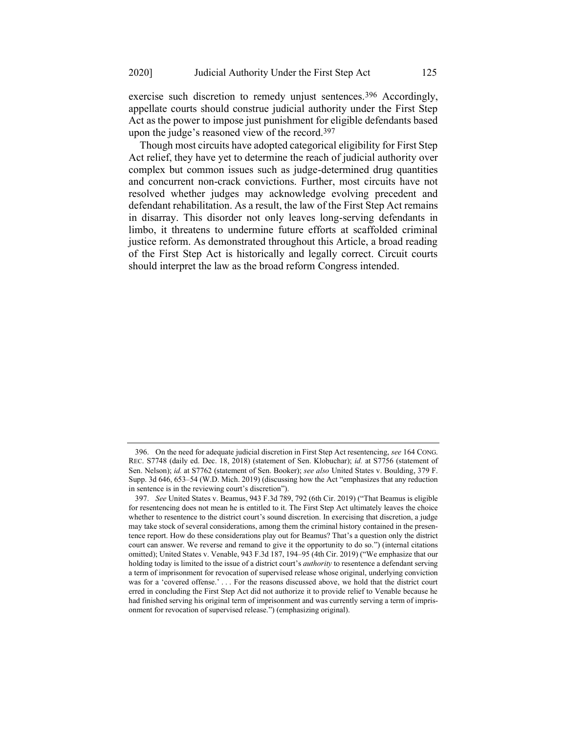exercise such discretion to remedy unjust sentences.[396] Accordingly, appellate courts should construe judicial authority under the First Step Act as the power to impose just punishment for eligible defendants based upon the judge's reasoned view of the record.[397]

Though most circuits have adopted categorical eligibility for First Step Act relief, they have yet to determine the reach of judicial authority over complex but common issues such as judge-determined drug quantities and concurrent non-crack convictions. Further, most circuits have not resolved whether judges may acknowledge evolving precedent and defendant rehabilitation. As a result, the law of the First Step Act remains in disarray. This disorder not only leaves long-serving defendants in limbo, it threatens to undermine future efforts at scaffolded criminal justice reform. As demonstrated throughout this Article, a broad reading of the First Step Act is historically and legally correct. Circuit courts should interpret the law as the broad reform Congress intended.

---

396. On the need for adequate judicial discretion in First Step Act resentencing, *see* 164 CONG. REC. S7748 (daily ed. Dec. 18, 2018) (statement of Sen. Klobuchar); *id.* at S7756 (statement of Sen. Nelson); *id.* at S7762 (statement of Sen. Booker); *see also* United States v. Boulding, 379 F. Supp. 3d 646, 653–54 (W.D. Mich. 2019) (discussing how the Act "emphasizes that any reduction in sentence is in the reviewing court's discretion").

397. *See* United States v. Beamus, 943 F.3d 789, 792 (6th Cir. 2019) ("That Beamus is eligible for resentencing does not mean he is entitled to it. The First Step Act ultimately leaves the choice whether to resentence to the district court's sound discretion. In exercising that discretion, a judge may take stock of several considerations, among them the criminal history contained in the presentence report. How do these considerations play out for Beamus? That's a question only the district court can answer. We reverse and remand to give it the opportunity to do so.") (internal citations omitted); United States v. Venable, 943 F.3d 187, 194–95 (4th Cir. 2019) ("We emphasize that our holding today is limited to the issue of a district court's *authority* to resentence a defendant serving a term of imprisonment for revocation of supervised release whose original, underlying conviction was for a 'covered offense.' . . . For the reasons discussed above, we hold that the district court erred in concluding the First Step Act did not authorize it to provide relief to Venable because he had finished serving his original term of imprisonment and was currently serving a term of imprisonment for revocation of supervised release.") (emphasizing original).